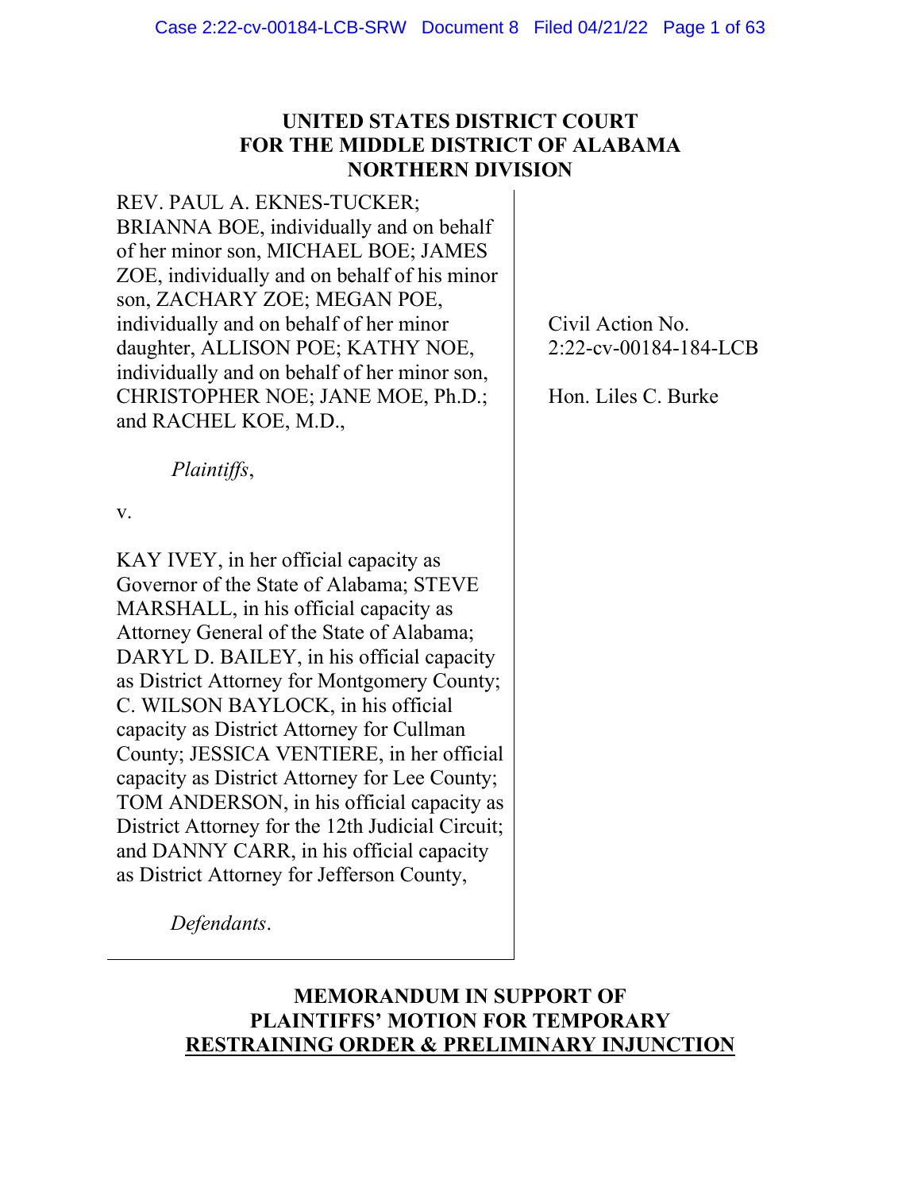# UNITED STATES DISTRICT COURT
# FOR THE MIDDLE DISTRICT OF ALABAMA
# NORTHERN DIVISION

REV. PAUL A. EKNES-TUCKER; BRIANNA BOE, individually and on behalf of her minor son, MICHAEL BOE; JAMES ZOE, individually and on behalf of his minor son, ZACHARY ZOE; MEGAN POE, individually and on behalf of her minor daughter, ALLISON POE; KATHY NOE, individually and on behalf of her minor son, CHRISTOPHER NOE; JANE MOE, Ph.D.; and RACHEL KOE, M.D.,

*Plaintiffs*,

v.

KAY IVEY, in her official capacity as Governor of the State of Alabama; STEVE MARSHALL, in his official capacity as Attorney General of the State of Alabama; DARYL D. BAILEY, in his official capacity as District Attorney for Montgomery County; C. WILSON BAYLOCK, in his official capacity as District Attorney for Cullman County; JESSICA VENTIERE, in her official capacity as District Attorney for Lee County; TOM ANDERSON, in his official capacity as District Attorney for the 12th Judicial Circuit; and DANNY CARR, in his official capacity as District Attorney for Jefferson County,

*Defendants*.

Civil Action No. 2:22-cv-00184-184-LCB

Hon. Liles C. Burke

## MEMORANDUM IN SUPPORT OF PLAINTIFFS' MOTION FOR TEMPORARY RESTRAINING ORDER & PRELIMINARY INJUNCTION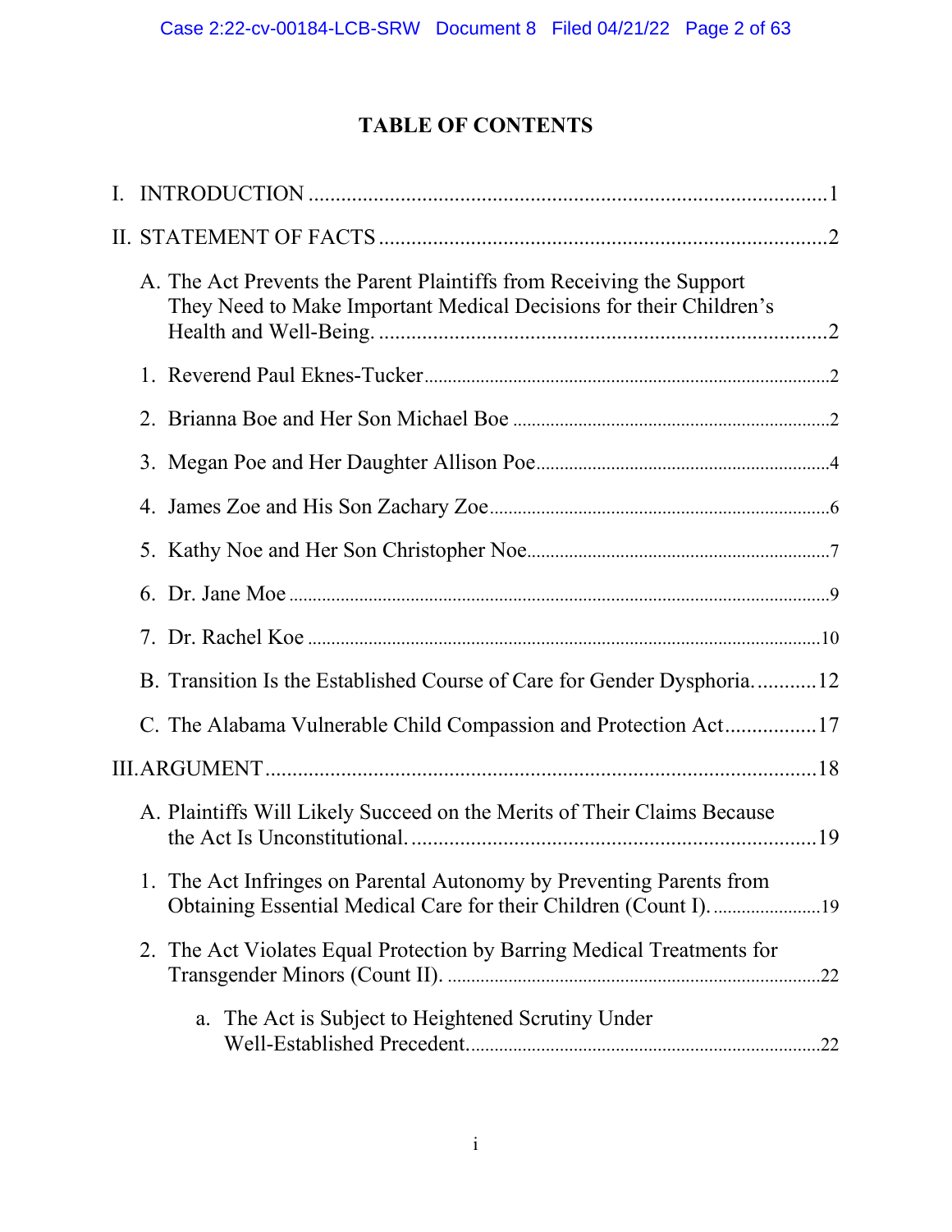# TABLE OF CONTENTS

I. INTRODUCTION ........................................................................................ 1

II. STATEMENT OF FACTS ........................................................................... 2

A. The Act Prevents the Parent Plaintiffs from Receiving the Support They Need to Make Important Medical Decisions for their Children's Health and Well-Being. ........................................................................... 2

1. Reverend Paul Eknes-Tucker ........................................................................... 2

2. Brianna Boe and Her Son Michael Boe ........................................................... 2

3. Megan Poe and Her Daughter Allison Poe ....................................................... 4

4. James Zoe and His Son Zachary Zoe ............................................................... 6

5. Kathy Noe and Her Son Christopher Noe ........................................................ 7

6. Dr. Jane Moe ...................................................................................................... 9

7. Dr. Rachel Koe ................................................................................................. 10

B. Transition Is the Established Course of Care for Gender Dysphoria. ........... 12

C. The Alabama Vulnerable Child Compassion and Protection Act ................. 17

III. ARGUMENT ................................................................................................ 18

A. Plaintiffs Will Likely Succeed on the Merits of Their Claims Because the Act Is Unconstitutional. ......................................................................... 19

1. The Act Infringes on Parental Autonomy by Preventing Parents from Obtaining Essential Medical Care for their Children (Count I). ...................... 19

2. The Act Violates Equal Protection by Barring Medical Treatments for Transgender Minors (Count II). ............................................................................. 22

a. The Act is Subject to Heightened Scrutiny Under Well-Established Precedent. ............................................................................ 22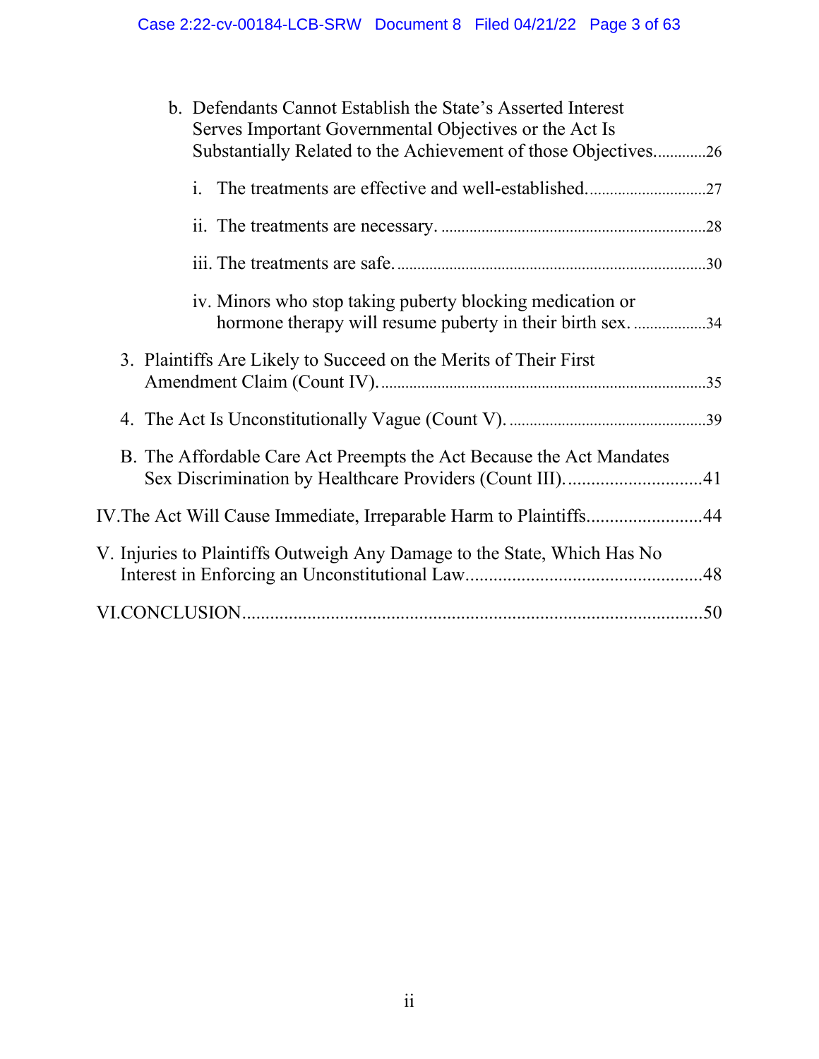b. Defendants Cannot Establish the State's Asserted Interest Serves Important Governmental Objectives or the Act Is Substantially Related to the Achievement of those Objectives.............26

i. The treatments are effective and well-established..............................27

ii. The treatments are necessary. ..................................................................28

iii. The treatments are safe. ...........................................................................30

iv. Minors who stop taking puberty blocking medication or hormone therapy will resume puberty in their birth sex. ..................34

3. Plaintiffs Are Likely to Succeed on the Merits of Their First Amendment Claim (Count IV). ................................................................................35

4. The Act Is Unconstitutionally Vague (Count V). ................................................39

B. The Affordable Care Act Preempts the Act Because the Act Mandates Sex Discrimination by Healthcare Providers (Count III). .............................41

IV. The Act Will Cause Immediate, Irreparable Harm to Plaintiffs.........................44

V. Injuries to Plaintiffs Outweigh Any Damage to the State, Which Has No Interest in Enforcing an Unconstitutional Law...................................................48

VI. CONCLUSION...................................................................................................50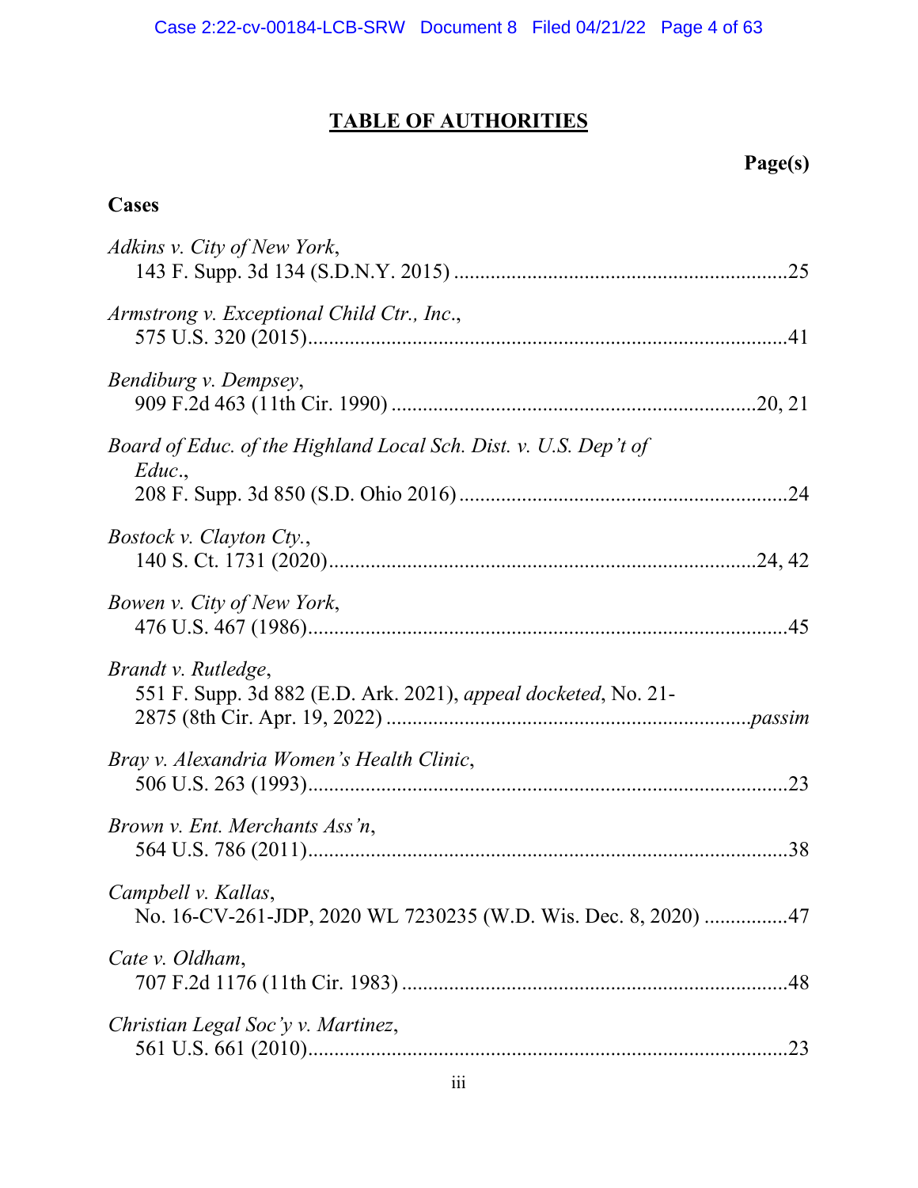# **TABLE OF AUTHORITIES**

**Page(s)**

**Cases**

*Adkins v. City of New York*,
143 F. Supp. 3d 134 (S.D.N.Y. 2015) ....................................................................25

*Armstrong v. Exceptional Child Ctr., Inc.*,
575 U.S. 320 (2015)...........................................................................................41

*Bendiburg v. Dempsey*,
909 F.2d 463 (11th Cir. 1990) ......................................................................20, 21

*Board of Educ. of the Highland Local Sch. Dist. v. U.S. Dep't of Educ.*,
208 F. Supp. 3d 850 (S.D. Ohio 2016) ...............................................................24

*Bostock v. Clayton Cty.*,
140 S. Ct. 1731 (2020)..................................................................................24, 42

*Bowen v. City of New York*,
476 U.S. 467 (1986)...........................................................................................45

*Brandt v. Rutledge*,
551 F. Supp. 3d 882 (E.D. Ark. 2021), *appeal docketed*, No. 21-2875 (8th Cir. Apr. 19, 2022) ....................................................................*passim*

*Bray v. Alexandria Women's Health Clinic*,
506 U.S. 263 (1993)...........................................................................................23

*Brown v. Ent. Merchants Ass'n*,
564 U.S. 786 (2011)...........................................................................................38

*Campbell v. Kallas*,
No. 16-CV-261-JDP, 2020 WL 7230235 (W.D. Wis. Dec. 8, 2020) ................47

*Cate v. Oldham*,
707 F.2d 1176 (11th Cir. 1983) ..........................................................................48

*Christian Legal Soc'y v. Martinez*,
561 U.S. 661 (2010)...........................................................................................23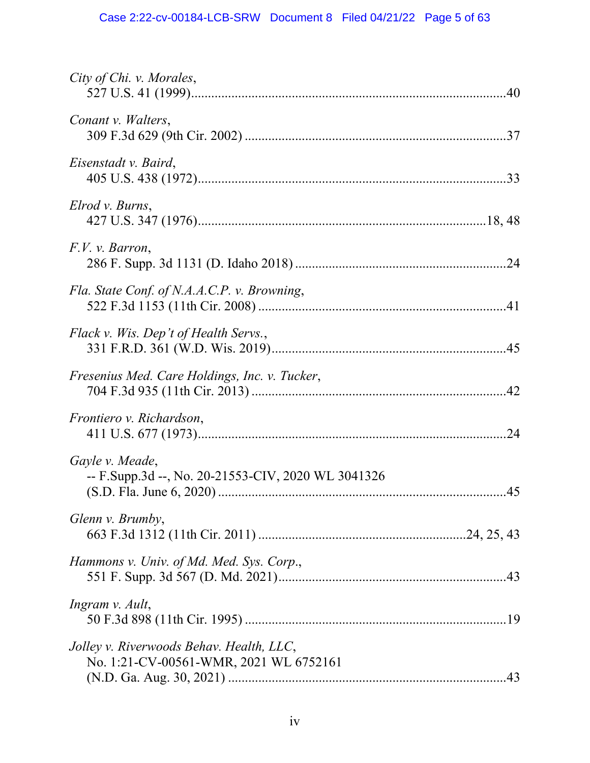*City of Chi. v. Morales*,
527 U.S. 41 (1999)..........................................................................................40

*Conant v. Walters*,
309 F.3d 629 (9th Cir. 2002) ..........................................................................37

*Eisenstadt v. Baird*,
405 U.S. 438 (1972)........................................................................................33

*Elrod v. Burns*,
427 U.S. 347 (1976)..................................................................................18, 48

*F.V. v. Barron*,
286 F. Supp. 3d 1131 (D. Idaho 2018) ...........................................................24

*Fla. State Conf. of N.A.A.C.P. v. Browning*,
522 F.3d 1153 (11th Cir. 2008) ......................................................................41

*Flack v. Wis. Dep't of Health Servs.*,
331 F.R.D. 361 (W.D. Wis. 2019)..................................................................45

*Fresenius Med. Care Holdings, Inc. v. Tucker*,
704 F.3d 935 (11th Cir. 2013) ........................................................................42

*Frontiero v. Richardson*,
411 U.S. 677 (1973)........................................................................................24

*Gayle v. Meade*,
-- F.Supp.3d --, No. 20-21553-CIV, 2020 WL 3041326
(S.D. Fla. June 6, 2020) ..................................................................................45

*Glenn v. Brumby*,
663 F.3d 1312 (11th Cir. 2011) ..........................................................24, 25, 43

*Hammons v. Univ. of Md. Med. Sys. Corp.*,
551 F. Supp. 3d 567 (D. Md. 2021)................................................................43

*Ingram v. Ault*,
50 F.3d 898 (11th Cir. 1995) ..........................................................................19

*Jolley v. Riverwoods Behav. Health, LLC*,
No. 1:21-CV-00561-WMR, 2021 WL 6752161
(N.D. Ga. Aug. 30, 2021) ...............................................................................43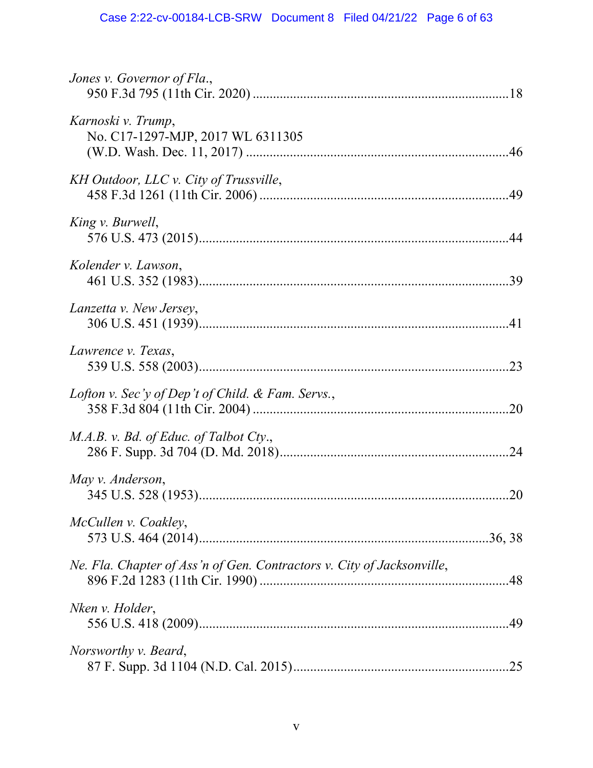*Jones v. Governor of Fla.*,
950 F.3d 795 (11th Cir. 2020) ..........................................................................18

*Karnoski v. Trump*,
No. C17-1297-MJP, 2017 WL 6311305
(W.D. Wash. Dec. 11, 2017) ............................................................................46

*KH Outdoor, LLC v. City of Trussville*,
458 F.3d 1261 (11th Cir. 2006) ........................................................................49

*King v. Burwell*,
576 U.S. 473 (2015)..........................................................................................44

*Kolender v. Lawson*,
461 U.S. 352 (1983)..........................................................................................39

*Lanzetta v. New Jersey*,
306 U.S. 451 (1939)..........................................................................................41

*Lawrence v. Texas*,
539 U.S. 558 (2003)..........................................................................................23

*Lofton v. Sec'y of Dep't of Child. & Fam. Servs.*,
358 F.3d 804 (11th Cir. 2004) ..........................................................................20

*M.A.B. v. Bd. of Educ. of Talbot Cty.*,
286 F. Supp. 3d 704 (D. Md. 2018)..................................................................24

*May v. Anderson*,
345 U.S. 528 (1953)..........................................................................................20

*McCullen v. Coakley*,
573 U.S. 464 (2014)....................................................................................36, 38

*Ne. Fla. Chapter of Ass'n of Gen. Contractors v. City of Jacksonville*,
896 F.2d 1283 (11th Cir. 1990) ........................................................................48

*Nken v. Holder*,
556 U.S. 418 (2009)..........................................................................................49

*Norsworthy v. Beard*,
87 F. Supp. 3d 1104 (N.D. Cal. 2015)..............................................................25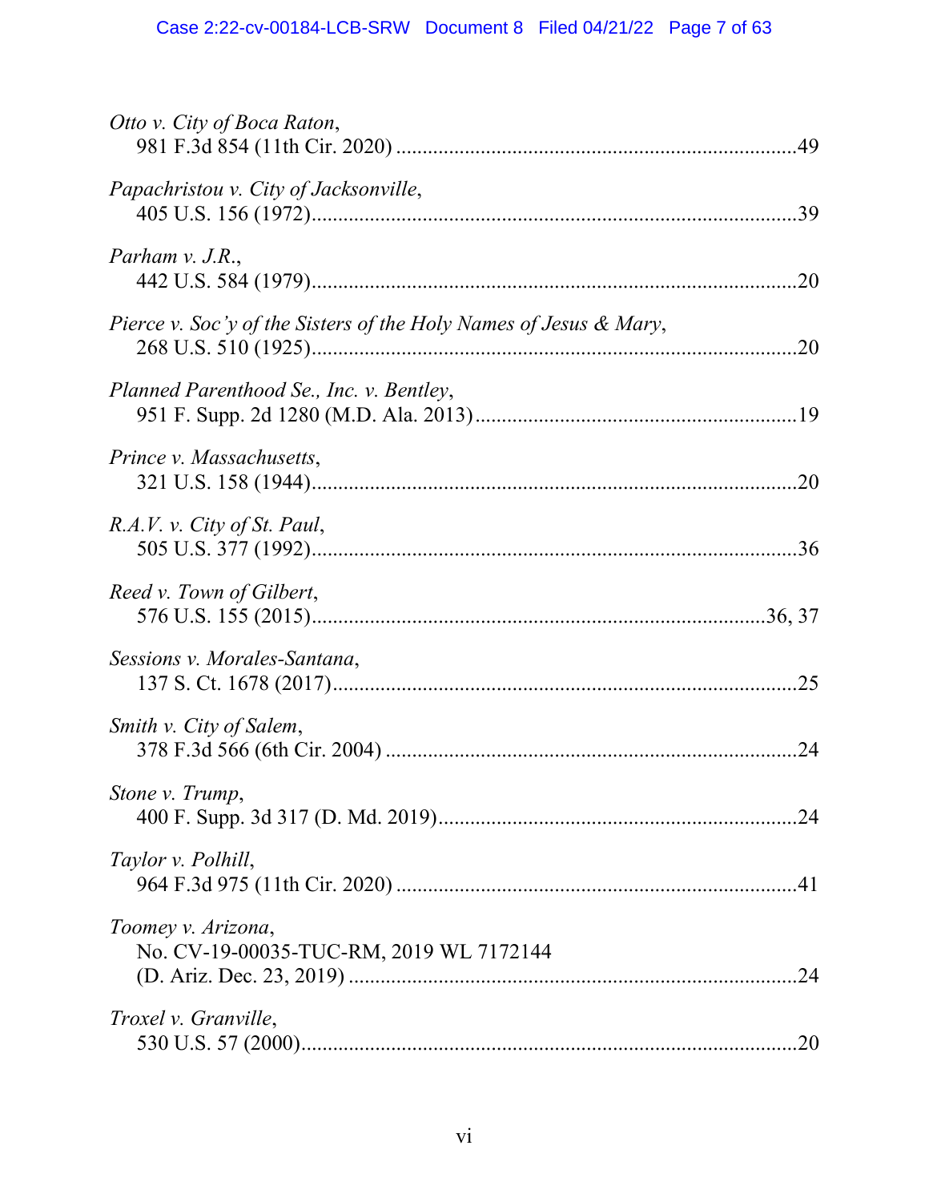*Otto v. City of Boca Raton*,
981 F.3d 854 (11th Cir. 2020) ..........................................................................49

*Papachristou v. City of Jacksonville*,
405 U.S. 156 (1972)..........................................................................................39

*Parham v. J.R.*,
442 U.S. 584 (1979)..........................................................................................20

*Pierce v. Soc'y of the Sisters of the Holy Names of Jesus & Mary*,
268 U.S. 510 (1925)..........................................................................................20

*Planned Parenthood Se., Inc. v. Bentley*,
951 F. Supp. 2d 1280 (M.D. Ala. 2013)............................................................19

*Prince v. Massachusetts*,
321 U.S. 158 (1944)..........................................................................................20

*R.A.V. v. City of St. Paul*,
505 U.S. 377 (1992)..........................................................................................36

*Reed v. Town of Gilbert*,
576 U.S. 155 (2015)....................................................................................36, 37

*Sessions v. Morales-Santana*,
137 S. Ct. 1678 (2017)......................................................................................25

*Smith v. City of Salem*,
378 F.3d 566 (6th Cir. 2004) ............................................................................24

*Stone v. Trump*,
400 F. Supp. 3d 317 (D. Md. 2019)..................................................................24

*Taylor v. Polhill*,
964 F.3d 975 (11th Cir. 2020) ..........................................................................41

*Toomey v. Arizona*,
No. CV-19-00035-TUC-RM, 2019 WL 7172144
(D. Ariz. Dec. 23, 2019) ...................................................................................24

*Troxel v. Granville*,
530 U.S. 57 (2000)............................................................................................20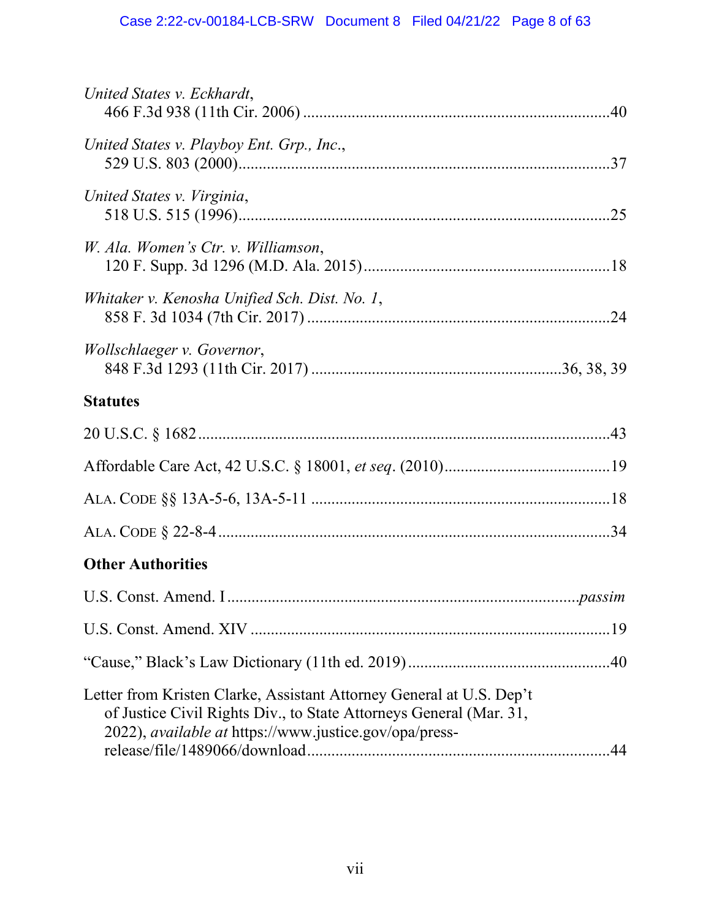*United States v. Eckhardt*,
466 F.3d 938 (11th Cir. 2006) ....................................................................40

*United States v. Playboy Ent. Grp., Inc.*,
529 U.S. 803 (2000)....................................................................................37

*United States v. Virginia*,
518 U.S. 515 (1996)....................................................................................25

*W. Ala. Women's Ctr. v. Williamson*,
120 F. Supp. 3d 1296 (M.D. Ala. 2015)......................................................18

*Whitaker v. Kenosha Unified Sch. Dist. No. 1*,
858 F. 3d 1034 (7th Cir. 2017) ....................................................................24

*Wollschlaeger v. Governor*,
848 F.3d 1293 (11th Cir. 2017) ......................................................36, 38, 39

**Statutes**

20 U.S.C. § 1682..............................................................................................43

Affordable Care Act, 42 U.S.C. § 18001, *et seq*. (2010)..................................19

ALA. CODE §§ 13A-5-6, 13A-5-11 ..................................................................18

ALA. CODE § 22-8-4..........................................................................................34

**Other Authorities**

U.S. Const. Amend. I ..................................................................................*passim*

U.S. Const. Amend. XIV ....................................................................................19

"Cause," Black's Law Dictionary (11th ed. 2019)..............................................40

Letter from Kristen Clarke, Assistant Attorney General at U.S. Dep't of Justice Civil Rights Div., to State Attorneys General (Mar. 31, 2022), *available at* https://www.justice.gov/opa/press-release/file/1489066/download...................................................................44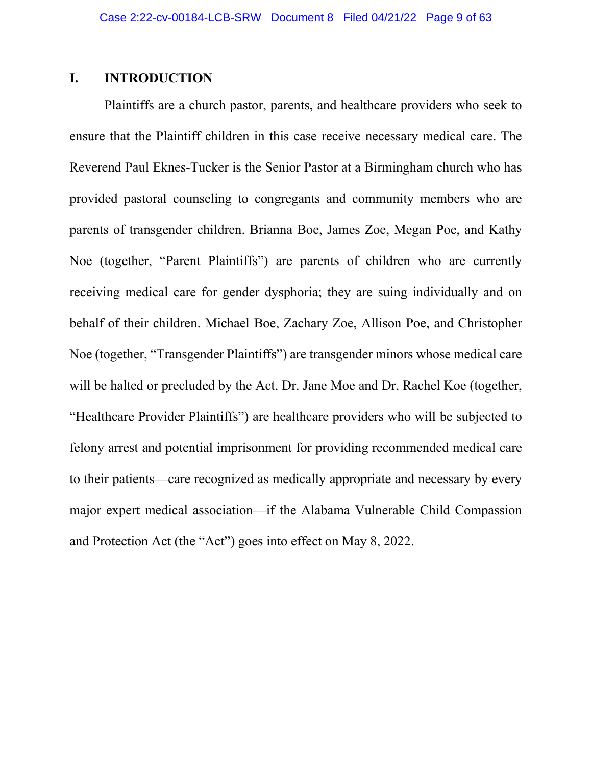## I. INTRODUCTION

Plaintiffs are a church pastor, parents, and healthcare providers who seek to ensure that the Plaintiff children in this case receive necessary medical care. The Reverend Paul Eknes-Tucker is the Senior Pastor at a Birmingham church who has provided pastoral counseling to congregants and community members who are parents of transgender children. Brianna Boe, James Zoe, Megan Poe, and Kathy Noe (together, "Parent Plaintiffs") are parents of children who are currently receiving medical care for gender dysphoria; they are suing individually and on behalf of their children. Michael Boe, Zachary Zoe, Allison Poe, and Christopher Noe (together, "Transgender Plaintiffs") are transgender minors whose medical care will be halted or precluded by the Act. Dr. Jane Moe and Dr. Rachel Koe (together, "Healthcare Provider Plaintiffs") are healthcare providers who will be subjected to felony arrest and potential imprisonment for providing recommended medical care to their patients—care recognized as medically appropriate and necessary by every major expert medical association—if the Alabama Vulnerable Child Compassion and Protection Act (the "Act") goes into effect on May 8, 2022.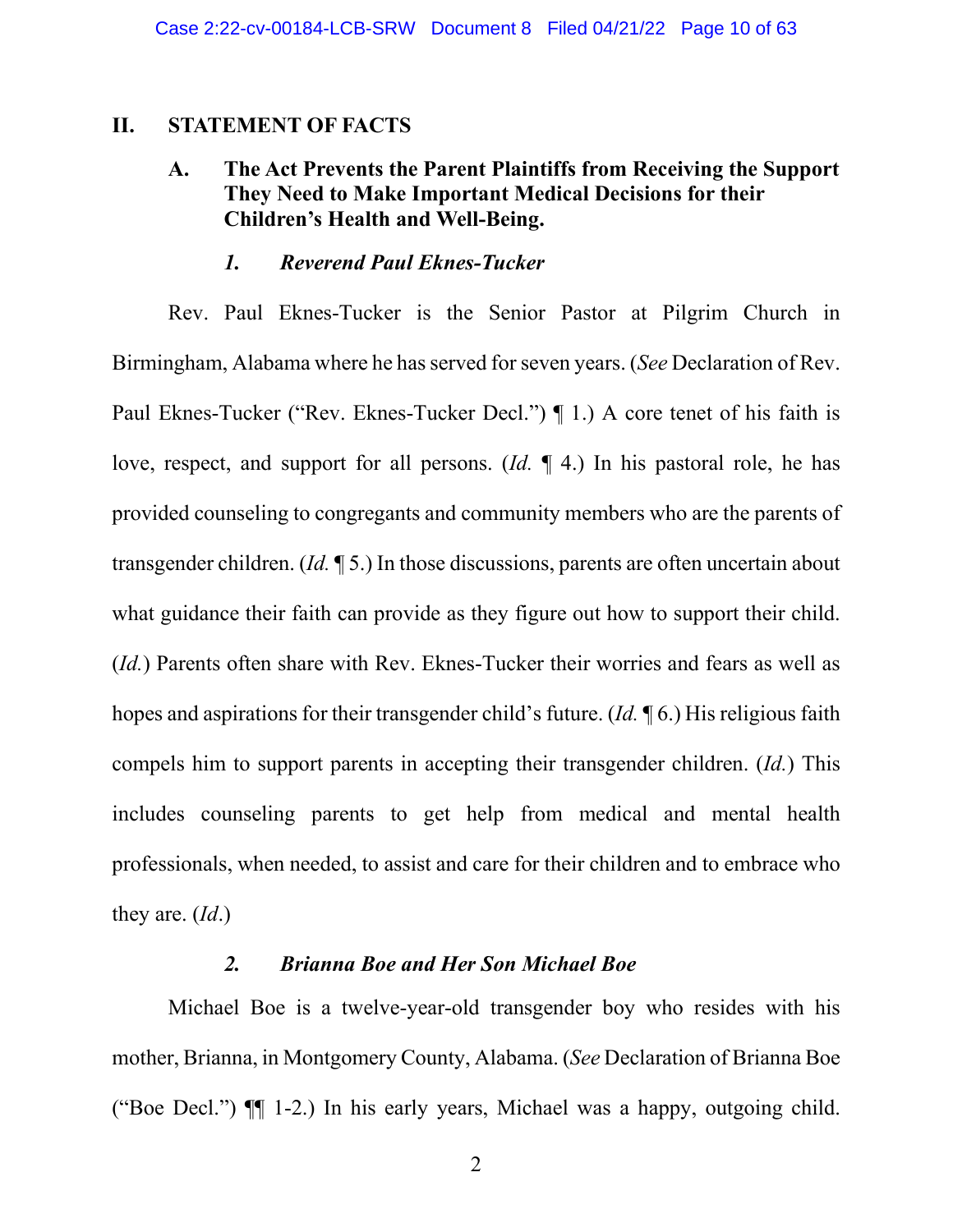## II. STATEMENT OF FACTS

### A. The Act Prevents the Parent Plaintiffs from Receiving the Support They Need to Make Important Medical Decisions for their Children's Health and Well-Being.

#### *1. Reverend Paul Eknes-Tucker*

Rev. Paul Eknes-Tucker is the Senior Pastor at Pilgrim Church in Birmingham, Alabama where he has served for seven years. (*See* Declaration of Rev. Paul Eknes-Tucker ("Rev. Eknes-Tucker Decl.") ¶ 1.) A core tenet of his faith is love, respect, and support for all persons. (*Id.* ¶ 4.) In his pastoral role, he has provided counseling to congregants and community members who are the parents of transgender children. (*Id.* ¶ 5.) In those discussions, parents are often uncertain about what guidance their faith can provide as they figure out how to support their child. (*Id.*) Parents often share with Rev. Eknes-Tucker their worries and fears as well as hopes and aspirations for their transgender child's future. (*Id.* ¶ 6.) His religious faith compels him to support parents in accepting their transgender children. (*Id.*) This includes counseling parents to get help from medical and mental health professionals, when needed, to assist and care for their children and to embrace who they are. (*Id*.)

#### *2. Brianna Boe and Her Son Michael Boe*

Michael Boe is a twelve-year-old transgender boy who resides with his mother, Brianna, in Montgomery County, Alabama. (*See* Declaration of Brianna Boe ("Boe Decl.") ¶¶ 1-2.) In his early years, Michael was a happy, outgoing child.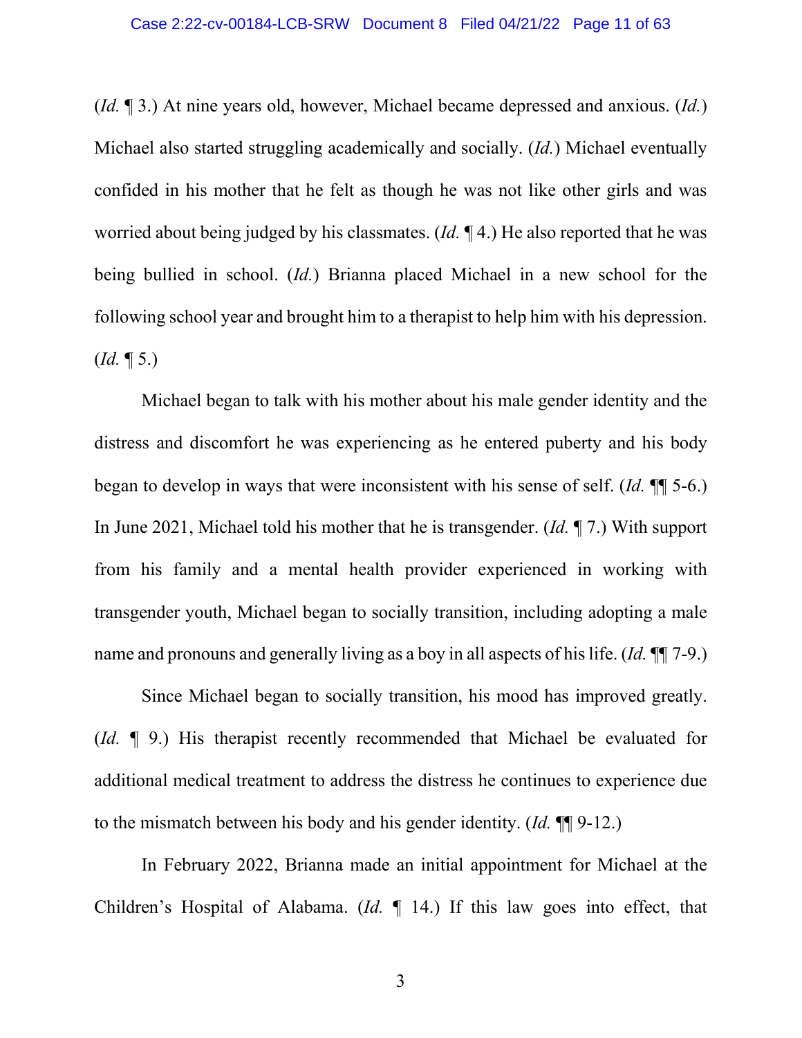(*Id.* ¶ 3.) At nine years old, however, Michael became depressed and anxious. (*Id.*) Michael also started struggling academically and socially. (*Id.*) Michael eventually confided in his mother that he felt as though he was not like other girls and was worried about being judged by his classmates. (*Id.* ¶ 4.) He also reported that he was being bullied in school. (*Id.*) Brianna placed Michael in a new school for the following school year and brought him to a therapist to help him with his depression. (*Id.* ¶ 5.)

Michael began to talk with his mother about his male gender identity and the distress and discomfort he was experiencing as he entered puberty and his body began to develop in ways that were inconsistent with his sense of self. (*Id.* ¶¶ 5-6.) In June 2021, Michael told his mother that he is transgender. (*Id.* ¶ 7.) With support from his family and a mental health provider experienced in working with transgender youth, Michael began to socially transition, including adopting a male name and pronouns and generally living as a boy in all aspects of his life. (*Id.* ¶¶ 7-9.)

Since Michael began to socially transition, his mood has improved greatly. (*Id.* ¶ 9.) His therapist recently recommended that Michael be evaluated for additional medical treatment to address the distress he continues to experience due to the mismatch between his body and his gender identity. (*Id.* ¶¶ 9-12.)

In February 2022, Brianna made an initial appointment for Michael at the Children's Hospital of Alabama. (*Id.* ¶ 14.) If this law goes into effect, that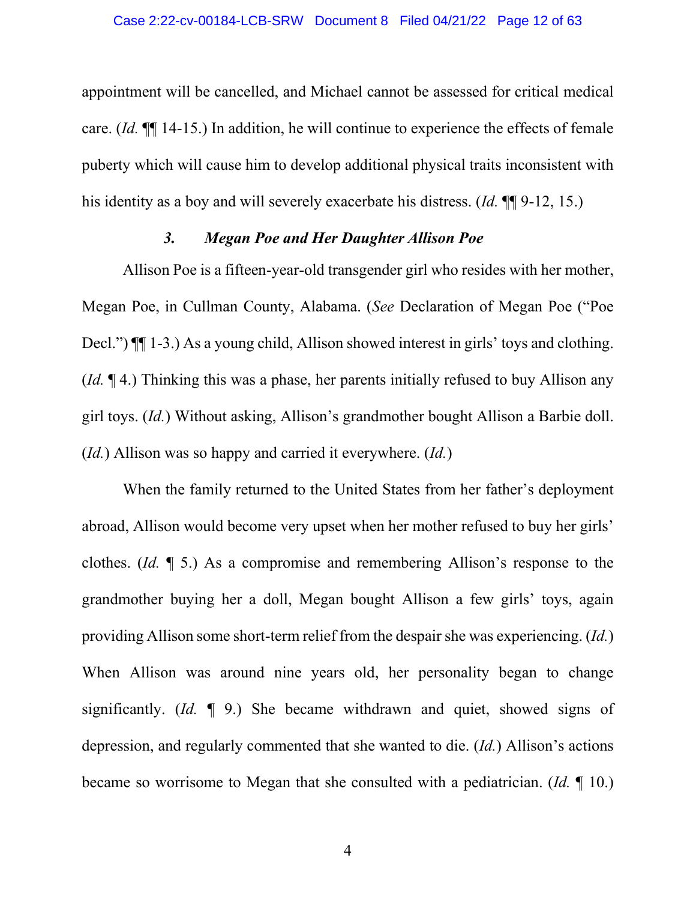appointment will be cancelled, and Michael cannot be assessed for critical medical care. (*Id.* ¶¶ 14-15.) In addition, he will continue to experience the effects of female puberty which will cause him to develop additional physical traits inconsistent with his identity as a boy and will severely exacerbate his distress. (*Id.* ¶¶ 9-12, 15.)

### *3. Megan Poe and Her Daughter Allison Poe*

Allison Poe is a fifteen-year-old transgender girl who resides with her mother, Megan Poe, in Cullman County, Alabama. (*See* Declaration of Megan Poe ("Poe Decl.") ¶¶ 1-3.) As a young child, Allison showed interest in girls' toys and clothing. (*Id.* ¶ 4.) Thinking this was a phase, her parents initially refused to buy Allison any girl toys. (*Id.*) Without asking, Allison's grandmother bought Allison a Barbie doll. (*Id.*) Allison was so happy and carried it everywhere. (*Id.*)

When the family returned to the United States from her father's deployment abroad, Allison would become very upset when her mother refused to buy her girls' clothes. (*Id.* ¶ 5.) As a compromise and remembering Allison's response to the grandmother buying her a doll, Megan bought Allison a few girls' toys, again providing Allison some short-term relief from the despair she was experiencing. (*Id.*) When Allison was around nine years old, her personality began to change significantly. (*Id.* ¶ 9.) She became withdrawn and quiet, showed signs of depression, and regularly commented that she wanted to die. (*Id.*) Allison's actions became so worrisome to Megan that she consulted with a pediatrician. (*Id.* ¶ 10.)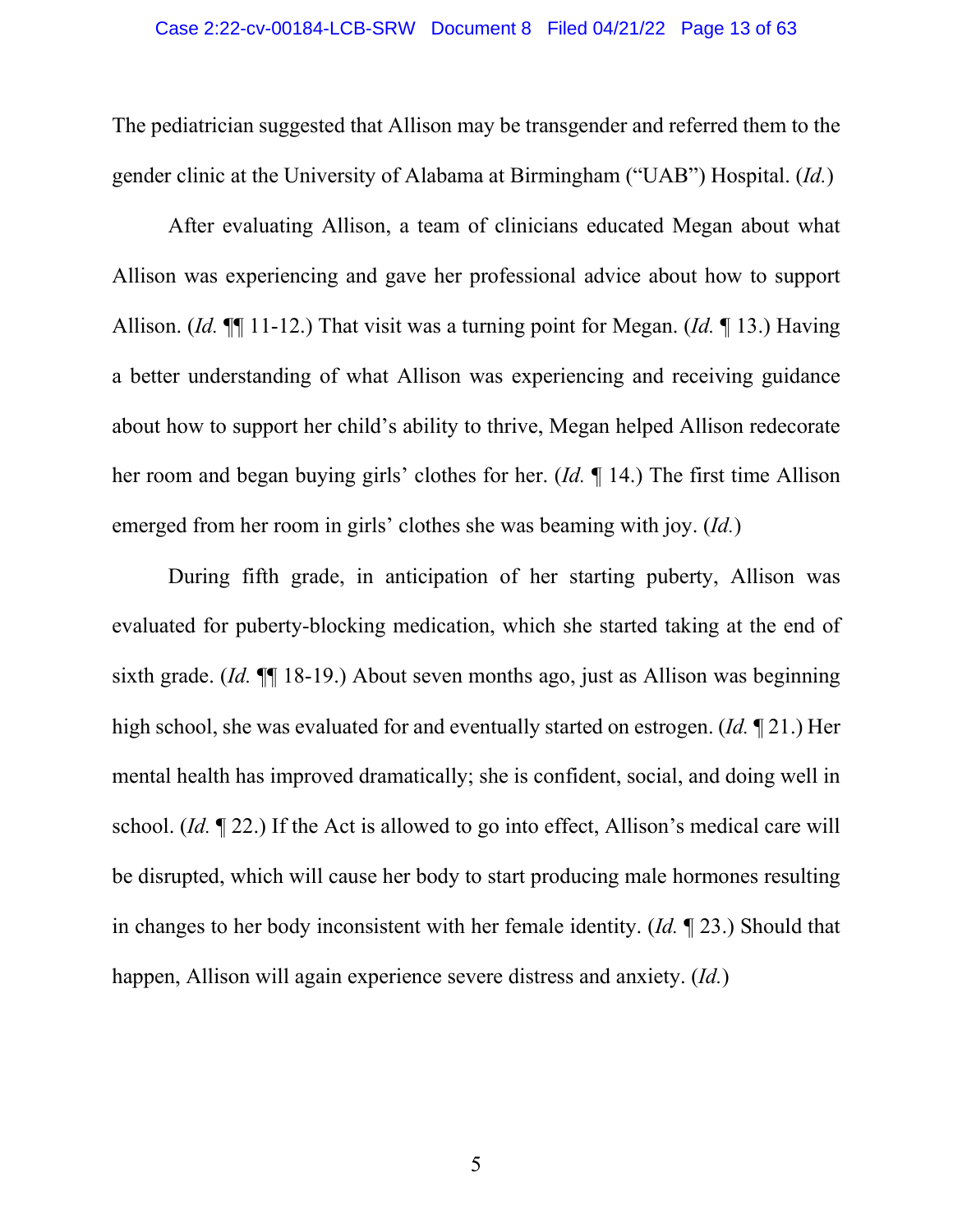The pediatrician suggested that Allison may be transgender and referred them to the gender clinic at the University of Alabama at Birmingham ("UAB") Hospital. (*Id.*)

After evaluating Allison, a team of clinicians educated Megan about what Allison was experiencing and gave her professional advice about how to support Allison. (*Id.* ¶¶ 11-12.) That visit was a turning point for Megan. (*Id.* ¶ 13.) Having a better understanding of what Allison was experiencing and receiving guidance about how to support her child's ability to thrive, Megan helped Allison redecorate her room and began buying girls' clothes for her. (*Id.* ¶ 14.) The first time Allison emerged from her room in girls' clothes she was beaming with joy. (*Id.*)

During fifth grade, in anticipation of her starting puberty, Allison was evaluated for puberty-blocking medication, which she started taking at the end of sixth grade. (*Id.* ¶¶ 18-19.) About seven months ago, just as Allison was beginning high school, she was evaluated for and eventually started on estrogen. (*Id.* ¶ 21.) Her mental health has improved dramatically; she is confident, social, and doing well in school. (*Id.* ¶ 22.) If the Act is allowed to go into effect, Allison's medical care will be disrupted, which will cause her body to start producing male hormones resulting in changes to her body inconsistent with her female identity. (*Id.* ¶ 23.) Should that happen, Allison will again experience severe distress and anxiety. (*Id.*)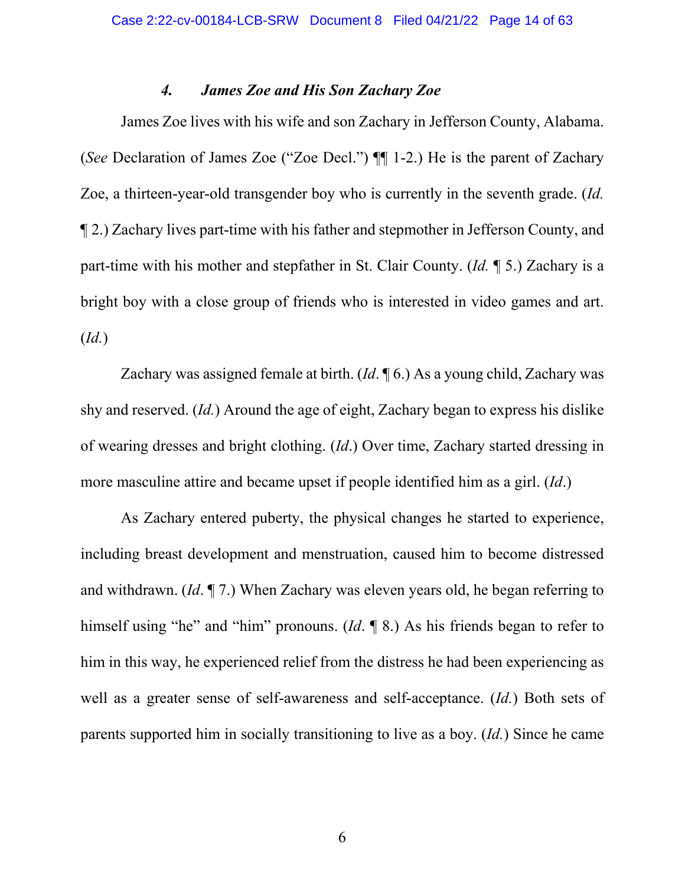#### 4. *James Zoe and His Son Zachary Zoe*

James Zoe lives with his wife and son Zachary in Jefferson County, Alabama. (*See* Declaration of James Zoe ("Zoe Decl.") ¶¶ 1-2.) He is the parent of Zachary Zoe, a thirteen-year-old transgender boy who is currently in the seventh grade. (*Id.* ¶ 2.) Zachary lives part-time with his father and stepmother in Jefferson County, and part-time with his mother and stepfather in St. Clair County. (*Id.* ¶ 5.) Zachary is a bright boy with a close group of friends who is interested in video games and art. (*Id.*)

Zachary was assigned female at birth. (*Id*. ¶ 6.) As a young child, Zachary was shy and reserved. (*Id.*) Around the age of eight, Zachary began to express his dislike of wearing dresses and bright clothing. (*Id*.) Over time, Zachary started dressing in more masculine attire and became upset if people identified him as a girl. (*Id*.)

As Zachary entered puberty, the physical changes he started to experience, including breast development and menstruation, caused him to become distressed and withdrawn. (*Id*. ¶ 7.) When Zachary was eleven years old, he began referring to himself using "he" and "him" pronouns. (*Id*. ¶ 8.) As his friends began to refer to him in this way, he experienced relief from the distress he had been experiencing as well as a greater sense of self-awareness and self-acceptance. (*Id.*) Both sets of parents supported him in socially transitioning to live as a boy. (*Id.*) Since he came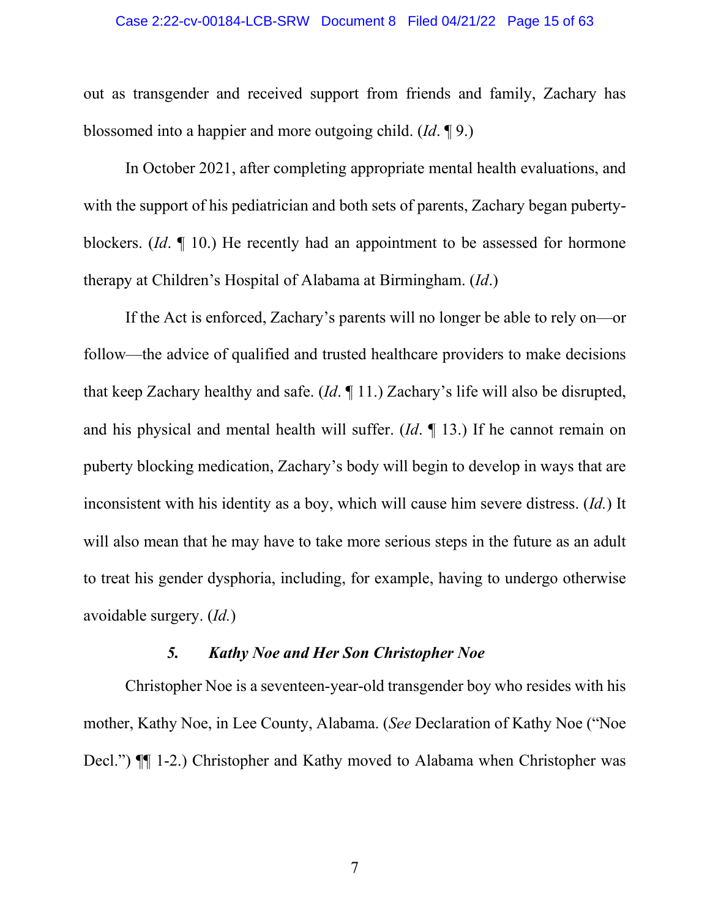out as transgender and received support from friends and family, Zachary has blossomed into a happier and more outgoing child. (*Id*. ¶ 9.)

In October 2021, after completing appropriate mental health evaluations, and with the support of his pediatrician and both sets of parents, Zachary began puberty-blockers. (*Id*. ¶ 10.) He recently had an appointment to be assessed for hormone therapy at Children's Hospital of Alabama at Birmingham. (*Id*.)

If the Act is enforced, Zachary's parents will no longer be able to rely on—or follow—the advice of qualified and trusted healthcare providers to make decisions that keep Zachary healthy and safe. (*Id*. ¶ 11.) Zachary's life will also be disrupted, and his physical and mental health will suffer. (*Id*. ¶ 13.) If he cannot remain on puberty blocking medication, Zachary's body will begin to develop in ways that are inconsistent with his identity as a boy, which will cause him severe distress. (*Id.*) It will also mean that he may have to take more serious steps in the future as an adult to treat his gender dysphoria, including, for example, having to undergo otherwise avoidable surgery. (*Id.*)

#### *5. Kathy Noe and Her Son Christopher Noe*

Christopher Noe is a seventeen-year-old transgender boy who resides with his mother, Kathy Noe, in Lee County, Alabama. (*See* Declaration of Kathy Noe ("Noe Decl.") ¶¶ 1-2.) Christopher and Kathy moved to Alabama when Christopher was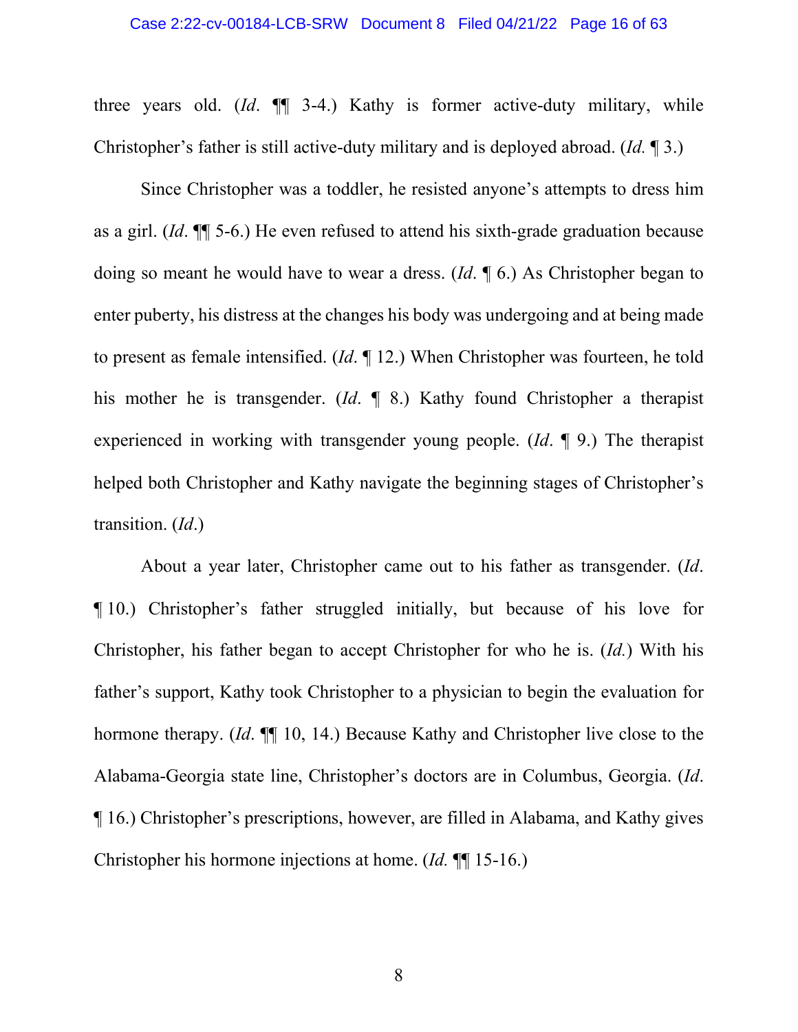three years old. (*Id*. ¶¶ 3-4.) Kathy is former active-duty military, while Christopher's father is still active-duty military and is deployed abroad. (*Id.* ¶ 3.)

Since Christopher was a toddler, he resisted anyone's attempts to dress him as a girl. (*Id*. ¶¶ 5-6.) He even refused to attend his sixth-grade graduation because doing so meant he would have to wear a dress. (*Id*. ¶ 6.) As Christopher began to enter puberty, his distress at the changes his body was undergoing and at being made to present as female intensified. (*Id*. ¶ 12.) When Christopher was fourteen, he told his mother he is transgender. (*Id*. ¶ 8.) Kathy found Christopher a therapist experienced in working with transgender young people. (*Id*. ¶ 9.) The therapist helped both Christopher and Kathy navigate the beginning stages of Christopher's transition. (*Id*.)

About a year later, Christopher came out to his father as transgender. (*Id*. ¶ 10.) Christopher's father struggled initially, but because of his love for Christopher, his father began to accept Christopher for who he is. (*Id.*) With his father's support, Kathy took Christopher to a physician to begin the evaluation for hormone therapy. (*Id*. ¶¶ 10, 14.) Because Kathy and Christopher live close to the Alabama-Georgia state line, Christopher's doctors are in Columbus, Georgia. (*Id*. ¶ 16.) Christopher's prescriptions, however, are filled in Alabama, and Kathy gives Christopher his hormone injections at home. (*Id.* ¶¶ 15-16.)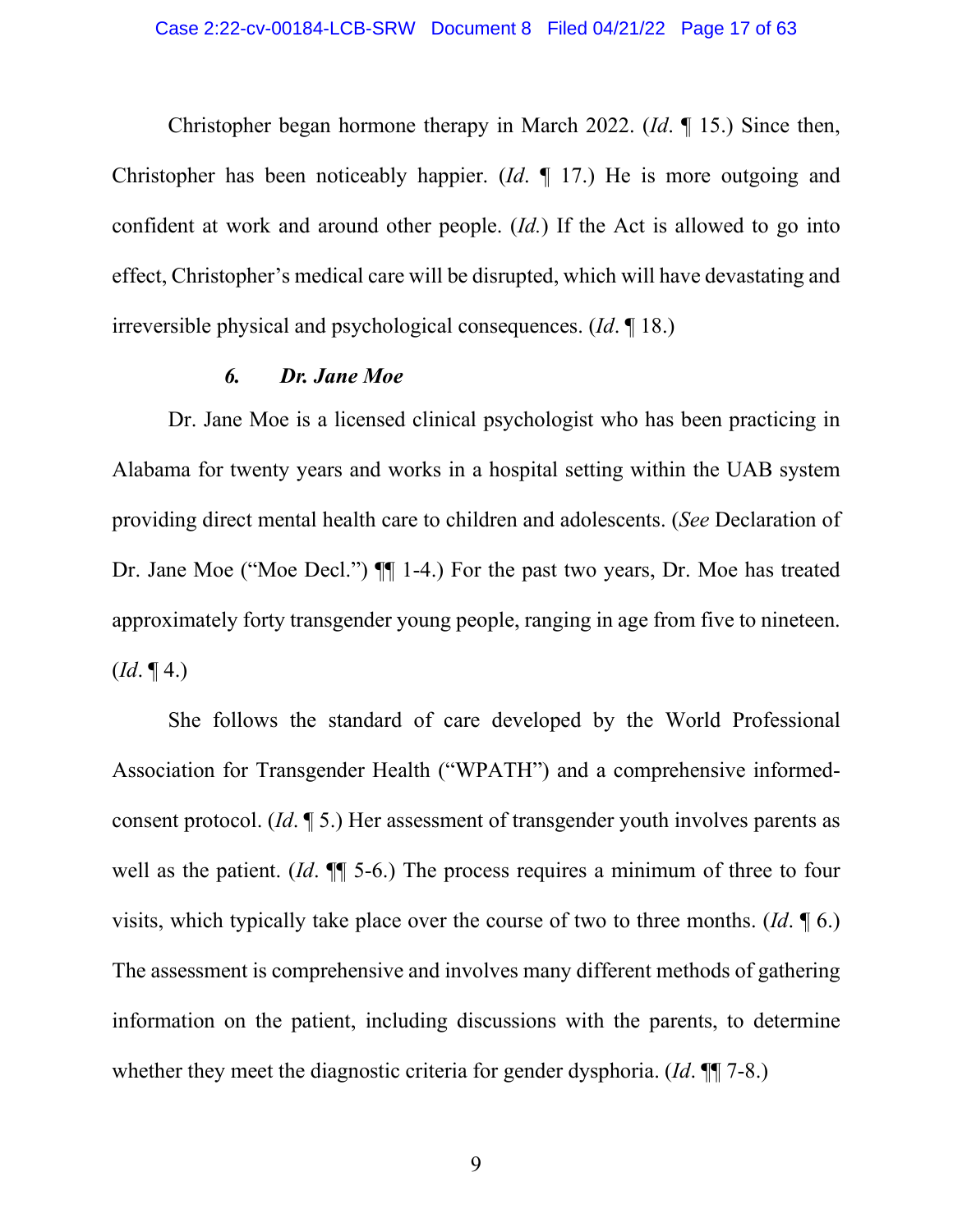Christopher began hormone therapy in March 2022. (*Id*. ¶ 15.) Since then, Christopher has been noticeably happier. (*Id*. ¶ 17.) He is more outgoing and confident at work and around other people. (*Id.*) If the Act is allowed to go into effect, Christopher's medical care will be disrupted, which will have devastating and irreversible physical and psychological consequences. (*Id*. ¶ 18.)

#### *6. Dr. Jane Moe*

Dr. Jane Moe is a licensed clinical psychologist who has been practicing in Alabama for twenty years and works in a hospital setting within the UAB system providing direct mental health care to children and adolescents. (*See* Declaration of Dr. Jane Moe ("Moe Decl.") ¶¶ 1-4.) For the past two years, Dr. Moe has treated approximately forty transgender young people, ranging in age from five to nineteen. (*Id*. ¶ 4.)

She follows the standard of care developed by the World Professional Association for Transgender Health ("WPATH") and a comprehensive informed-consent protocol. (*Id*. ¶ 5.) Her assessment of transgender youth involves parents as well as the patient. (*Id*. ¶¶ 5-6.) The process requires a minimum of three to four visits, which typically take place over the course of two to three months. (*Id*. ¶ 6.) The assessment is comprehensive and involves many different methods of gathering information on the patient, including discussions with the parents, to determine whether they meet the diagnostic criteria for gender dysphoria. (*Id*. ¶¶ 7-8.)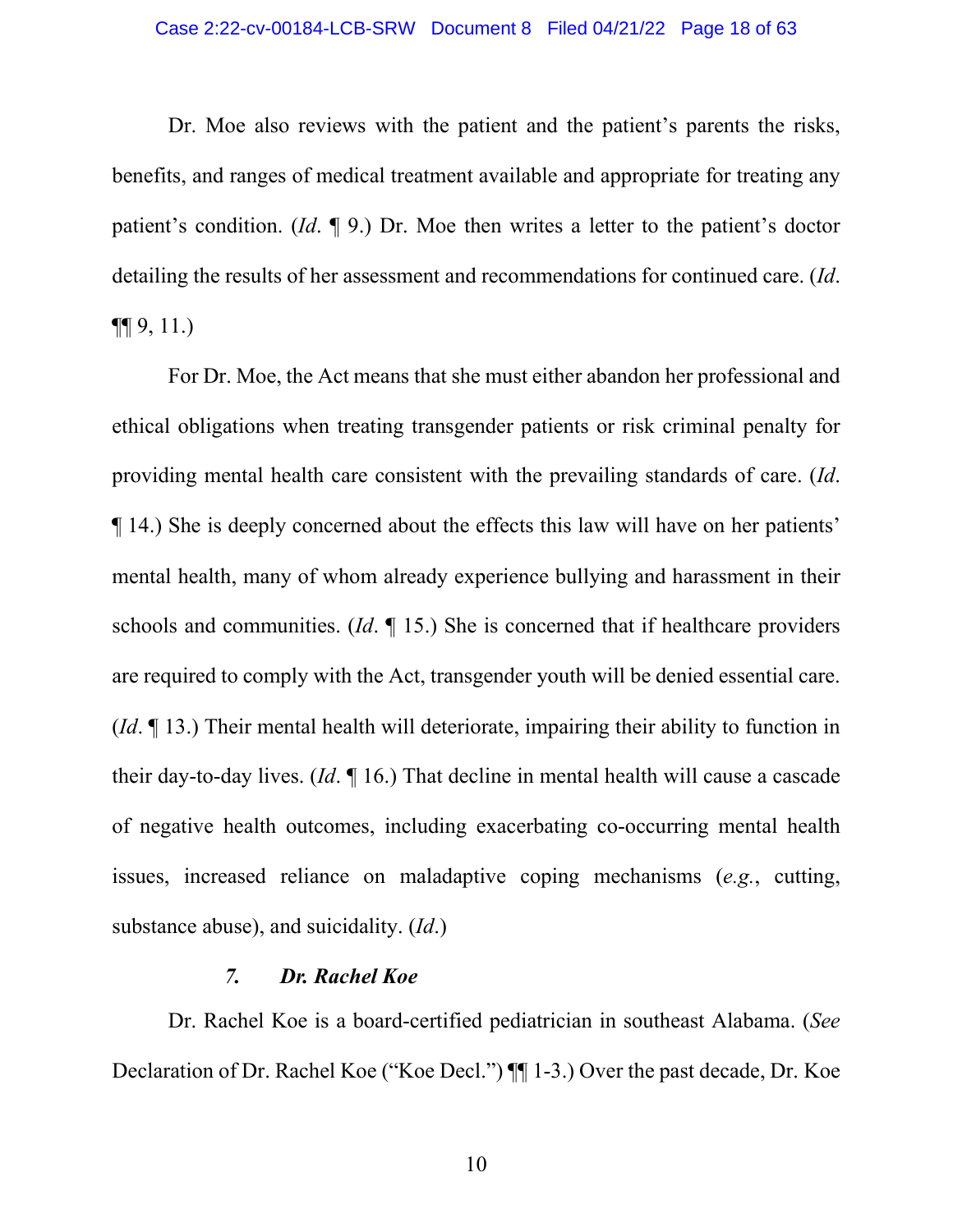Dr. Moe also reviews with the patient and the patient's parents the risks, benefits, and ranges of medical treatment available and appropriate for treating any patient's condition. (*Id*. ¶ 9.) Dr. Moe then writes a letter to the patient's doctor detailing the results of her assessment and recommendations for continued care. (*Id*. ¶¶ 9, 11.)

For Dr. Moe, the Act means that she must either abandon her professional and ethical obligations when treating transgender patients or risk criminal penalty for providing mental health care consistent with the prevailing standards of care. (*Id*. ¶ 14.) She is deeply concerned about the effects this law will have on her patients' mental health, many of whom already experience bullying and harassment in their schools and communities. (*Id*. ¶ 15.) She is concerned that if healthcare providers are required to comply with the Act, transgender youth will be denied essential care. (*Id*. ¶ 13.) Their mental health will deteriorate, impairing their ability to function in their day-to-day lives. (*Id*. ¶ 16.) That decline in mental health will cause a cascade of negative health outcomes, including exacerbating co-occurring mental health issues, increased reliance on maladaptive coping mechanisms (*e.g.*, cutting, substance abuse), and suicidality. (*Id*.)

#### *7. Dr. Rachel Koe*

Dr. Rachel Koe is a board-certified pediatrician in southeast Alabama. (*See* Declaration of Dr. Rachel Koe ("Koe Decl.") ¶¶ 1-3.) Over the past decade, Dr. Koe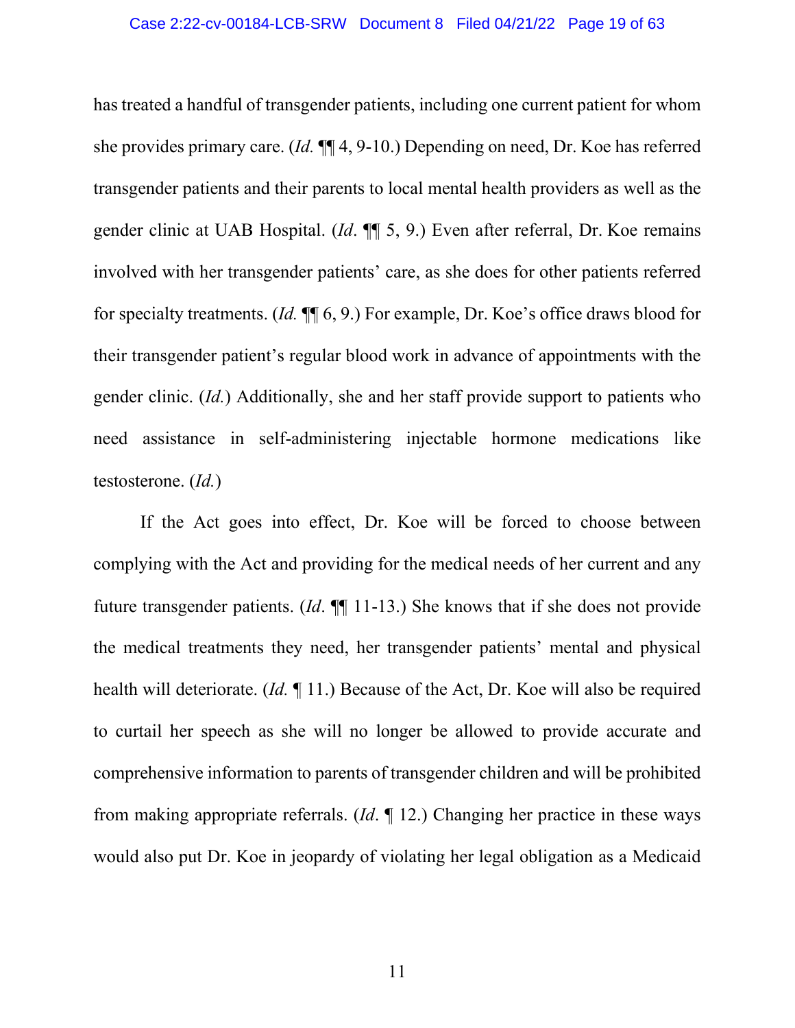has treated a handful of transgender patients, including one current patient for whom she provides primary care. (*Id.* ¶¶ 4, 9-10.) Depending on need, Dr. Koe has referred transgender patients and their parents to local mental health providers as well as the gender clinic at UAB Hospital. (*Id*. ¶¶ 5, 9.) Even after referral, Dr. Koe remains involved with her transgender patients' care, as she does for other patients referred for specialty treatments. (*Id.* ¶¶ 6, 9.) For example, Dr. Koe's office draws blood for their transgender patient's regular blood work in advance of appointments with the gender clinic. (*Id.*) Additionally, she and her staff provide support to patients who need assistance in self-administering injectable hormone medications like testosterone. (*Id.*)

If the Act goes into effect, Dr. Koe will be forced to choose between complying with the Act and providing for the medical needs of her current and any future transgender patients. (*Id*. ¶¶ 11-13.) She knows that if she does not provide the medical treatments they need, her transgender patients' mental and physical health will deteriorate. (*Id.* ¶ 11.) Because of the Act, Dr. Koe will also be required to curtail her speech as she will no longer be allowed to provide accurate and comprehensive information to parents of transgender children and will be prohibited from making appropriate referrals. (*Id*. ¶ 12.) Changing her practice in these ways would also put Dr. Koe in jeopardy of violating her legal obligation as a Medicaid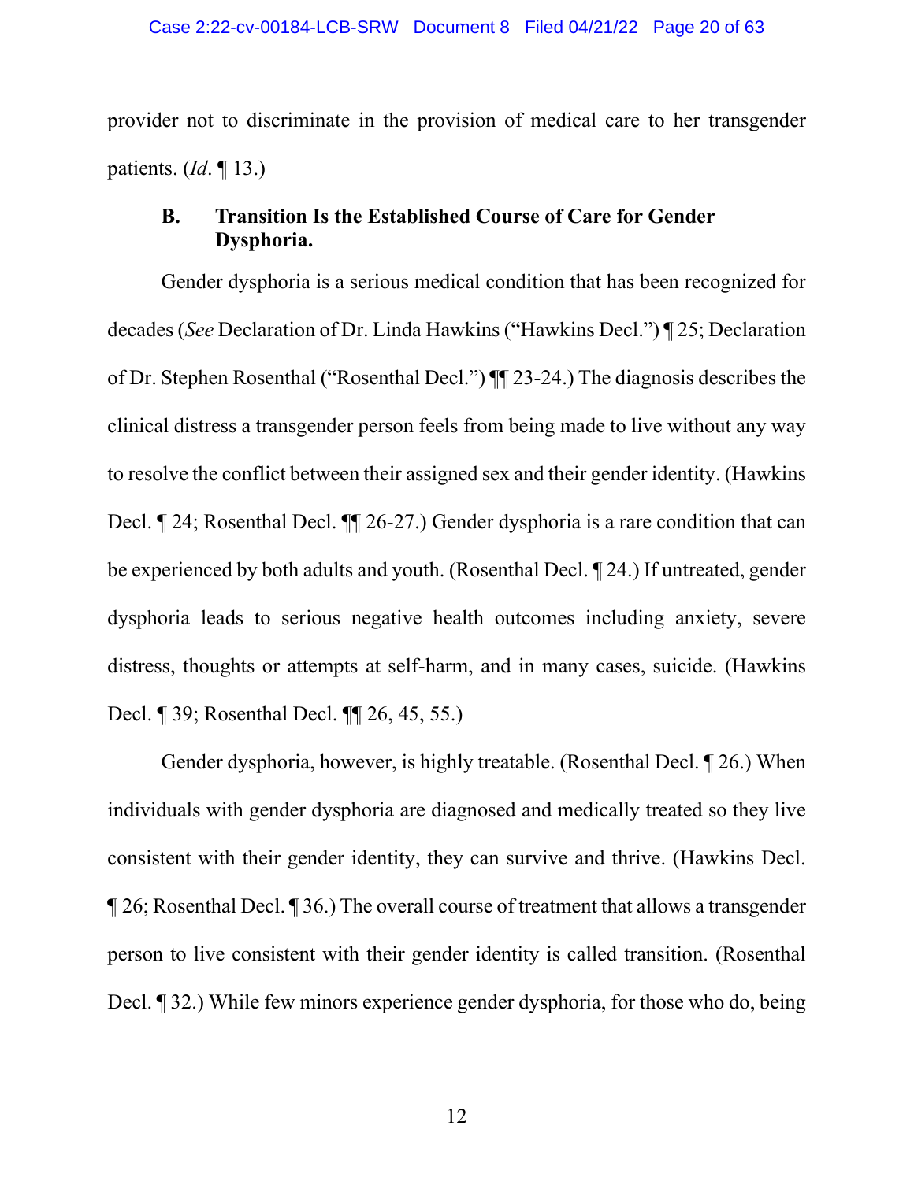provider not to discriminate in the provision of medical care to her transgender patients. (*Id*. ¶ 13.)

### B. Transition Is the Established Course of Care for Gender Dysphoria.

Gender dysphoria is a serious medical condition that has been recognized for decades (*See* Declaration of Dr. Linda Hawkins ("Hawkins Decl.") ¶ 25; Declaration of Dr. Stephen Rosenthal ("Rosenthal Decl.") ¶¶ 23-24.) The diagnosis describes the clinical distress a transgender person feels from being made to live without any way to resolve the conflict between their assigned sex and their gender identity. (Hawkins Decl. ¶ 24; Rosenthal Decl. ¶¶ 26-27.) Gender dysphoria is a rare condition that can be experienced by both adults and youth. (Rosenthal Decl. ¶ 24.) If untreated, gender dysphoria leads to serious negative health outcomes including anxiety, severe distress, thoughts or attempts at self-harm, and in many cases, suicide. (Hawkins Decl. ¶ 39; Rosenthal Decl. ¶¶ 26, 45, 55.)

Gender dysphoria, however, is highly treatable. (Rosenthal Decl. ¶ 26.) When individuals with gender dysphoria are diagnosed and medically treated so they live consistent with their gender identity, they can survive and thrive. (Hawkins Decl. ¶ 26; Rosenthal Decl. ¶ 36.) The overall course of treatment that allows a transgender person to live consistent with their gender identity is called transition. (Rosenthal Decl. ¶ 32.) While few minors experience gender dysphoria, for those who do, being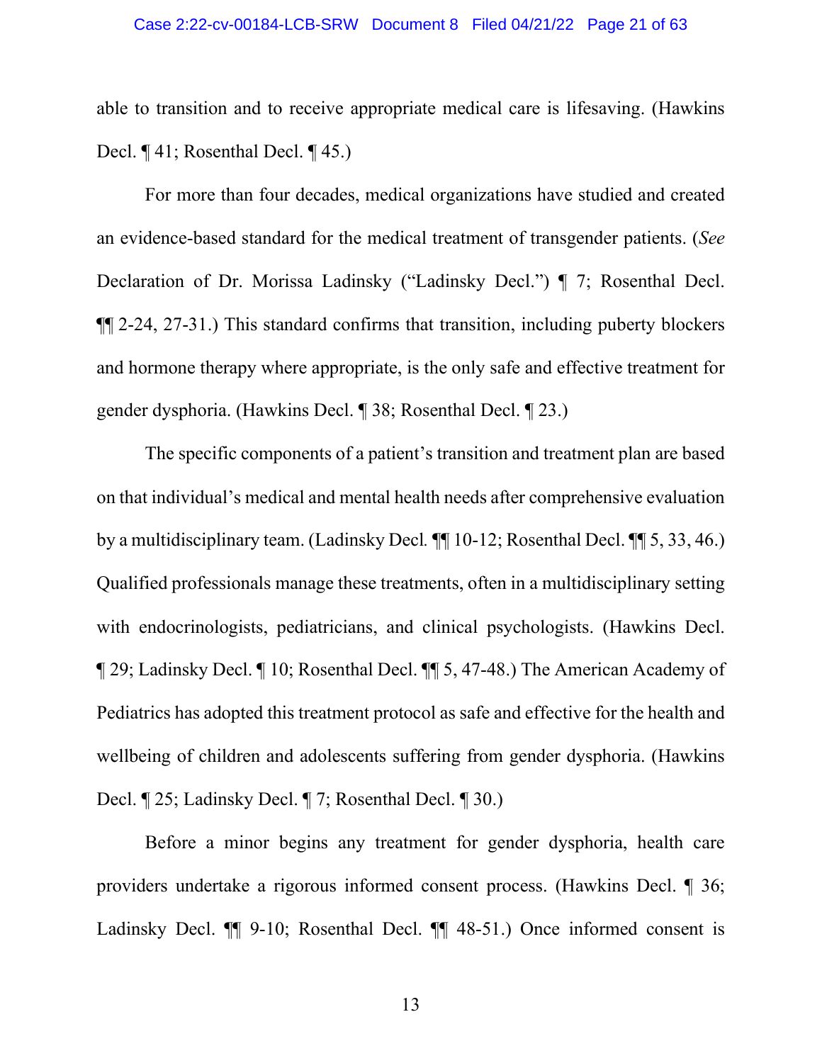able to transition and to receive appropriate medical care is lifesaving. (Hawkins Decl. ¶ 41; Rosenthal Decl. ¶ 45.)

For more than four decades, medical organizations have studied and created an evidence-based standard for the medical treatment of transgender patients. (*See* Declaration of Dr. Morissa Ladinsky ("Ladinsky Decl.") ¶ 7; Rosenthal Decl. ¶¶ 2-24, 27-31.) This standard confirms that transition, including puberty blockers and hormone therapy where appropriate, is the only safe and effective treatment for gender dysphoria. (Hawkins Decl. ¶ 38; Rosenthal Decl. ¶ 23.)

The specific components of a patient's transition and treatment plan are based on that individual's medical and mental health needs after comprehensive evaluation by a multidisciplinary team. (Ladinsky Decl*.* ¶¶ 10-12; Rosenthal Decl. ¶¶ 5, 33, 46.) Qualified professionals manage these treatments, often in a multidisciplinary setting with endocrinologists, pediatricians, and clinical psychologists. (Hawkins Decl. ¶ 29; Ladinsky Decl. ¶ 10; Rosenthal Decl. ¶¶ 5, 47-48.) The American Academy of Pediatrics has adopted this treatment protocol as safe and effective for the health and wellbeing of children and adolescents suffering from gender dysphoria. (Hawkins Decl. ¶ 25; Ladinsky Decl. ¶ 7; Rosenthal Decl. ¶ 30.)

Before a minor begins any treatment for gender dysphoria, health care providers undertake a rigorous informed consent process. (Hawkins Decl. ¶ 36; Ladinsky Decl. ¶¶ 9-10; Rosenthal Decl. ¶¶ 48-51.) Once informed consent is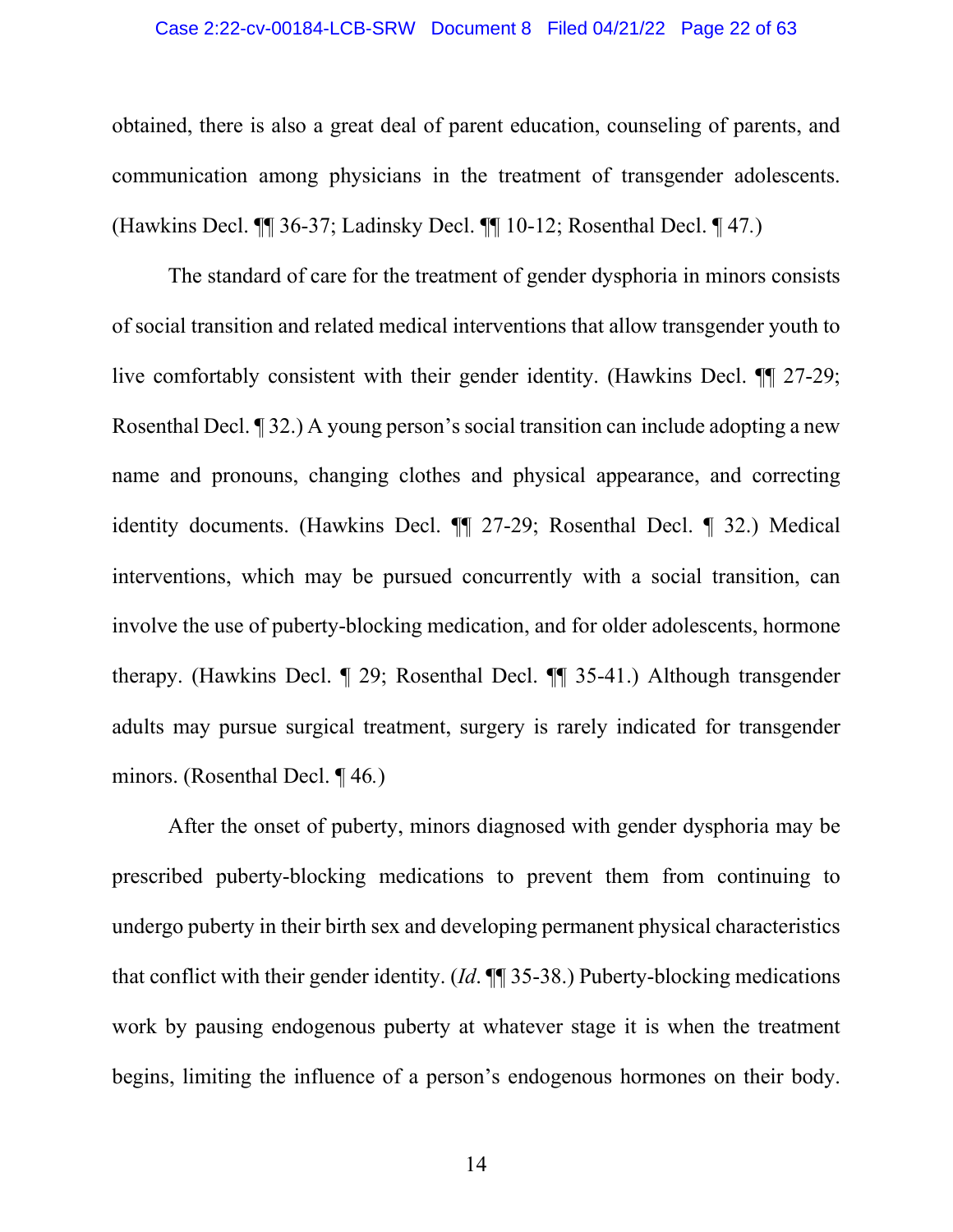obtained, there is also a great deal of parent education, counseling of parents, and communication among physicians in the treatment of transgender adolescents. (Hawkins Decl. ¶¶ 36-37; Ladinsky Decl. ¶¶ 10-12; Rosenthal Decl. ¶ 47.)

The standard of care for the treatment of gender dysphoria in minors consists of social transition and related medical interventions that allow transgender youth to live comfortably consistent with their gender identity. (Hawkins Decl. ¶¶ 27-29; Rosenthal Decl. ¶ 32.) A young person's social transition can include adopting a new name and pronouns, changing clothes and physical appearance, and correcting identity documents. (Hawkins Decl. ¶¶ 27-29; Rosenthal Decl. ¶ 32.) Medical interventions, which may be pursued concurrently with a social transition, can involve the use of puberty-blocking medication, and for older adolescents, hormone therapy. (Hawkins Decl. ¶ 29; Rosenthal Decl. ¶¶ 35-41.) Although transgender adults may pursue surgical treatment, surgery is rarely indicated for transgender minors. (Rosenthal Decl. ¶ 46.)

After the onset of puberty, minors diagnosed with gender dysphoria may be prescribed puberty-blocking medications to prevent them from continuing to undergo puberty in their birth sex and developing permanent physical characteristics that conflict with their gender identity. (*Id*. ¶¶ 35-38.) Puberty-blocking medications work by pausing endogenous puberty at whatever stage it is when the treatment begins, limiting the influence of a person's endogenous hormones on their body.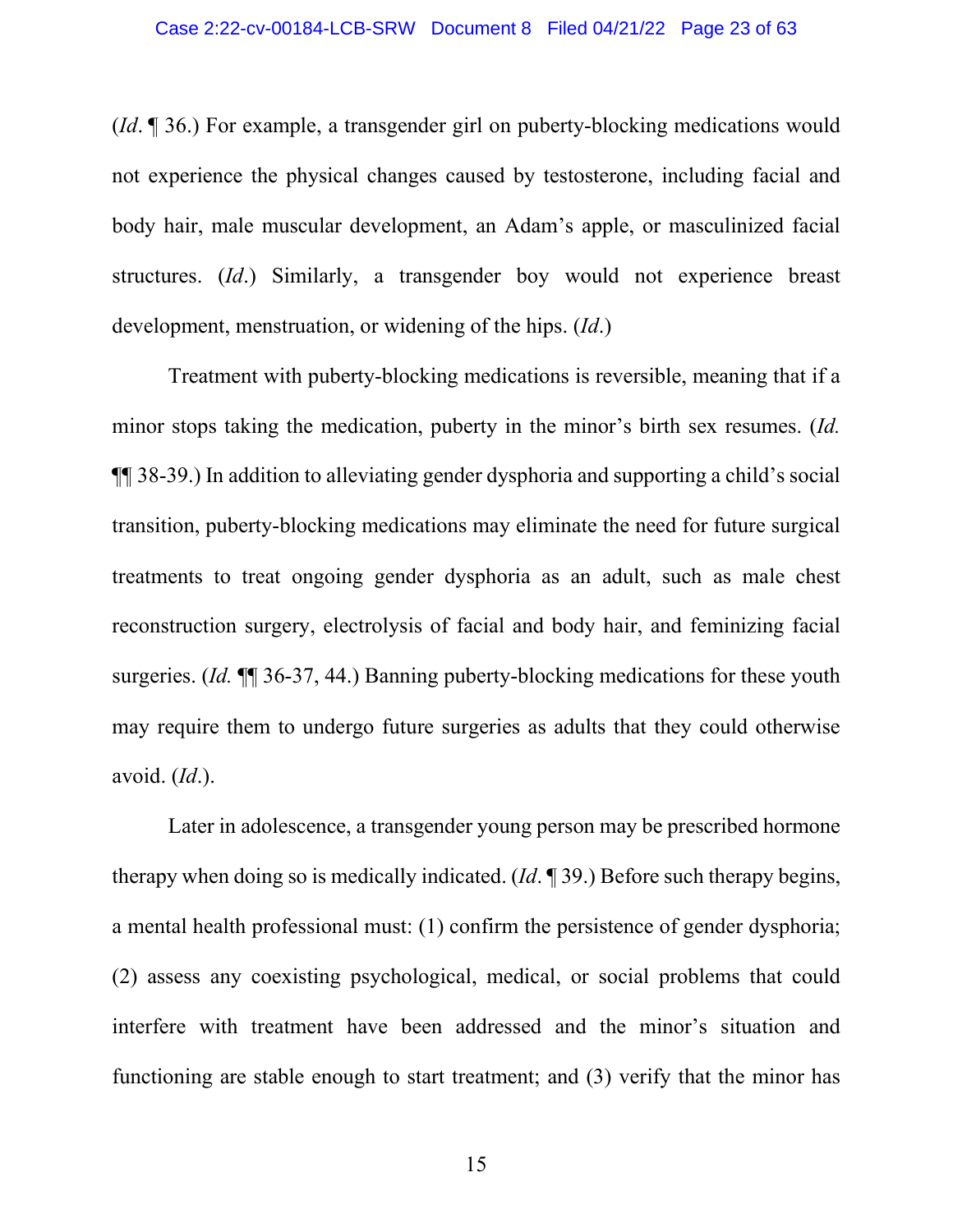(*Id*. ¶ 36.) For example, a transgender girl on puberty-blocking medications would not experience the physical changes caused by testosterone, including facial and body hair, male muscular development, an Adam's apple, or masculinized facial structures. (*Id*.) Similarly, a transgender boy would not experience breast development, menstruation, or widening of the hips. (*Id*.)

Treatment with puberty-blocking medications is reversible, meaning that if a minor stops taking the medication, puberty in the minor's birth sex resumes. (*Id.* ¶¶ 38-39.) In addition to alleviating gender dysphoria and supporting a child's social transition, puberty-blocking medications may eliminate the need for future surgical treatments to treat ongoing gender dysphoria as an adult, such as male chest reconstruction surgery, electrolysis of facial and body hair, and feminizing facial surgeries. (*Id.* ¶¶ 36-37, 44.) Banning puberty-blocking medications for these youth may require them to undergo future surgeries as adults that they could otherwise avoid. (*Id*.).

Later in adolescence, a transgender young person may be prescribed hormone therapy when doing so is medically indicated. (*Id*. ¶ 39.) Before such therapy begins, a mental health professional must: (1) confirm the persistence of gender dysphoria; (2) assess any coexisting psychological, medical, or social problems that could interfere with treatment have been addressed and the minor's situation and functioning are stable enough to start treatment; and (3) verify that the minor has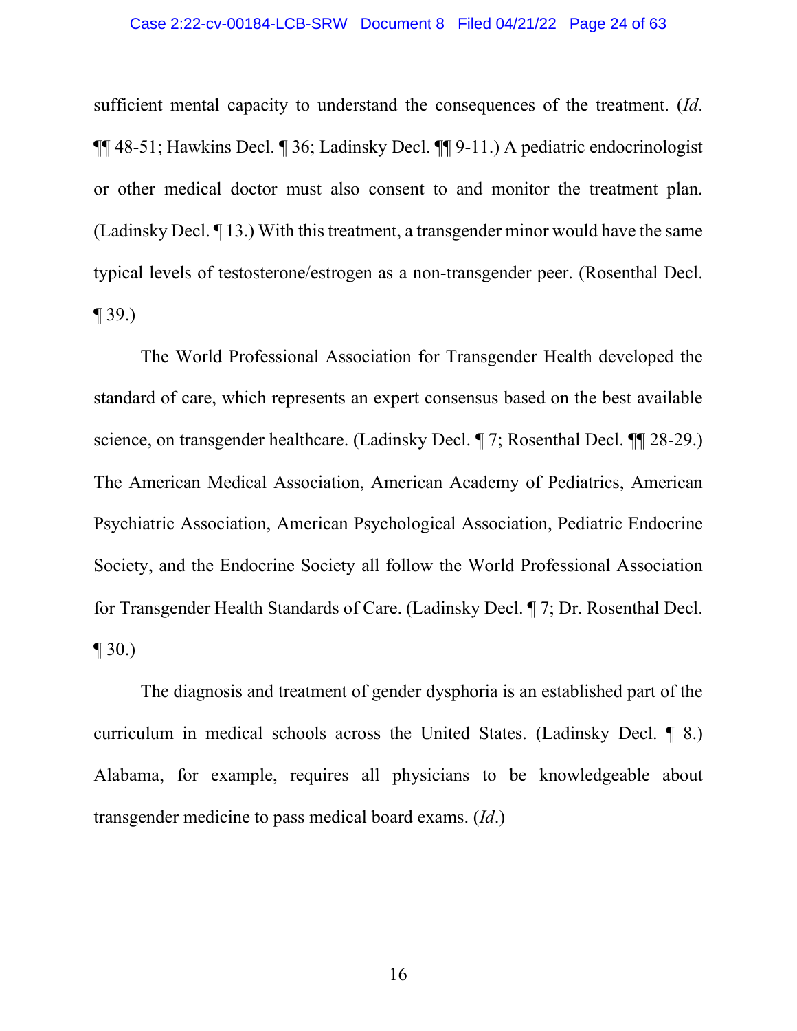sufficient mental capacity to understand the consequences of the treatment. (*Id*. ¶¶ 48-51; Hawkins Decl. ¶ 36; Ladinsky Decl. ¶¶ 9-11.) A pediatric endocrinologist or other medical doctor must also consent to and monitor the treatment plan. (Ladinsky Decl. ¶ 13.) With this treatment, a transgender minor would have the same typical levels of testosterone/estrogen as a non-transgender peer. (Rosenthal Decl. ¶ 39.)

The World Professional Association for Transgender Health developed the standard of care, which represents an expert consensus based on the best available science, on transgender healthcare. (Ladinsky Decl. ¶ 7; Rosenthal Decl. ¶¶ 28-29.) The American Medical Association, American Academy of Pediatrics, American Psychiatric Association, American Psychological Association, Pediatric Endocrine Society, and the Endocrine Society all follow the World Professional Association for Transgender Health Standards of Care. (Ladinsky Decl. ¶ 7; Dr. Rosenthal Decl. ¶ 30.)

The diagnosis and treatment of gender dysphoria is an established part of the curriculum in medical schools across the United States. (Ladinsky Decl. ¶ 8.) Alabama, for example, requires all physicians to be knowledgeable about transgender medicine to pass medical board exams. (*Id*.)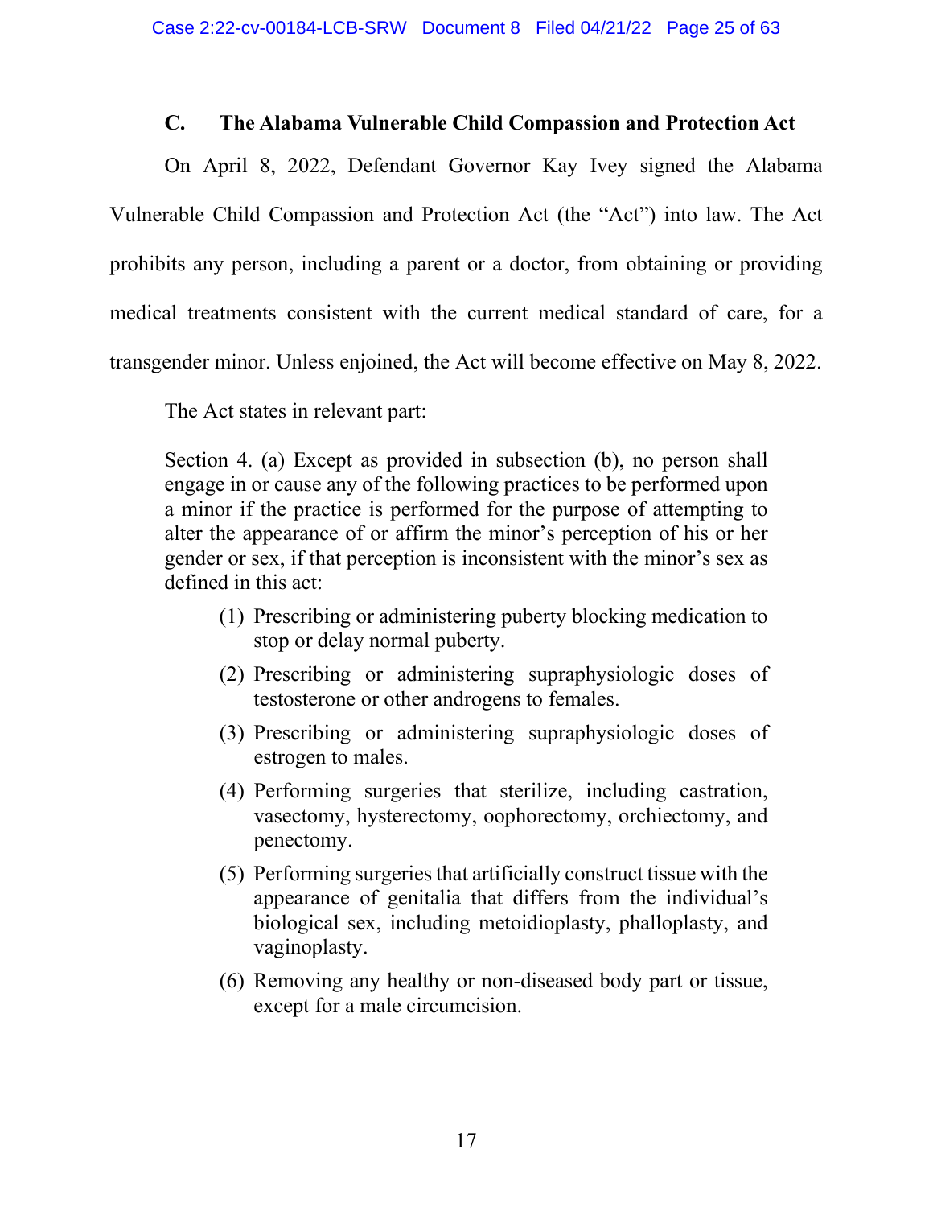### C. The Alabama Vulnerable Child Compassion and Protection Act

On April 8, 2022, Defendant Governor Kay Ivey signed the Alabama Vulnerable Child Compassion and Protection Act (the "Act") into law. The Act prohibits any person, including a parent or a doctor, from obtaining or providing medical treatments consistent with the current medical standard of care, for a transgender minor. Unless enjoined, the Act will become effective on May 8, 2022.

The Act states in relevant part:

> Section 4. (a) Except as provided in subsection (b), no person shall engage in or cause any of the following practices to be performed upon a minor if the practice is performed for the purpose of attempting to alter the appearance of or affirm the minor's perception of his or her gender or sex, if that perception is inconsistent with the minor's sex as defined in this act:
>
> (1) Prescribing or administering puberty blocking medication to stop or delay normal puberty.
>
> (2) Prescribing or administering supraphysiologic doses of testosterone or other androgens to females.
>
> (3) Prescribing or administering supraphysiologic doses of estrogen to males.
>
> (4) Performing surgeries that sterilize, including castration, vasectomy, hysterectomy, oophorectomy, orchiectomy, and penectomy.
>
> (5) Performing surgeries that artificially construct tissue with the appearance of genitalia that differs from the individual's biological sex, including metoidioplasty, phalloplasty, and vaginoplasty.
>
> (6) Removing any healthy or non-diseased body part or tissue, except for a male circumcision.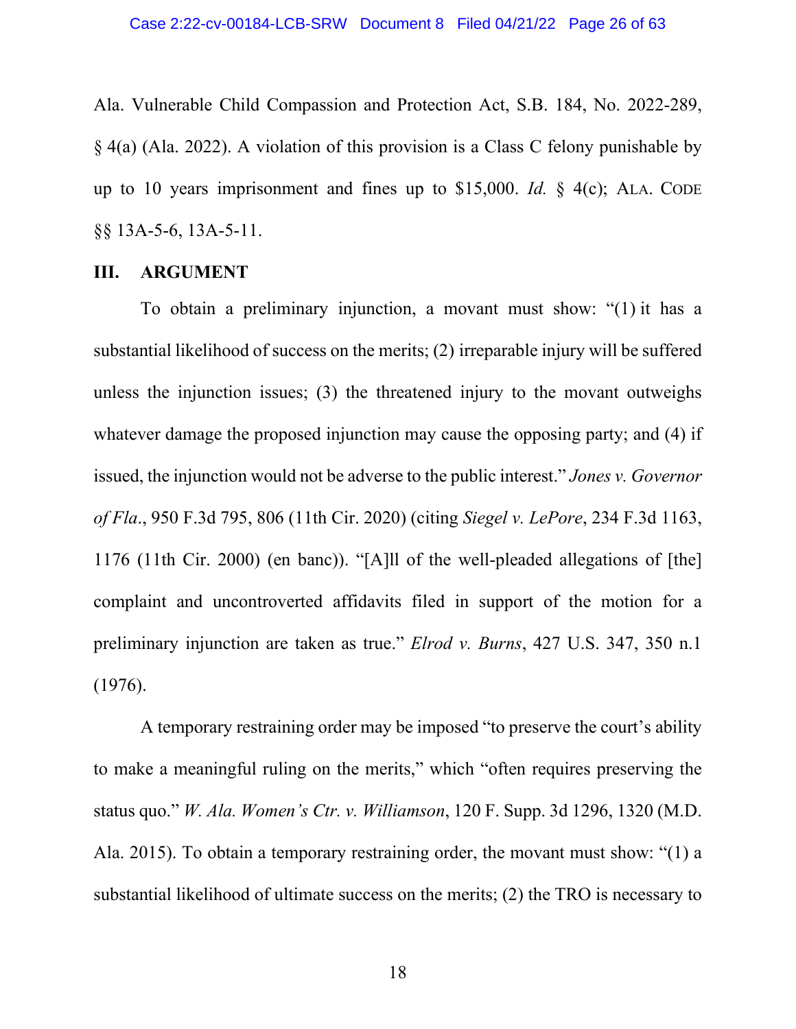Ala. Vulnerable Child Compassion and Protection Act, S.B. 184, No. 2022-289, § 4(a) (Ala. 2022). A violation of this provision is a Class C felony punishable by up to 10 years imprisonment and fines up to $15,000. *Id.* § 4(c); ALA. CODE §§ 13A-5-6, 13A-5-11.

## III. ARGUMENT

To obtain a preliminary injunction, a movant must show: "(1) it has a substantial likelihood of success on the merits; (2) irreparable injury will be suffered unless the injunction issues; (3) the threatened injury to the movant outweighs whatever damage the proposed injunction may cause the opposing party; and (4) if issued, the injunction would not be adverse to the public interest." *Jones v. Governor of Fla.*, 950 F.3d 795, 806 (11th Cir. 2020) (citing *Siegel v. LePore*, 234 F.3d 1163, 1176 (11th Cir. 2000) (en banc)). "[A]ll of the well-pleaded allegations of [the] complaint and uncontroverted affidavits filed in support of the motion for a preliminary injunction are taken as true." *Elrod v. Burns*, 427 U.S. 347, 350 n.1 (1976).

A temporary restraining order may be imposed "to preserve the court's ability to make a meaningful ruling on the merits," which "often requires preserving the status quo." *W. Ala. Women's Ctr. v. Williamson*, 120 F. Supp. 3d 1296, 1320 (M.D. Ala. 2015). To obtain a temporary restraining order, the movant must show: "(1) a substantial likelihood of ultimate success on the merits; (2) the TRO is necessary to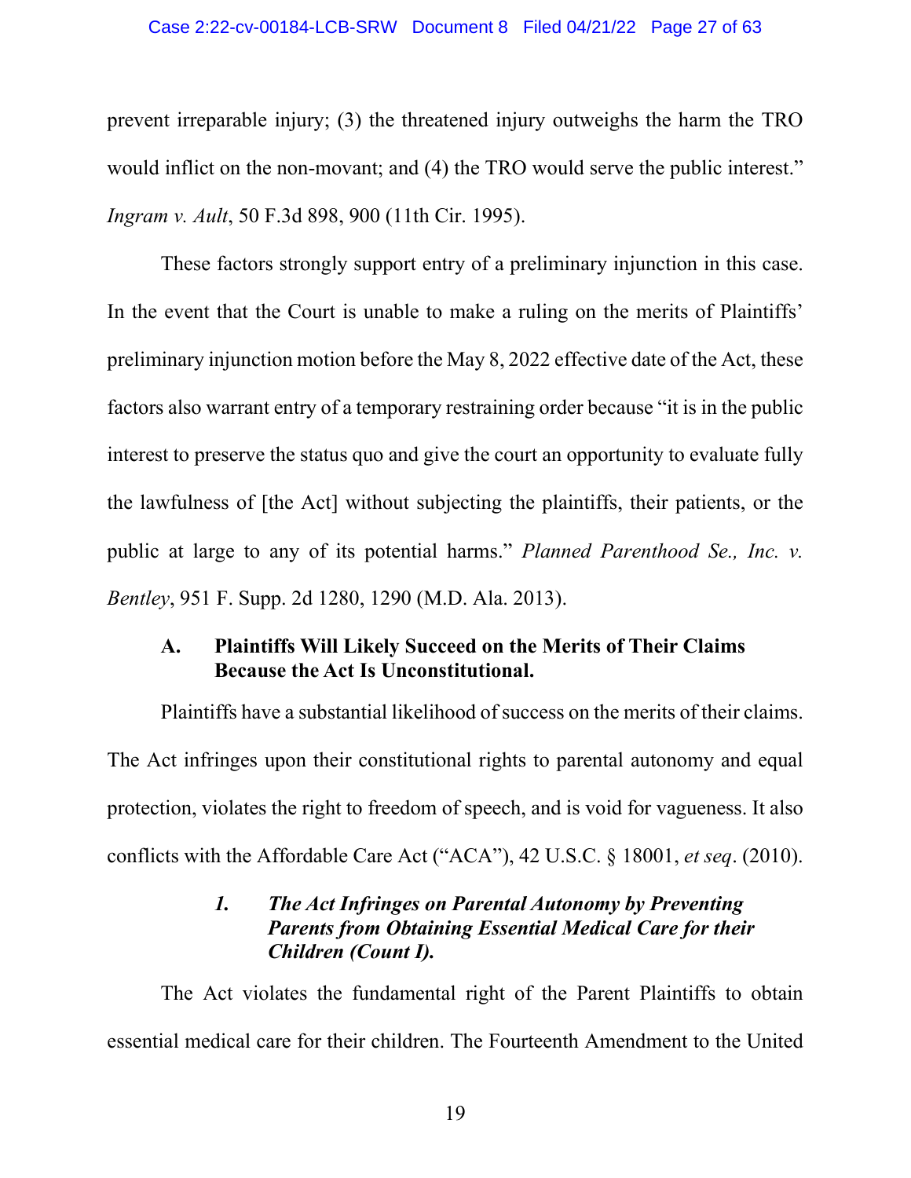prevent irreparable injury; (3) the threatened injury outweighs the harm the TRO would inflict on the non-movant; and (4) the TRO would serve the public interest." *Ingram v. Ault*, 50 F.3d 898, 900 (11th Cir. 1995).

These factors strongly support entry of a preliminary injunction in this case. In the event that the Court is unable to make a ruling on the merits of Plaintiffs' preliminary injunction motion before the May 8, 2022 effective date of the Act, these factors also warrant entry of a temporary restraining order because "it is in the public interest to preserve the status quo and give the court an opportunity to evaluate fully the lawfulness of [the Act] without subjecting the plaintiffs, their patients, or the public at large to any of its potential harms." *Planned Parenthood Se., Inc. v. Bentley*, 951 F. Supp. 2d 1280, 1290 (M.D. Ala. 2013).

### A. Plaintiffs Will Likely Succeed on the Merits of Their Claims Because the Act Is Unconstitutional.

Plaintiffs have a substantial likelihood of success on the merits of their claims. The Act infringes upon their constitutional rights to parental autonomy and equal protection, violates the right to freedom of speech, and is void for vagueness. It also conflicts with the Affordable Care Act ("ACA"), 42 U.S.C. § 18001, *et seq*. (2010).

#### *1. The Act Infringes on Parental Autonomy by Preventing Parents from Obtaining Essential Medical Care for their Children (Count I).*

The Act violates the fundamental right of the Parent Plaintiffs to obtain essential medical care for their children. The Fourteenth Amendment to the United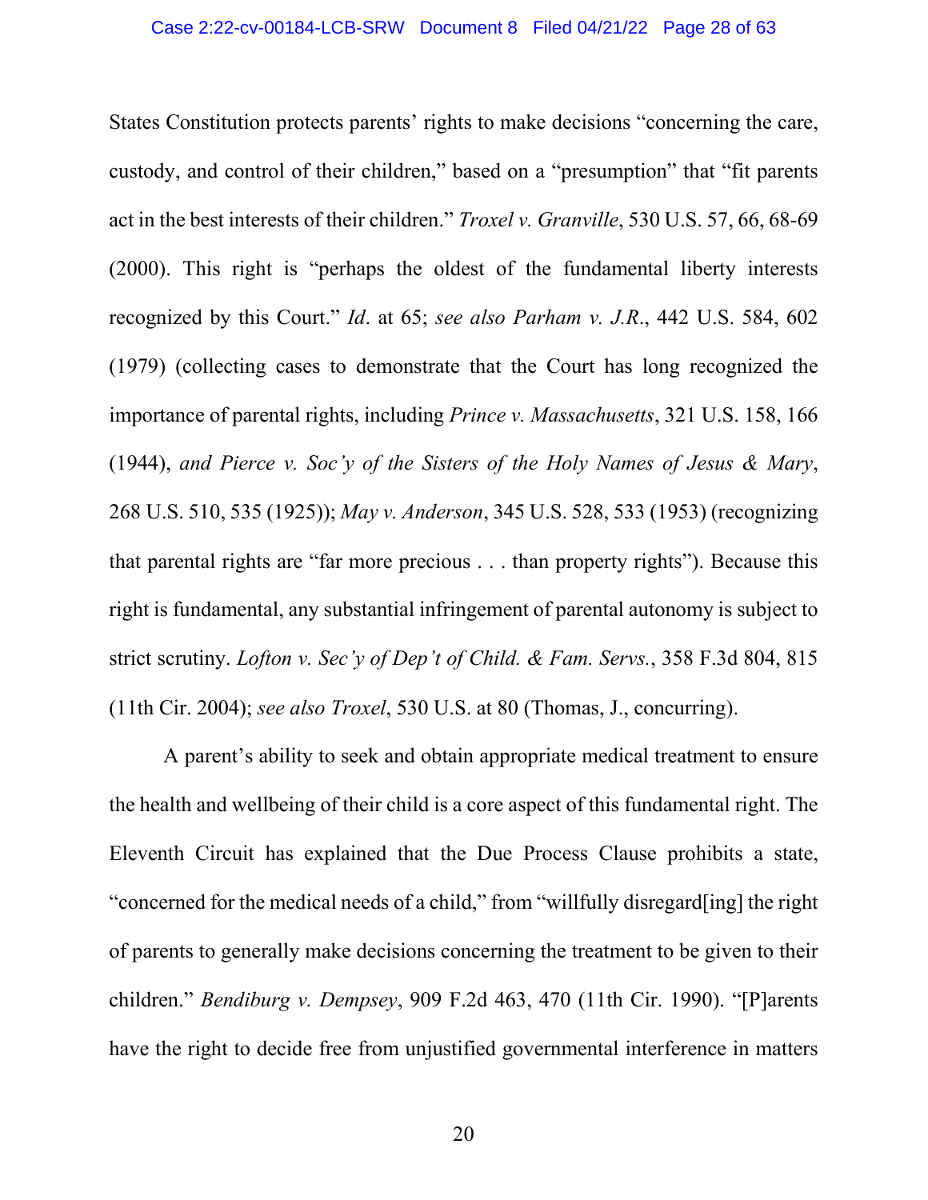States Constitution protects parents' rights to make decisions "concerning the care, custody, and control of their children," based on a "presumption" that "fit parents act in the best interests of their children." *Troxel v. Granville*, 530 U.S. 57, 66, 68-69 (2000). This right is "perhaps the oldest of the fundamental liberty interests recognized by this Court." *Id*. at 65; *see also Parham v. J.R.*, 442 U.S. 584, 602 (1979) (collecting cases to demonstrate that the Court has long recognized the importance of parental rights, including *Prince v. Massachusetts*, 321 U.S. 158, 166 (1944), *and Pierce v. Soc'y of the Sisters of the Holy Names of Jesus & Mary*, 268 U.S. 510, 535 (1925)); *May v. Anderson*, 345 U.S. 528, 533 (1953) (recognizing that parental rights are "far more precious . . . than property rights"). Because this right is fundamental, any substantial infringement of parental autonomy is subject to strict scrutiny. *Lofton v. Sec'y of Dep't of Child. & Fam. Servs.*, 358 F.3d 804, 815 (11th Cir. 2004); *see also Troxel*, 530 U.S. at 80 (Thomas, J., concurring).

A parent's ability to seek and obtain appropriate medical treatment to ensure the health and wellbeing of their child is a core aspect of this fundamental right. The Eleventh Circuit has explained that the Due Process Clause prohibits a state, "concerned for the medical needs of a child," from "willfully disregard[ing] the right of parents to generally make decisions concerning the treatment to be given to their children." *Bendiburg v. Dempsey*, 909 F.2d 463, 470 (11th Cir. 1990). "[P]arents have the right to decide free from unjustified governmental interference in matters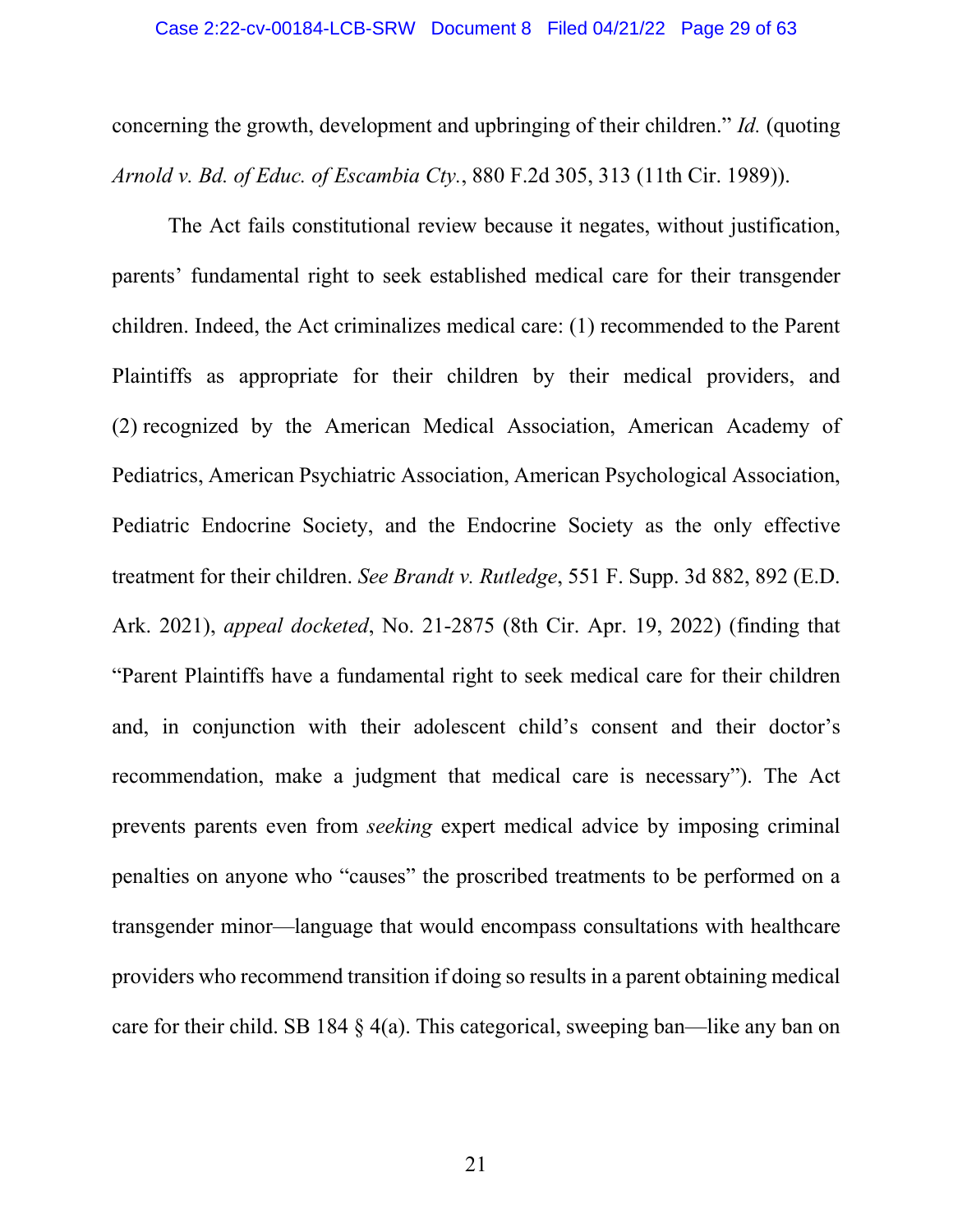concerning the growth, development and upbringing of their children." *Id.* (quoting *Arnold v. Bd. of Educ. of Escambia Cty.*, 880 F.2d 305, 313 (11th Cir. 1989)).

The Act fails constitutional review because it negates, without justification, parents' fundamental right to seek established medical care for their transgender children. Indeed, the Act criminalizes medical care: (1) recommended to the Parent Plaintiffs as appropriate for their children by their medical providers, and (2) recognized by the American Medical Association, American Academy of Pediatrics, American Psychiatric Association, American Psychological Association, Pediatric Endocrine Society, and the Endocrine Society as the only effective treatment for their children. *See Brandt v. Rutledge*, 551 F. Supp. 3d 882, 892 (E.D. Ark. 2021), *appeal docketed*, No. 21-2875 (8th Cir. Apr. 19, 2022) (finding that "Parent Plaintiffs have a fundamental right to seek medical care for their children and, in conjunction with their adolescent child's consent and their doctor's recommendation, make a judgment that medical care is necessary"). The Act prevents parents even from *seeking* expert medical advice by imposing criminal penalties on anyone who "causes" the proscribed treatments to be performed on a transgender minor—language that would encompass consultations with healthcare providers who recommend transition if doing so results in a parent obtaining medical care for their child. SB 184 § 4(a). This categorical, sweeping ban—like any ban on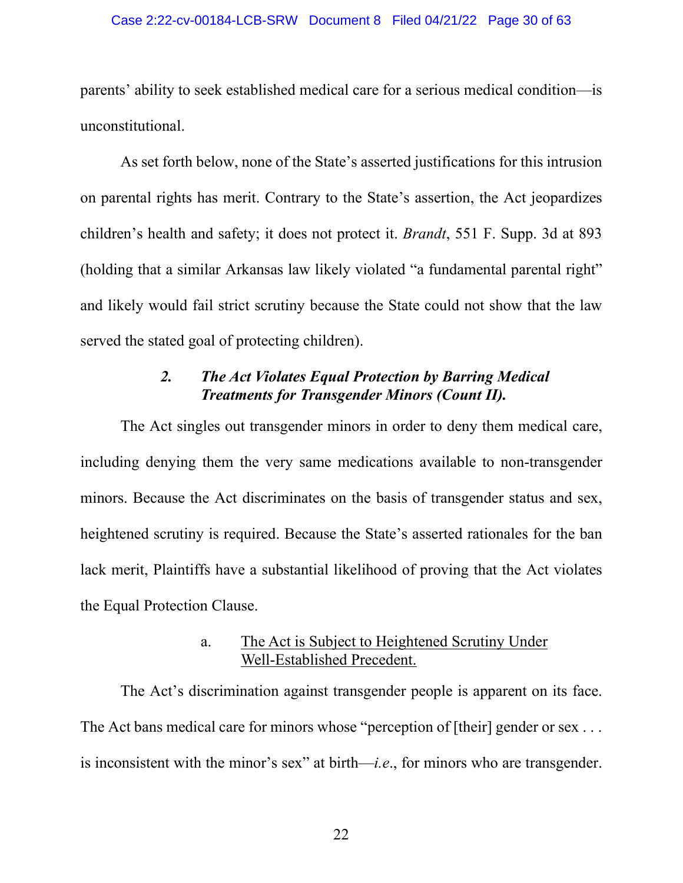parents' ability to seek established medical care for a serious medical condition—is unconstitutional.

As set forth below, none of the State's asserted justifications for this intrusion on parental rights has merit. Contrary to the State's assertion, the Act jeopardizes children's health and safety; it does not protect it. *Brandt*, 551 F. Supp. 3d at 893 (holding that a similar Arkansas law likely violated "a fundamental parental right" and likely would fail strict scrutiny because the State could not show that the law served the stated goal of protecting children).

### *2. The Act Violates Equal Protection by Barring Medical Treatments for Transgender Minors (Count II).*

The Act singles out transgender minors in order to deny them medical care, including denying them the very same medications available to non-transgender minors. Because the Act discriminates on the basis of transgender status and sex, heightened scrutiny is required. Because the State's asserted rationales for the ban lack merit, Plaintiffs have a substantial likelihood of proving that the Act violates the Equal Protection Clause.

#### a. <u>The Act is Subject to Heightened Scrutiny Under Well-Established Precedent.</u>

The Act's discrimination against transgender people is apparent on its face. The Act bans medical care for minors whose "perception of [their] gender or sex . . . is inconsistent with the minor's sex" at birth—*i.e.*, for minors who are transgender.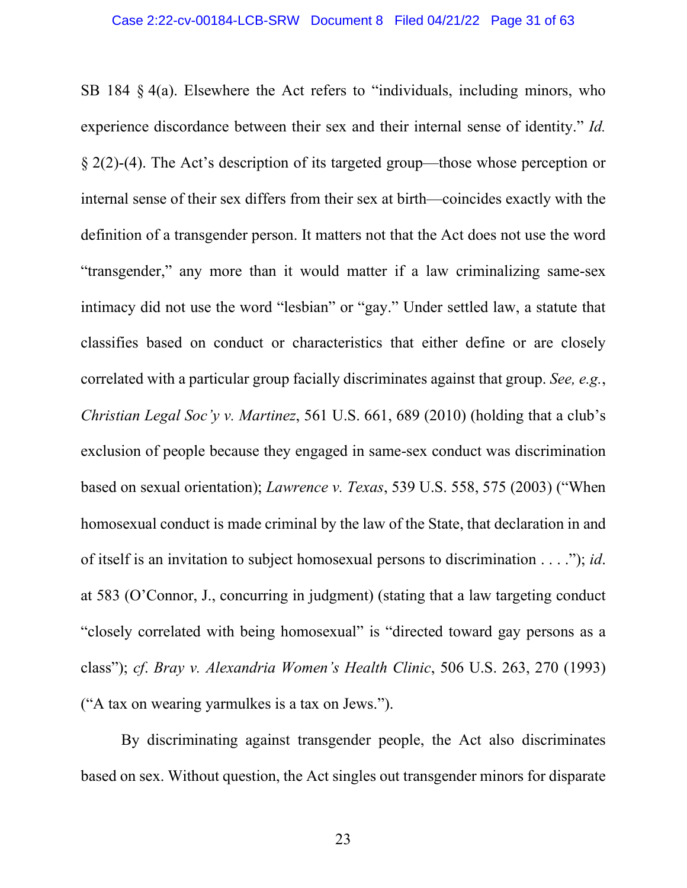SB 184 § 4(a). Elsewhere the Act refers to "individuals, including minors, who experience discordance between their sex and their internal sense of identity." *Id.* § 2(2)-(4). The Act's description of its targeted group—those whose perception or internal sense of their sex differs from their sex at birth—coincides exactly with the definition of a transgender person. It matters not that the Act does not use the word "transgender," any more than it would matter if a law criminalizing same-sex intimacy did not use the word "lesbian" or "gay." Under settled law, a statute that classifies based on conduct or characteristics that either define or are closely correlated with a particular group facially discriminates against that group. *See, e.g.*, *Christian Legal Soc'y v. Martinez*, 561 U.S. 661, 689 (2010) (holding that a club's exclusion of people because they engaged in same-sex conduct was discrimination based on sexual orientation); *Lawrence v. Texas*, 539 U.S. 558, 575 (2003) ("When homosexual conduct is made criminal by the law of the State, that declaration in and of itself is an invitation to subject homosexual persons to discrimination . . . ."); *id*. at 583 (O'Connor, J., concurring in judgment) (stating that a law targeting conduct "closely correlated with being homosexual" is "directed toward gay persons as a class"); *cf*. *Bray v. Alexandria Women's Health Clinic*, 506 U.S. 263, 270 (1993) ("A tax on wearing yarmulkes is a tax on Jews.").

By discriminating against transgender people, the Act also discriminates based on sex. Without question, the Act singles out transgender minors for disparate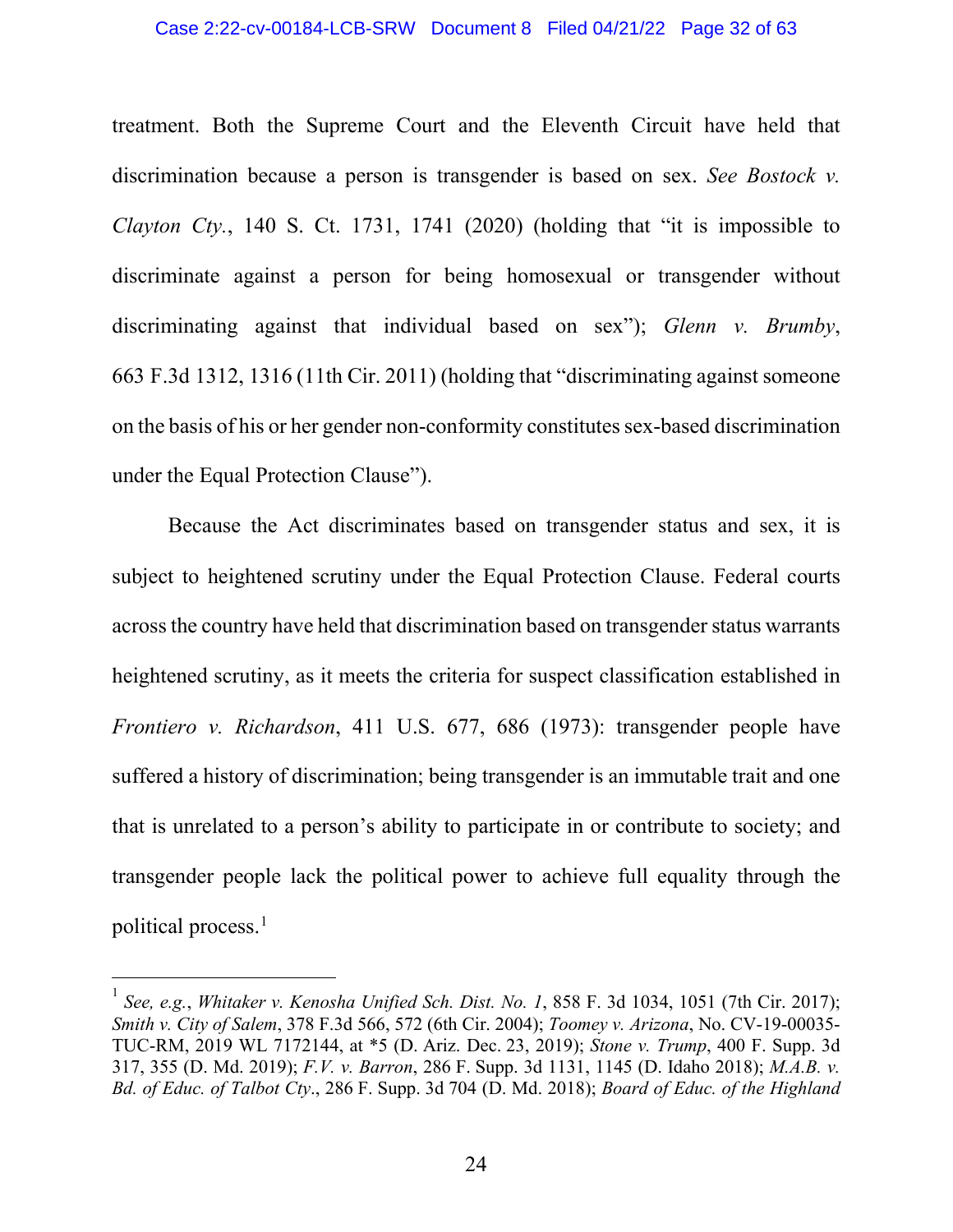treatment. Both the Supreme Court and the Eleventh Circuit have held that discrimination because a person is transgender is based on sex. *See Bostock v. Clayton Cty.*, 140 S. Ct. 1731, 1741 (2020) (holding that "it is impossible to discriminate against a person for being homosexual or transgender without discriminating against that individual based on sex"); *Glenn v. Brumby*, 663 F.3d 1312, 1316 (11th Cir. 2011) (holding that "discriminating against someone on the basis of his or her gender non-conformity constitutes sex-based discrimination under the Equal Protection Clause").

Because the Act discriminates based on transgender status and sex, it is subject to heightened scrutiny under the Equal Protection Clause. Federal courts across the country have held that discrimination based on transgender status warrants heightened scrutiny, as it meets the criteria for suspect classification established in *Frontiero v. Richardson*, 411 U.S. 677, 686 (1973): transgender people have suffered a history of discrimination; being transgender is an immutable trait and one that is unrelated to a person's ability to participate in or contribute to society; and transgender people lack the political power to achieve full equality through the political process.[1]

---

[1] *See, e.g.*, *Whitaker v. Kenosha Unified Sch. Dist. No. 1*, 858 F. 3d 1034, 1051 (7th Cir. 2017); *Smith v. City of Salem*, 378 F.3d 566, 572 (6th Cir. 2004); *Toomey v. Arizona*, No. CV-19-00035-TUC-RM, 2019 WL 7172144, at *5 (D. Ariz. Dec. 23, 2019); *Stone v. Trump*, 400 F. Supp. 3d 317, 355 (D. Md. 2019); *F.V. v. Barron*, 286 F. Supp. 3d 1131, 1145 (D. Idaho 2018); *M.A.B. v. Bd. of Educ. of Talbot Cty*., 286 F. Supp. 3d 704 (D. Md. 2018); *Board of Educ. of the Highland*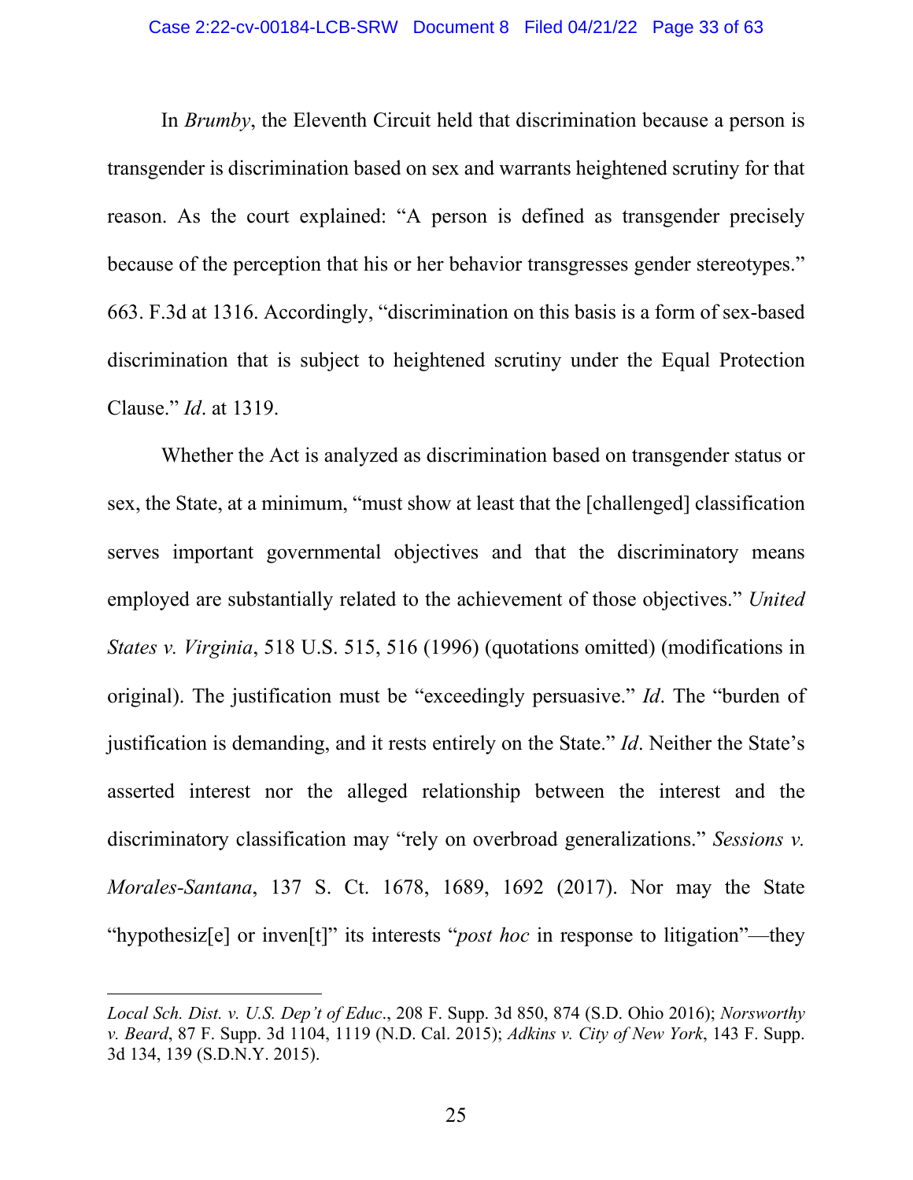In *Brumby*, the Eleventh Circuit held that discrimination because a person is transgender is discrimination based on sex and warrants heightened scrutiny for that reason. As the court explained: "A person is defined as transgender precisely because of the perception that his or her behavior transgresses gender stereotypes." 663. F.3d at 1316. Accordingly, "discrimination on this basis is a form of sex-based discrimination that is subject to heightened scrutiny under the Equal Protection Clause." *Id*. at 1319.

Whether the Act is analyzed as discrimination based on transgender status or sex, the State, at a minimum, "must show at least that the [challenged] classification serves important governmental objectives and that the discriminatory means employed are substantially related to the achievement of those objectives." *United States v. Virginia*, 518 U.S. 515, 516 (1996) (quotations omitted) (modifications in original). The justification must be "exceedingly persuasive." *Id*. The "burden of justification is demanding, and it rests entirely on the State." *Id*. Neither the State's asserted interest nor the alleged relationship between the interest and the discriminatory classification may "rely on overbroad generalizations." *Sessions v. Morales-Santana*, 137 S. Ct. 1678, 1689, 1692 (2017). Nor may the State "hypothesiz[e] or inven[t]" its interests "*post hoc* in response to litigation"—they

---

*Local Sch. Dist. v. U.S. Dep't of Educ*., 208 F. Supp. 3d 850, 874 (S.D. Ohio 2016); *Norsworthy v. Beard*, 87 F. Supp. 3d 1104, 1119 (N.D. Cal. 2015); *Adkins v. City of New York*, 143 F. Supp. 3d 134, 139 (S.D.N.Y. 2015).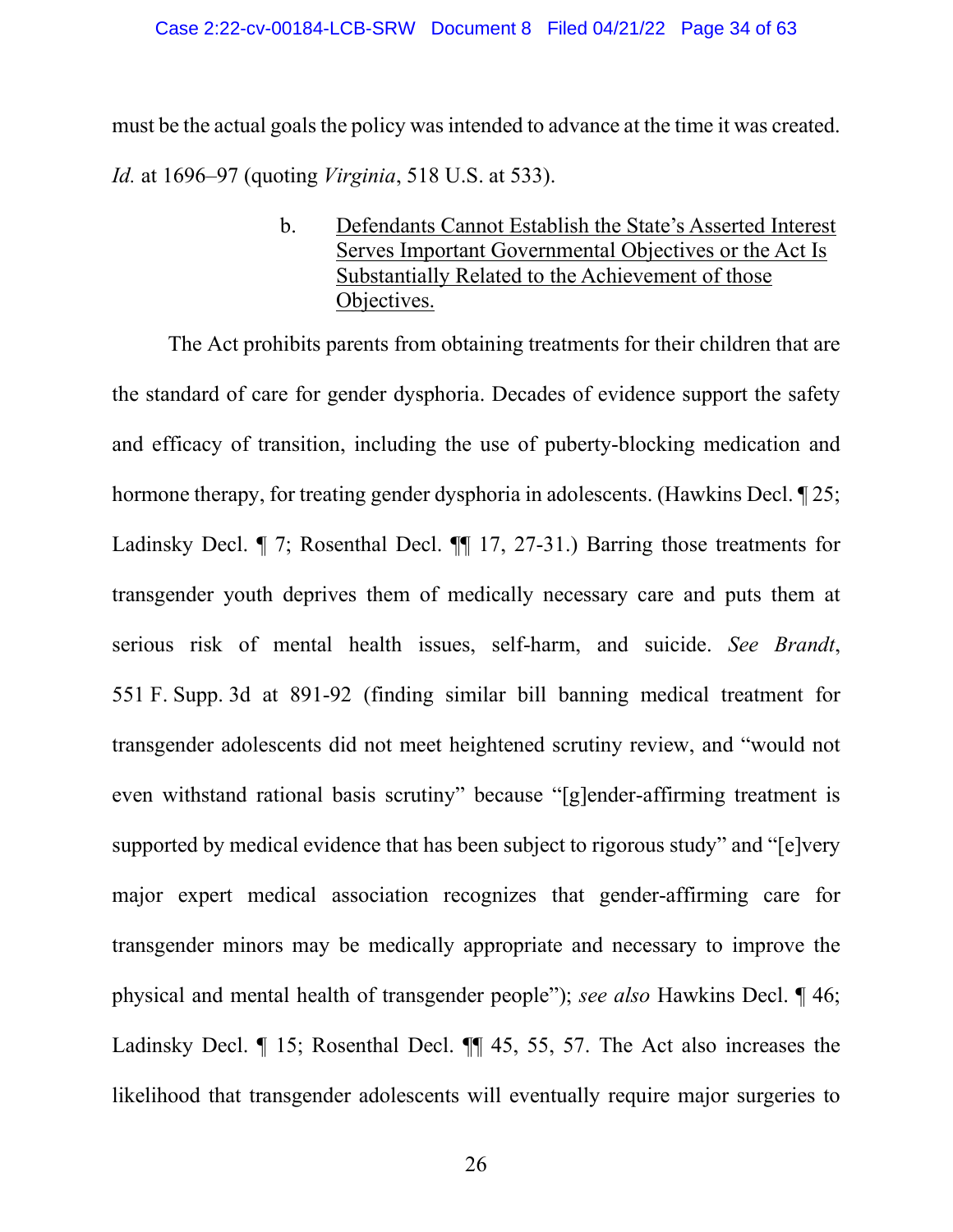must be the actual goals the policy was intended to advance at the time it was created. *Id.* at 1696–97 (quoting *Virginia*, 518 U.S. at 533).

b. <u>Defendants Cannot Establish the State's Asserted Interest Serves Important Governmental Objectives or the Act Is Substantially Related to the Achievement of those Objectives.</u>

The Act prohibits parents from obtaining treatments for their children that are the standard of care for gender dysphoria. Decades of evidence support the safety and efficacy of transition, including the use of puberty-blocking medication and hormone therapy, for treating gender dysphoria in adolescents. (Hawkins Decl. ¶ 25; Ladinsky Decl. ¶ 7; Rosenthal Decl. ¶¶ 17, 27-31.) Barring those treatments for transgender youth deprives them of medically necessary care and puts them at serious risk of mental health issues, self-harm, and suicide. *See Brandt*, 551 F. Supp. 3d at 891-92 (finding similar bill banning medical treatment for transgender adolescents did not meet heightened scrutiny review, and "would not even withstand rational basis scrutiny" because "[g]ender-affirming treatment is supported by medical evidence that has been subject to rigorous study" and "[e]very major expert medical association recognizes that gender-affirming care for transgender minors may be medically appropriate and necessary to improve the physical and mental health of transgender people"); *see also* Hawkins Decl. ¶ 46; Ladinsky Decl. ¶ 15; Rosenthal Decl. ¶¶ 45, 55, 57. The Act also increases the likelihood that transgender adolescents will eventually require major surgeries to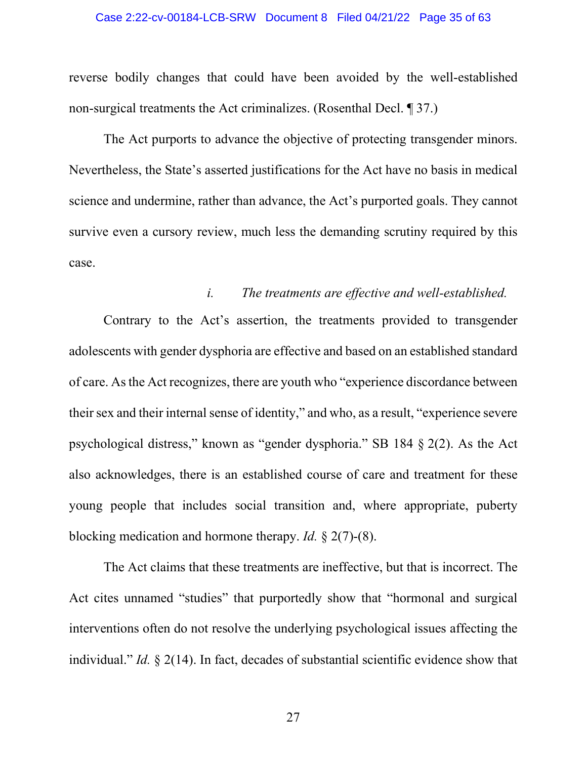reverse bodily changes that could have been avoided by the well-established non-surgical treatments the Act criminalizes. (Rosenthal Decl. ¶ 37.)

The Act purports to advance the objective of protecting transgender minors. Nevertheless, the State's asserted justifications for the Act have no basis in medical science and undermine, rather than advance, the Act's purported goals. They cannot survive even a cursory review, much less the demanding scrutiny required by this case.

*i. The treatments are effective and well-established.*

Contrary to the Act's assertion, the treatments provided to transgender adolescents with gender dysphoria are effective and based on an established standard of care. As the Act recognizes, there are youth who "experience discordance between their sex and their internal sense of identity," and who, as a result, "experience severe psychological distress," known as "gender dysphoria." SB 184 § 2(2). As the Act also acknowledges, there is an established course of care and treatment for these young people that includes social transition and, where appropriate, puberty blocking medication and hormone therapy. *Id.* § 2(7)-(8).

The Act claims that these treatments are ineffective, but that is incorrect. The Act cites unnamed "studies" that purportedly show that "hormonal and surgical interventions often do not resolve the underlying psychological issues affecting the individual." *Id.* § 2(14). In fact, decades of substantial scientific evidence show that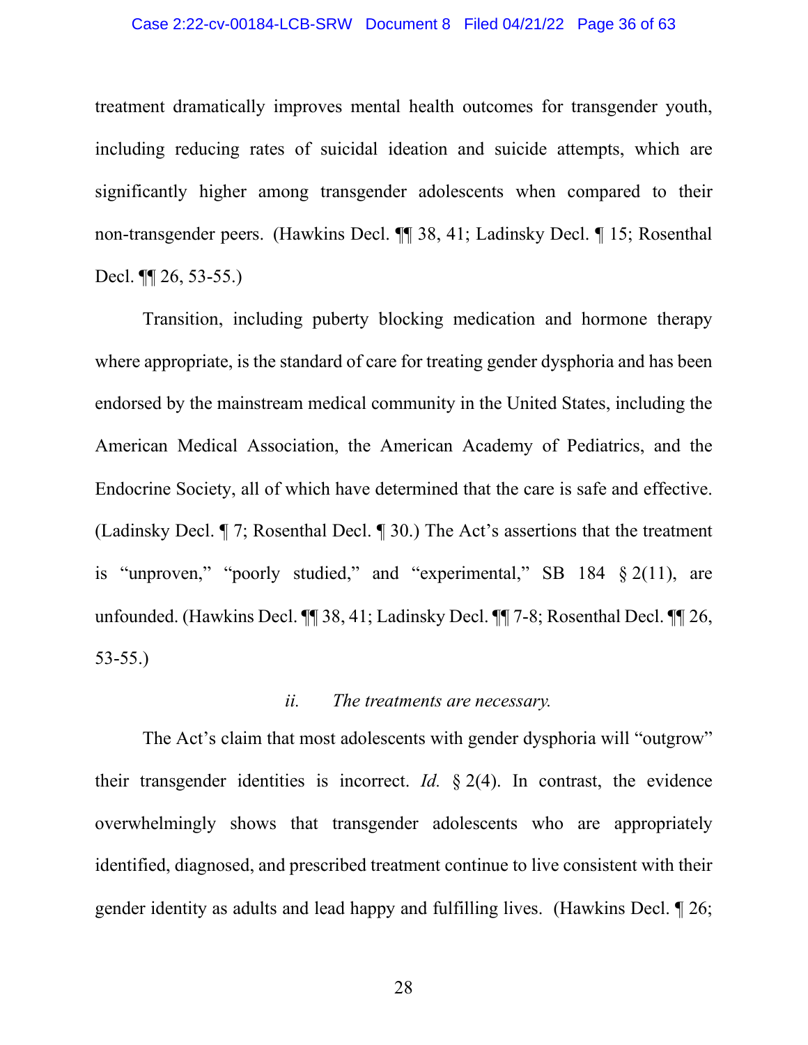treatment dramatically improves mental health outcomes for transgender youth, including reducing rates of suicidal ideation and suicide attempts, which are significantly higher among transgender adolescents when compared to their non-transgender peers. (Hawkins Decl. ¶¶ 38, 41; Ladinsky Decl. ¶ 15; Rosenthal Decl. ¶¶ 26, 53-55.)

Transition, including puberty blocking medication and hormone therapy where appropriate, is the standard of care for treating gender dysphoria and has been endorsed by the mainstream medical community in the United States, including the American Medical Association, the American Academy of Pediatrics, and the Endocrine Society, all of which have determined that the care is safe and effective. (Ladinsky Decl. ¶ 7; Rosenthal Decl. ¶ 30.) The Act's assertions that the treatment is "unproven," "poorly studied," and "experimental," SB 184 § 2(11), are unfounded. (Hawkins Decl. ¶¶ 38, 41; Ladinsky Decl. ¶¶ 7-8; Rosenthal Decl. ¶¶ 26, 53-55.)

### *ii. The treatments are necessary.*

The Act's claim that most adolescents with gender dysphoria will "outgrow" their transgender identities is incorrect. *Id.* § 2(4). In contrast, the evidence overwhelmingly shows that transgender adolescents who are appropriately identified, diagnosed, and prescribed treatment continue to live consistent with their gender identity as adults and lead happy and fulfilling lives. (Hawkins Decl. ¶ 26;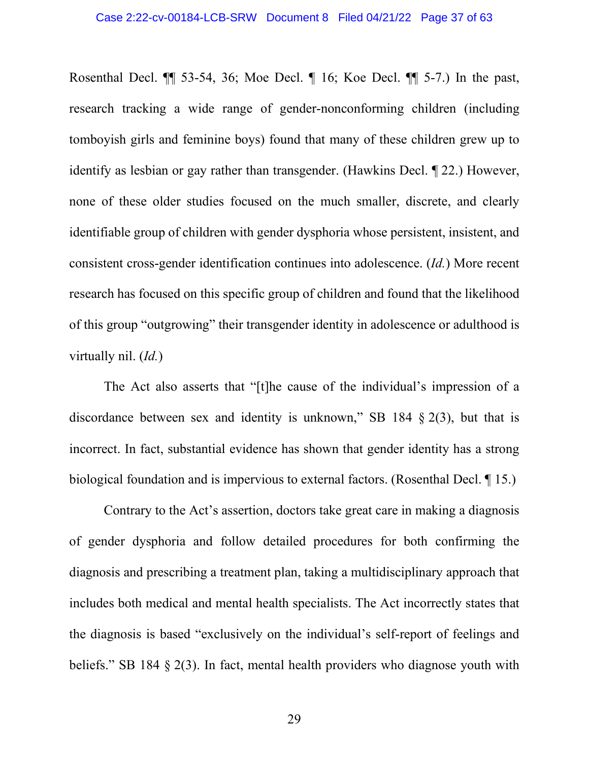Rosenthal Decl. ¶¶ 53-54, 36; Moe Decl. ¶ 16; Koe Decl. ¶¶ 5-7.) In the past, research tracking a wide range of gender-nonconforming children (including tomboyish girls and feminine boys) found that many of these children grew up to identify as lesbian or gay rather than transgender. (Hawkins Decl. ¶ 22.) However, none of these older studies focused on the much smaller, discrete, and clearly identifiable group of children with gender dysphoria whose persistent, insistent, and consistent cross-gender identification continues into adolescence. (*Id.*) More recent research has focused on this specific group of children and found that the likelihood of this group "outgrowing" their transgender identity in adolescence or adulthood is virtually nil. (*Id.*)

The Act also asserts that "[t]he cause of the individual's impression of a discordance between sex and identity is unknown," SB 184 § 2(3), but that is incorrect. In fact, substantial evidence has shown that gender identity has a strong biological foundation and is impervious to external factors. (Rosenthal Decl. ¶ 15.)

Contrary to the Act's assertion, doctors take great care in making a diagnosis of gender dysphoria and follow detailed procedures for both confirming the diagnosis and prescribing a treatment plan, taking a multidisciplinary approach that includes both medical and mental health specialists. The Act incorrectly states that the diagnosis is based "exclusively on the individual's self-report of feelings and beliefs." SB 184 § 2(3). In fact, mental health providers who diagnose youth with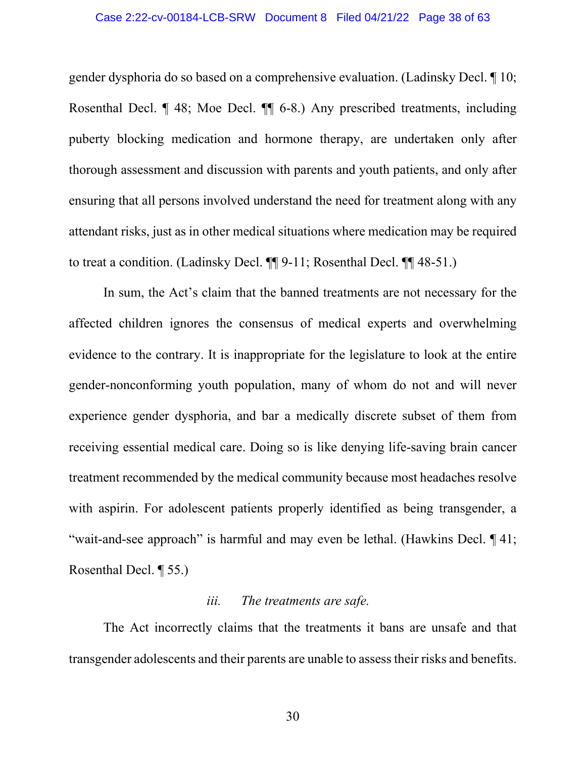gender dysphoria do so based on a comprehensive evaluation. (Ladinsky Decl. ¶ 10; Rosenthal Decl. ¶ 48; Moe Decl. ¶¶ 6-8.) Any prescribed treatments, including puberty blocking medication and hormone therapy, are undertaken only after thorough assessment and discussion with parents and youth patients, and only after ensuring that all persons involved understand the need for treatment along with any attendant risks, just as in other medical situations where medication may be required to treat a condition. (Ladinsky Decl. ¶¶ 9-11; Rosenthal Decl. ¶¶ 48-51.)

In sum, the Act's claim that the banned treatments are not necessary for the affected children ignores the consensus of medical experts and overwhelming evidence to the contrary. It is inappropriate for the legislature to look at the entire gender-nonconforming youth population, many of whom do not and will never experience gender dysphoria, and bar a medically discrete subset of them from receiving essential medical care. Doing so is like denying life-saving brain cancer treatment recommended by the medical community because most headaches resolve with aspirin. For adolescent patients properly identified as being transgender, a "wait-and-see approach" is harmful and may even be lethal. (Hawkins Decl. ¶ 41; Rosenthal Decl. ¶ 55.)

*iii. The treatments are safe.*

The Act incorrectly claims that the treatments it bans are unsafe and that transgender adolescents and their parents are unable to assess their risks and benefits.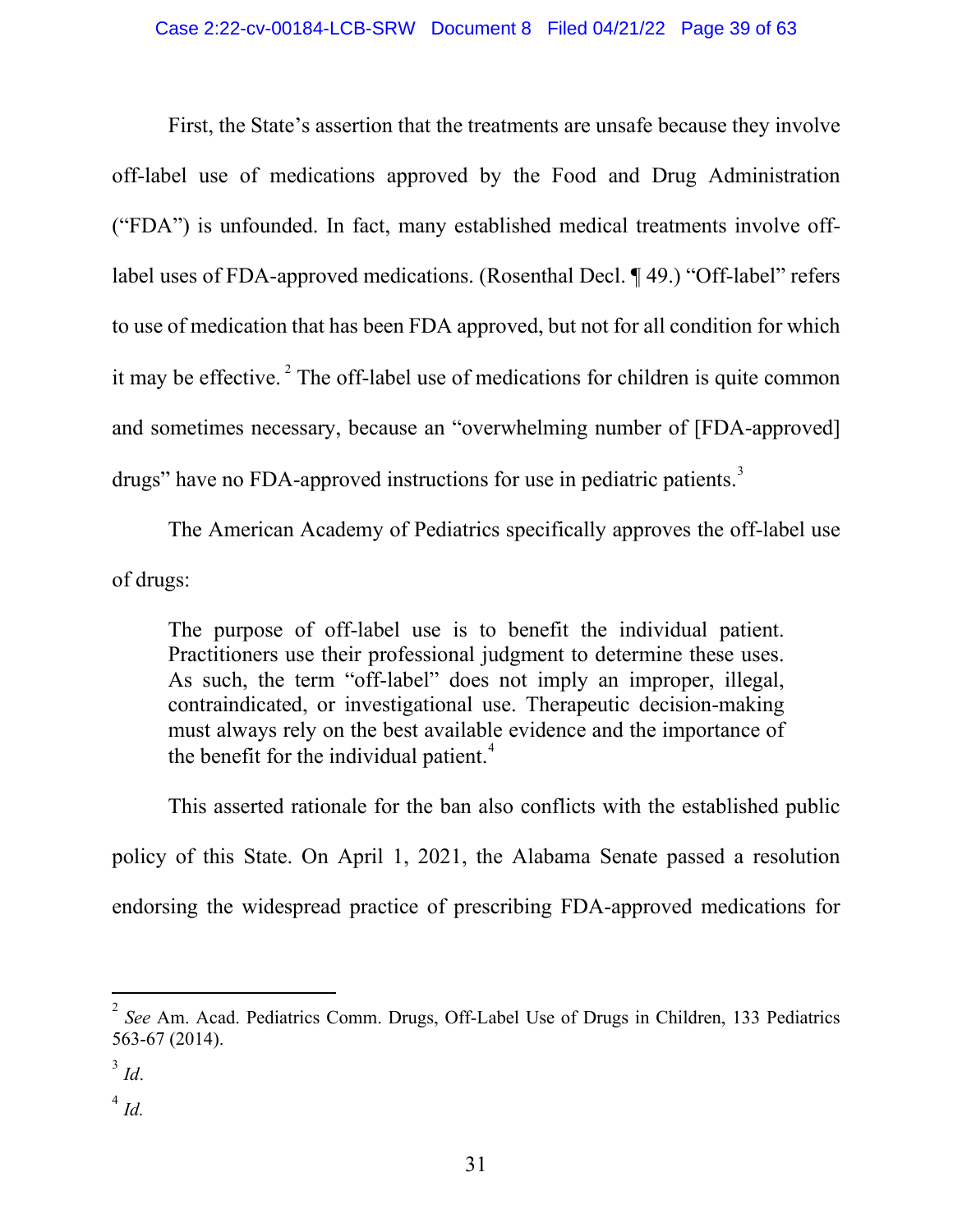First, the State's assertion that the treatments are unsafe because they involve off-label use of medications approved by the Food and Drug Administration ("FDA") is unfounded. In fact, many established medical treatments involve off-label uses of FDA-approved medications. (Rosenthal Decl. ¶ 49.) "Off-label" refers to use of medication that has been FDA approved, but not for all condition for which it may be effective. [2] The off-label use of medications for children is quite common and sometimes necessary, because an "overwhelming number of [FDA-approved] drugs" have no FDA-approved instructions for use in pediatric patients.[3]

The American Academy of Pediatrics specifically approves the off-label use of drugs:

> The purpose of off-label use is to benefit the individual patient. Practitioners use their professional judgment to determine these uses. As such, the term "off-label" does not imply an improper, illegal, contraindicated, or investigational use. Therapeutic decision-making must always rely on the best available evidence and the importance of the benefit for the individual patient.[4]

This asserted rationale for the ban also conflicts with the established public policy of this State. On April 1, 2021, the Alabama Senate passed a resolution endorsing the widespread practice of prescribing FDA-approved medications for

---

[2] *See* Am. Acad. Pediatrics Comm. Drugs, Off-Label Use of Drugs in Children, 133 Pediatrics 563-67 (2014).

[3] *Id*.

[4] *Id.*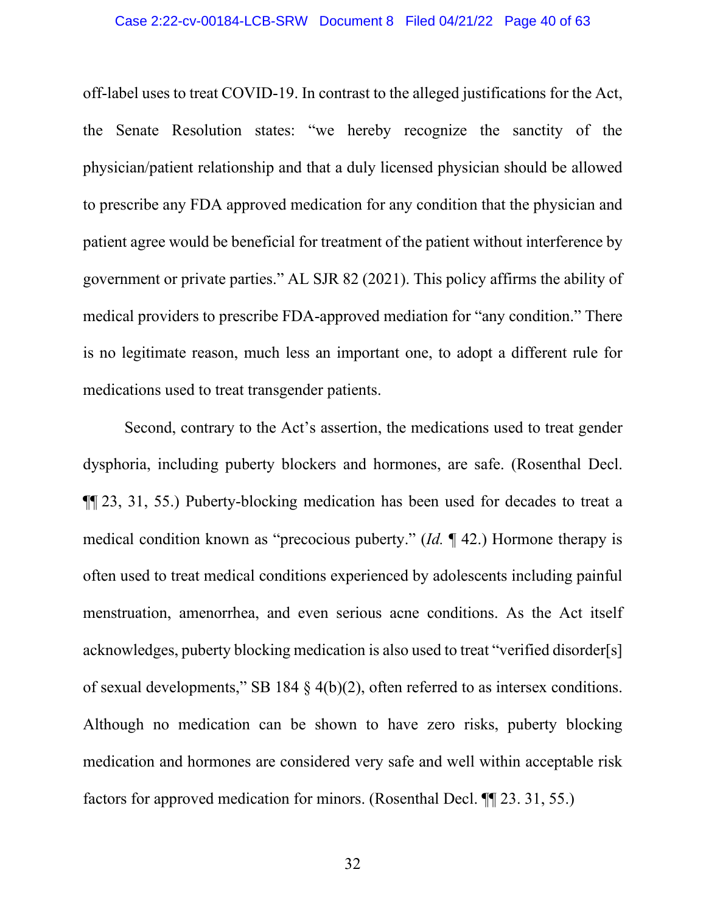off-label uses to treat COVID-19. In contrast to the alleged justifications for the Act, the Senate Resolution states: "we hereby recognize the sanctity of the physician/patient relationship and that a duly licensed physician should be allowed to prescribe any FDA approved medication for any condition that the physician and patient agree would be beneficial for treatment of the patient without interference by government or private parties." AL SJR 82 (2021). This policy affirms the ability of medical providers to prescribe FDA-approved mediation for "any condition." There is no legitimate reason, much less an important one, to adopt a different rule for medications used to treat transgender patients.

Second, contrary to the Act's assertion, the medications used to treat gender dysphoria, including puberty blockers and hormones, are safe. (Rosenthal Decl. ¶¶ 23, 31, 55.) Puberty-blocking medication has been used for decades to treat a medical condition known as "precocious puberty." (*Id.* ¶ 42.) Hormone therapy is often used to treat medical conditions experienced by adolescents including painful menstruation, amenorrhea, and even serious acne conditions. As the Act itself acknowledges, puberty blocking medication is also used to treat "verified disorder[s] of sexual developments," SB 184 § 4(b)(2), often referred to as intersex conditions. Although no medication can be shown to have zero risks, puberty blocking medication and hormones are considered very safe and well within acceptable risk factors for approved medication for minors. (Rosenthal Decl. ¶¶ 23. 31, 55.)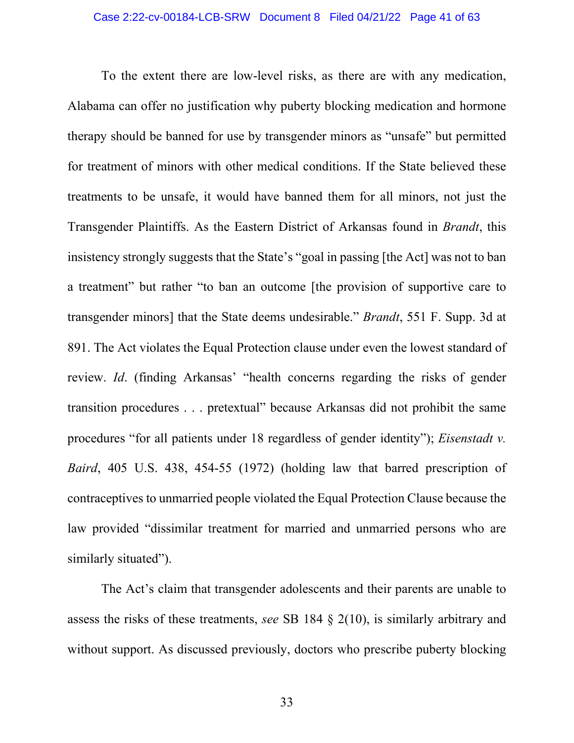To the extent there are low-level risks, as there are with any medication, Alabama can offer no justification why puberty blocking medication and hormone therapy should be banned for use by transgender minors as "unsafe" but permitted for treatment of minors with other medical conditions. If the State believed these treatments to be unsafe, it would have banned them for all minors, not just the Transgender Plaintiffs. As the Eastern District of Arkansas found in *Brandt*, this insistency strongly suggests that the State's "goal in passing [the Act] was not to ban a treatment" but rather "to ban an outcome [the provision of supportive care to transgender minors] that the State deems undesirable." *Brandt*, 551 F. Supp. 3d at 891. The Act violates the Equal Protection clause under even the lowest standard of review. *Id*. (finding Arkansas' "health concerns regarding the risks of gender transition procedures . . . pretextual" because Arkansas did not prohibit the same procedures "for all patients under 18 regardless of gender identity"); *Eisenstadt v. Baird*, 405 U.S. 438, 454-55 (1972) (holding law that barred prescription of contraceptives to unmarried people violated the Equal Protection Clause because the law provided "dissimilar treatment for married and unmarried persons who are similarly situated").

The Act's claim that transgender adolescents and their parents are unable to assess the risks of these treatments, *see* SB 184 § 2(10), is similarly arbitrary and without support. As discussed previously, doctors who prescribe puberty blocking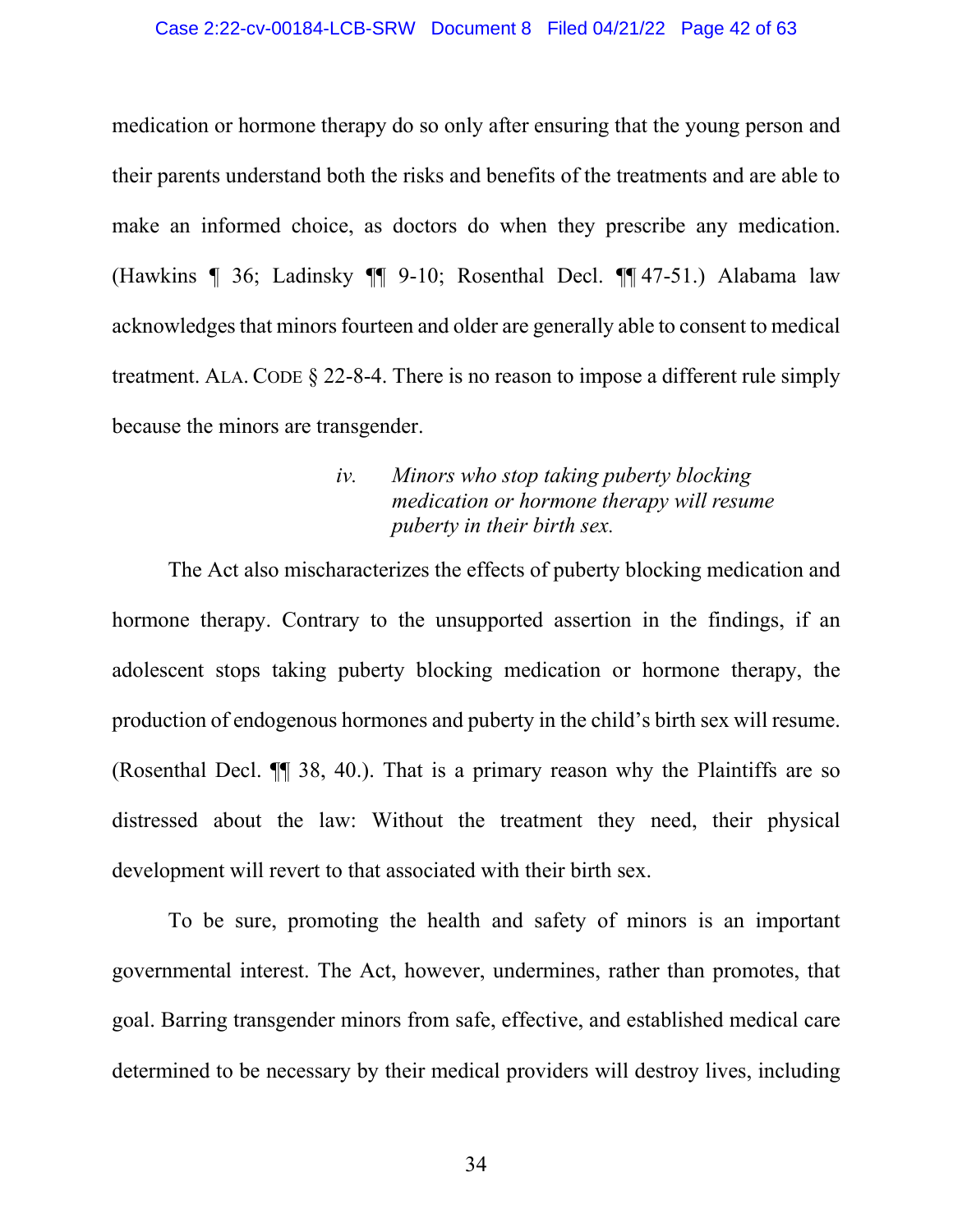medication or hormone therapy do so only after ensuring that the young person and their parents understand both the risks and benefits of the treatments and are able to make an informed choice, as doctors do when they prescribe any medication. (Hawkins ¶ 36; Ladinsky ¶¶ 9-10; Rosenthal Decl. ¶¶ 47-51.) Alabama law acknowledges that minors fourteen and older are generally able to consent to medical treatment. ALA. CODE § 22-8-4. There is no reason to impose a different rule simply because the minors are transgender.

*iv. Minors who stop taking puberty blocking medication or hormone therapy will resume puberty in their birth sex.*

The Act also mischaracterizes the effects of puberty blocking medication and hormone therapy. Contrary to the unsupported assertion in the findings, if an adolescent stops taking puberty blocking medication or hormone therapy, the production of endogenous hormones and puberty in the child's birth sex will resume. (Rosenthal Decl. ¶¶ 38, 40.). That is a primary reason why the Plaintiffs are so distressed about the law: Without the treatment they need, their physical development will revert to that associated with their birth sex.

To be sure, promoting the health and safety of minors is an important governmental interest. The Act, however, undermines, rather than promotes, that goal. Barring transgender minors from safe, effective, and established medical care determined to be necessary by their medical providers will destroy lives, including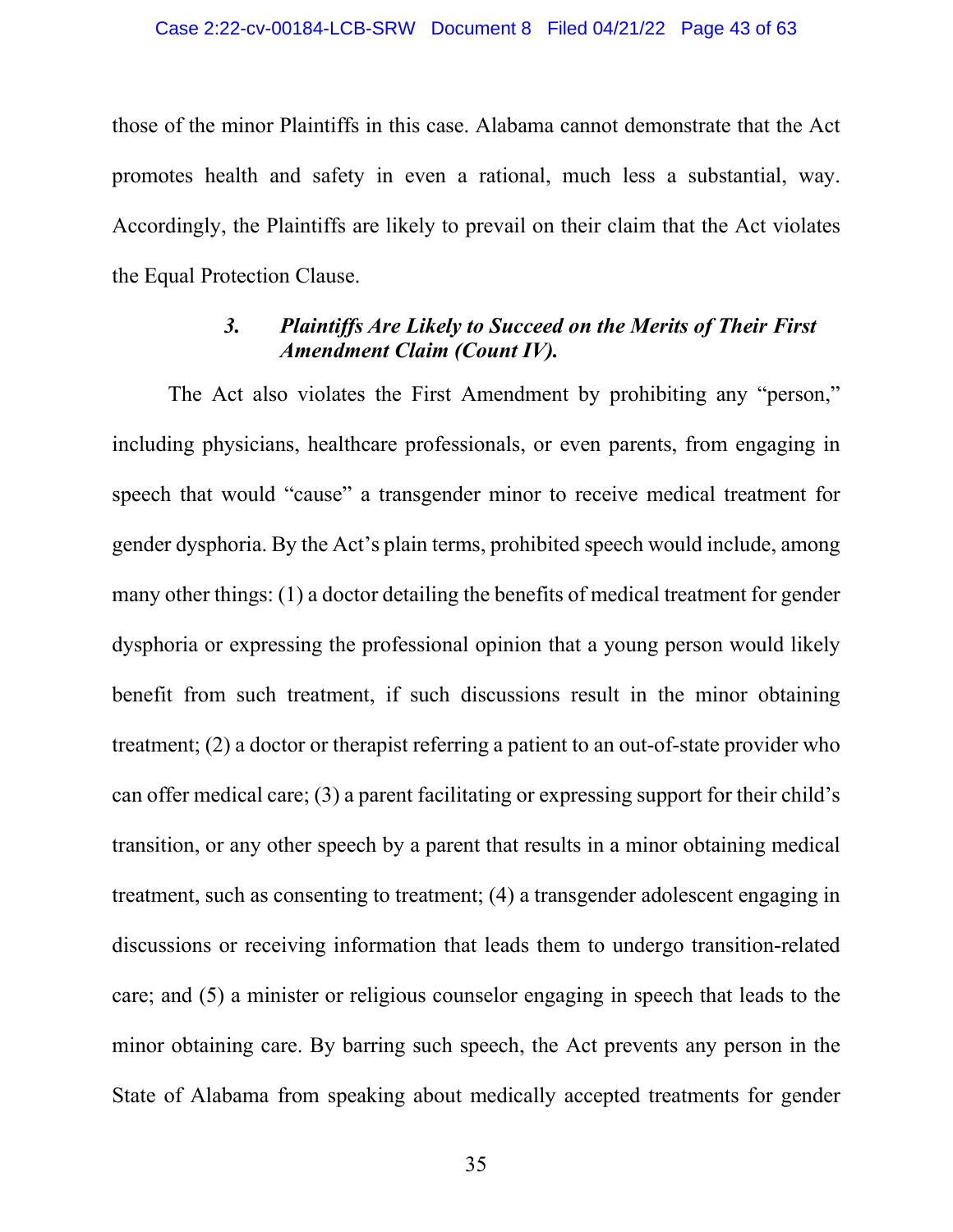those of the minor Plaintiffs in this case. Alabama cannot demonstrate that the Act promotes health and safety in even a rational, much less a substantial, way. Accordingly, the Plaintiffs are likely to prevail on their claim that the Act violates the Equal Protection Clause.

#### 3. *Plaintiffs Are Likely to Succeed on the Merits of Their First Amendment Claim (Count IV).*

The Act also violates the First Amendment by prohibiting any "person," including physicians, healthcare professionals, or even parents, from engaging in speech that would "cause" a transgender minor to receive medical treatment for gender dysphoria. By the Act's plain terms, prohibited speech would include, among many other things: (1) a doctor detailing the benefits of medical treatment for gender dysphoria or expressing the professional opinion that a young person would likely benefit from such treatment, if such discussions result in the minor obtaining treatment; (2) a doctor or therapist referring a patient to an out-of-state provider who can offer medical care; (3) a parent facilitating or expressing support for their child's transition, or any other speech by a parent that results in a minor obtaining medical treatment, such as consenting to treatment; (4) a transgender adolescent engaging in discussions or receiving information that leads them to undergo transition-related care; and (5) a minister or religious counselor engaging in speech that leads to the minor obtaining care. By barring such speech, the Act prevents any person in the State of Alabama from speaking about medically accepted treatments for gender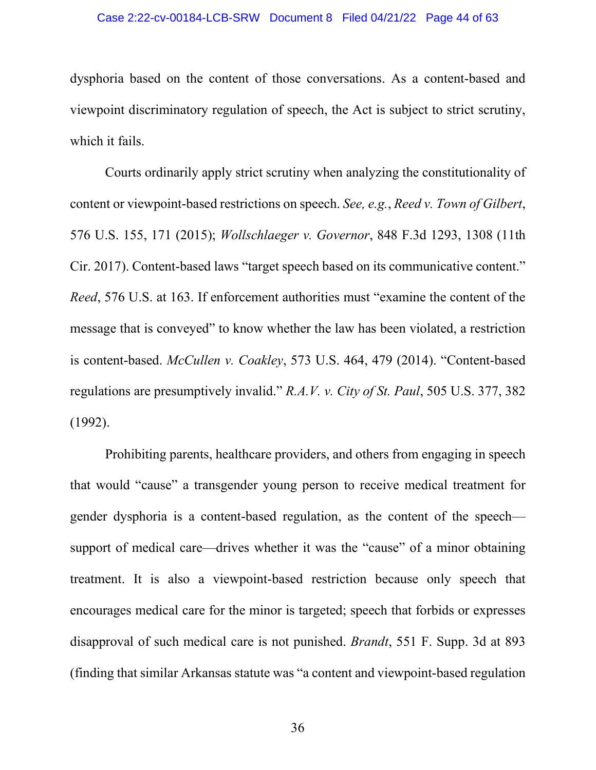dysphoria based on the content of those conversations. As a content-based and viewpoint discriminatory regulation of speech, the Act is subject to strict scrutiny, which it fails.

Courts ordinarily apply strict scrutiny when analyzing the constitutionality of content or viewpoint-based restrictions on speech. *See, e.g.*, *Reed v. Town of Gilbert*, 576 U.S. 155, 171 (2015); *Wollschlaeger v. Governor*, 848 F.3d 1293, 1308 (11th Cir. 2017). Content-based laws "target speech based on its communicative content." *Reed*, 576 U.S. at 163. If enforcement authorities must "examine the content of the message that is conveyed" to know whether the law has been violated, a restriction is content-based. *McCullen v. Coakley*, 573 U.S. 464, 479 (2014). "Content-based regulations are presumptively invalid." *R.A.V. v. City of St. Paul*, 505 U.S. 377, 382 (1992).

Prohibiting parents, healthcare providers, and others from engaging in speech that would "cause" a transgender young person to receive medical treatment for gender dysphoria is a content-based regulation, as the content of the speech—support of medical care—drives whether it was the "cause" of a minor obtaining treatment. It is also a viewpoint-based restriction because only speech that encourages medical care for the minor is targeted; speech that forbids or expresses disapproval of such medical care is not punished. *Brandt*, 551 F. Supp. 3d at 893 (finding that similar Arkansas statute was "a content and viewpoint-based regulation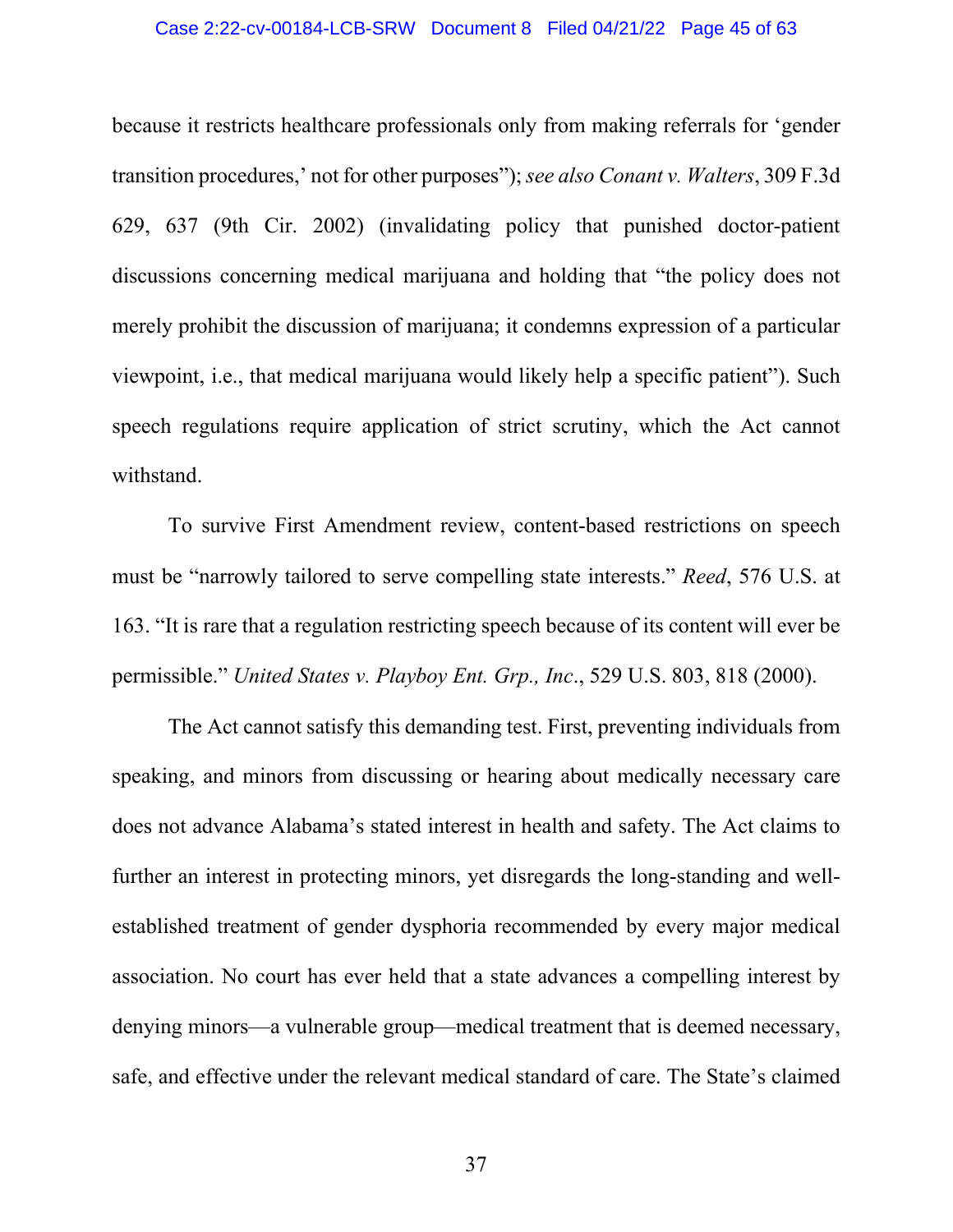because it restricts healthcare professionals only from making referrals for 'gender transition procedures,' not for other purposes"); *see also Conant v. Walters*, 309 F.3d 629, 637 (9th Cir. 2002) (invalidating policy that punished doctor-patient discussions concerning medical marijuana and holding that "the policy does not merely prohibit the discussion of marijuana; it condemns expression of a particular viewpoint, i.e., that medical marijuana would likely help a specific patient"). Such speech regulations require application of strict scrutiny, which the Act cannot withstand.

To survive First Amendment review, content-based restrictions on speech must be "narrowly tailored to serve compelling state interests." *Reed*, 576 U.S. at 163. "It is rare that a regulation restricting speech because of its content will ever be permissible." *United States v. Playboy Ent. Grp., Inc*., 529 U.S. 803, 818 (2000).

The Act cannot satisfy this demanding test. First, preventing individuals from speaking, and minors from discussing or hearing about medically necessary care does not advance Alabama's stated interest in health and safety. The Act claims to further an interest in protecting minors, yet disregards the long-standing and well-established treatment of gender dysphoria recommended by every major medical association. No court has ever held that a state advances a compelling interest by denying minors—a vulnerable group—medical treatment that is deemed necessary, safe, and effective under the relevant medical standard of care. The State's claimed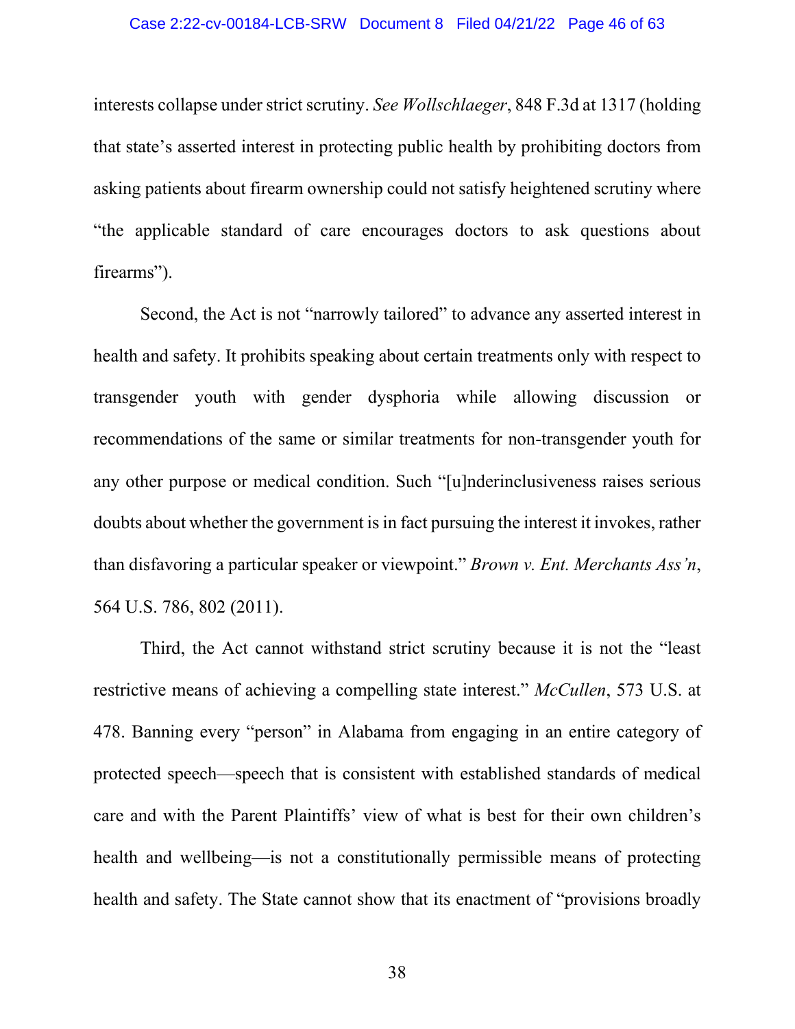interests collapse under strict scrutiny. *See Wollschlaeger*, 848 F.3d at 1317 (holding that state's asserted interest in protecting public health by prohibiting doctors from asking patients about firearm ownership could not satisfy heightened scrutiny where "the applicable standard of care encourages doctors to ask questions about firearms").

Second, the Act is not "narrowly tailored" to advance any asserted interest in health and safety. It prohibits speaking about certain treatments only with respect to transgender youth with gender dysphoria while allowing discussion or recommendations of the same or similar treatments for non-transgender youth for any other purpose or medical condition. Such "[u]nderinclusiveness raises serious doubts about whether the government is in fact pursuing the interest it invokes, rather than disfavoring a particular speaker or viewpoint." *Brown v. Ent. Merchants Ass'n*, 564 U.S. 786, 802 (2011).

Third, the Act cannot withstand strict scrutiny because it is not the "least restrictive means of achieving a compelling state interest." *McCullen*, 573 U.S. at 478. Banning every "person" in Alabama from engaging in an entire category of protected speech—speech that is consistent with established standards of medical care and with the Parent Plaintiffs' view of what is best for their own children's health and wellbeing—is not a constitutionally permissible means of protecting health and safety. The State cannot show that its enactment of "provisions broadly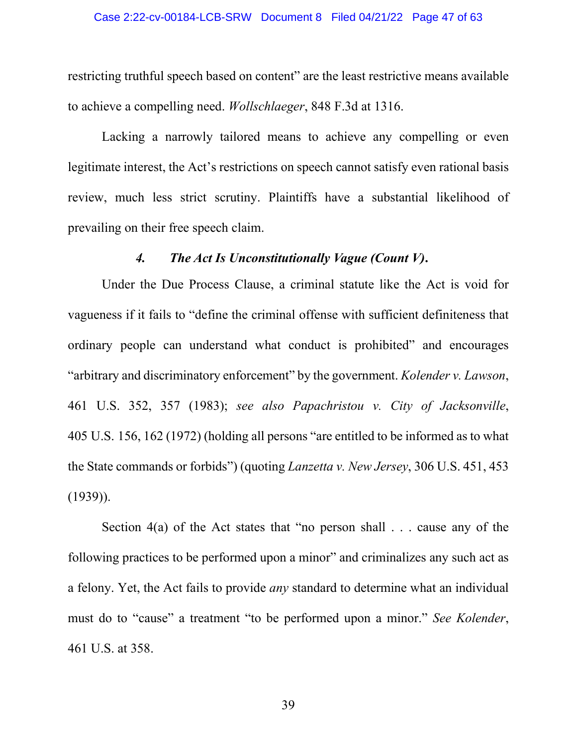restricting truthful speech based on content" are the least restrictive means available to achieve a compelling need. *Wollschlaeger*, 848 F.3d at 1316.

Lacking a narrowly tailored means to achieve any compelling or even legitimate interest, the Act's restrictions on speech cannot satisfy even rational basis review, much less strict scrutiny. Plaintiffs have a substantial likelihood of prevailing on their free speech claim.

#### *4. The Act Is Unconstitutionally Vague (Count V)***.**

Under the Due Process Clause, a criminal statute like the Act is void for vagueness if it fails to "define the criminal offense with sufficient definiteness that ordinary people can understand what conduct is prohibited" and encourages "arbitrary and discriminatory enforcement" by the government. *Kolender v. Lawson*, 461 U.S. 352, 357 (1983); *see also Papachristou v. City of Jacksonville*, 405 U.S. 156, 162 (1972) (holding all persons "are entitled to be informed as to what the State commands or forbids") (quoting *Lanzetta v. New Jersey*, 306 U.S. 451, 453 (1939)).

Section 4(a) of the Act states that "no person shall . . . cause any of the following practices to be performed upon a minor" and criminalizes any such act as a felony. Yet, the Act fails to provide *any* standard to determine what an individual must do to "cause" a treatment "to be performed upon a minor." *See Kolender*, 461 U.S. at 358.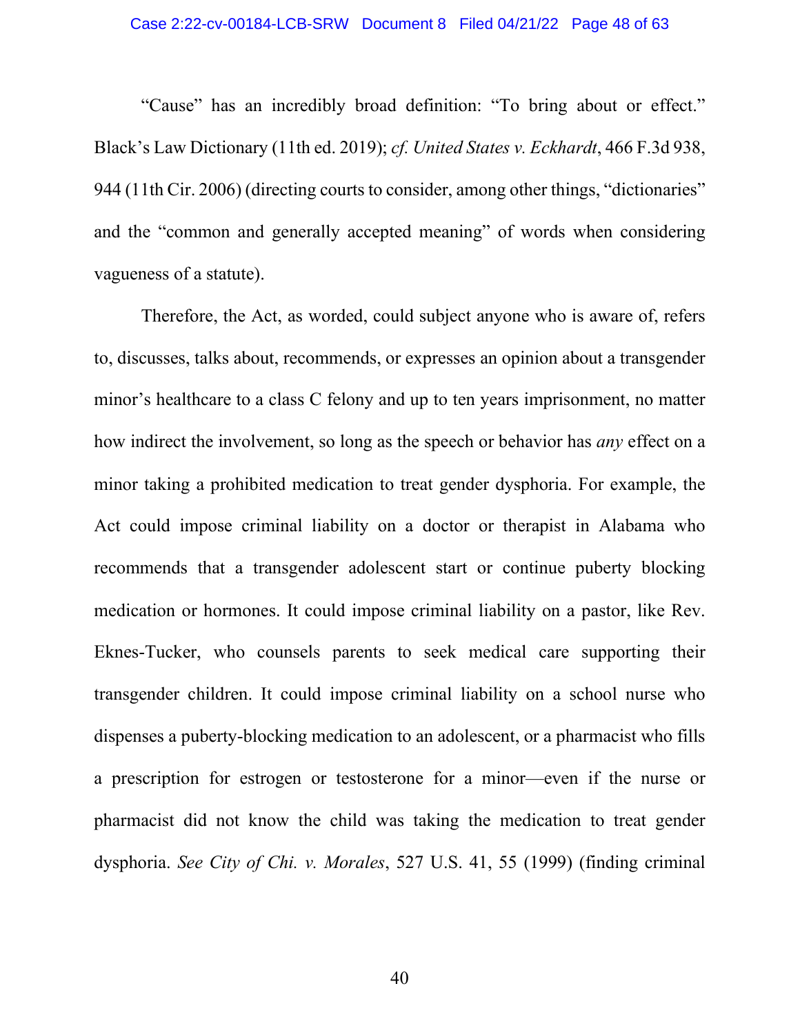"Cause" has an incredibly broad definition: "To bring about or effect." Black's Law Dictionary (11th ed. 2019); *cf. United States v. Eckhardt*, 466 F.3d 938, 944 (11th Cir. 2006) (directing courts to consider, among other things, "dictionaries" and the "common and generally accepted meaning" of words when considering vagueness of a statute).

Therefore, the Act, as worded, could subject anyone who is aware of, refers to, discusses, talks about, recommends, or expresses an opinion about a transgender minor's healthcare to a class C felony and up to ten years imprisonment, no matter how indirect the involvement, so long as the speech or behavior has *any* effect on a minor taking a prohibited medication to treat gender dysphoria. For example, the Act could impose criminal liability on a doctor or therapist in Alabama who recommends that a transgender adolescent start or continue puberty blocking medication or hormones. It could impose criminal liability on a pastor, like Rev. Eknes-Tucker, who counsels parents to seek medical care supporting their transgender children. It could impose criminal liability on a school nurse who dispenses a puberty-blocking medication to an adolescent, or a pharmacist who fills a prescription for estrogen or testosterone for a minor—even if the nurse or pharmacist did not know the child was taking the medication to treat gender dysphoria. *See City of Chi. v. Morales*, 527 U.S. 41, 55 (1999) (finding criminal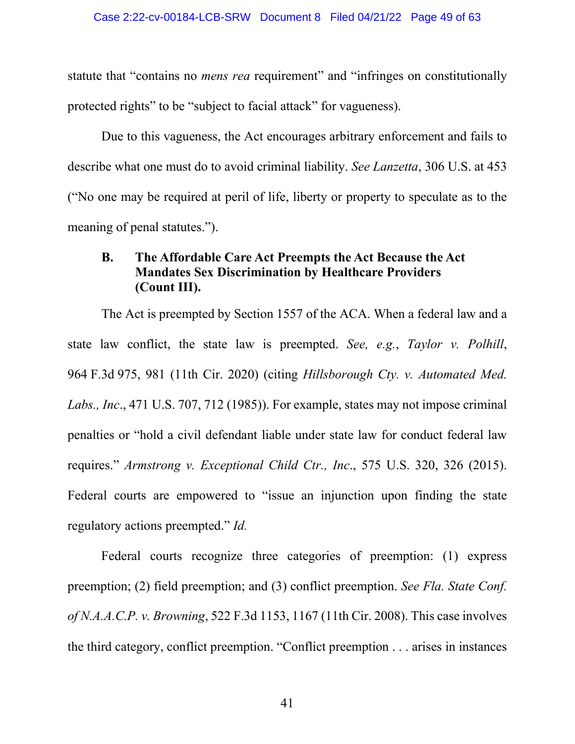statute that "contains no *mens rea* requirement" and "infringes on constitutionally protected rights" to be "subject to facial attack" for vagueness).

Due to this vagueness, the Act encourages arbitrary enforcement and fails to describe what one must do to avoid criminal liability. *See Lanzetta*, 306 U.S. at 453 ("No one may be required at peril of life, liberty or property to speculate as to the meaning of penal statutes.").

### B. The Affordable Care Act Preempts the Act Because the Act Mandates Sex Discrimination by Healthcare Providers (Count III).

The Act is preempted by Section 1557 of the ACA. When a federal law and a state law conflict, the state law is preempted. *See, e.g.*, *Taylor v. Polhill*, 964 F.3d 975, 981 (11th Cir. 2020) (citing *Hillsborough Cty. v. Automated Med. Labs., Inc*., 471 U.S. 707, 712 (1985)). For example, states may not impose criminal penalties or "hold a civil defendant liable under state law for conduct federal law requires." *Armstrong v. Exceptional Child Ctr., Inc*., 575 U.S. 320, 326 (2015). Federal courts are empowered to "issue an injunction upon finding the state regulatory actions preempted." *Id.*

Federal courts recognize three categories of preemption: (1) express preemption; (2) field preemption; and (3) conflict preemption. *See Fla. State Conf. of N.A.A.C.P. v. Browning*, 522 F.3d 1153, 1167 (11th Cir. 2008). This case involves the third category, conflict preemption. "Conflict preemption . . . arises in instances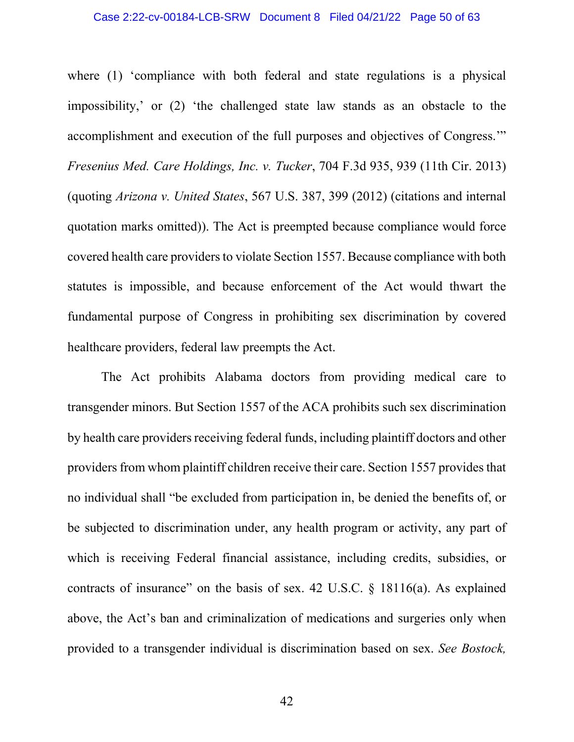where (1) 'compliance with both federal and state regulations is a physical impossibility,' or (2) 'the challenged state law stands as an obstacle to the accomplishment and execution of the full purposes and objectives of Congress.'" *Fresenius Med. Care Holdings, Inc. v. Tucker*, 704 F.3d 935, 939 (11th Cir. 2013) (quoting *Arizona v. United States*, 567 U.S. 387, 399 (2012) (citations and internal quotation marks omitted)). The Act is preempted because compliance would force covered health care providers to violate Section 1557. Because compliance with both statutes is impossible, and because enforcement of the Act would thwart the fundamental purpose of Congress in prohibiting sex discrimination by covered healthcare providers, federal law preempts the Act.

The Act prohibits Alabama doctors from providing medical care to transgender minors. But Section 1557 of the ACA prohibits such sex discrimination by health care providers receiving federal funds, including plaintiff doctors and other providers from whom plaintiff children receive their care. Section 1557 provides that no individual shall "be excluded from participation in, be denied the benefits of, or be subjected to discrimination under, any health program or activity, any part of which is receiving Federal financial assistance, including credits, subsidies, or contracts of insurance" on the basis of sex. 42 U.S.C. § 18116(a). As explained above, the Act's ban and criminalization of medications and surgeries only when provided to a transgender individual is discrimination based on sex. *See Bostock,*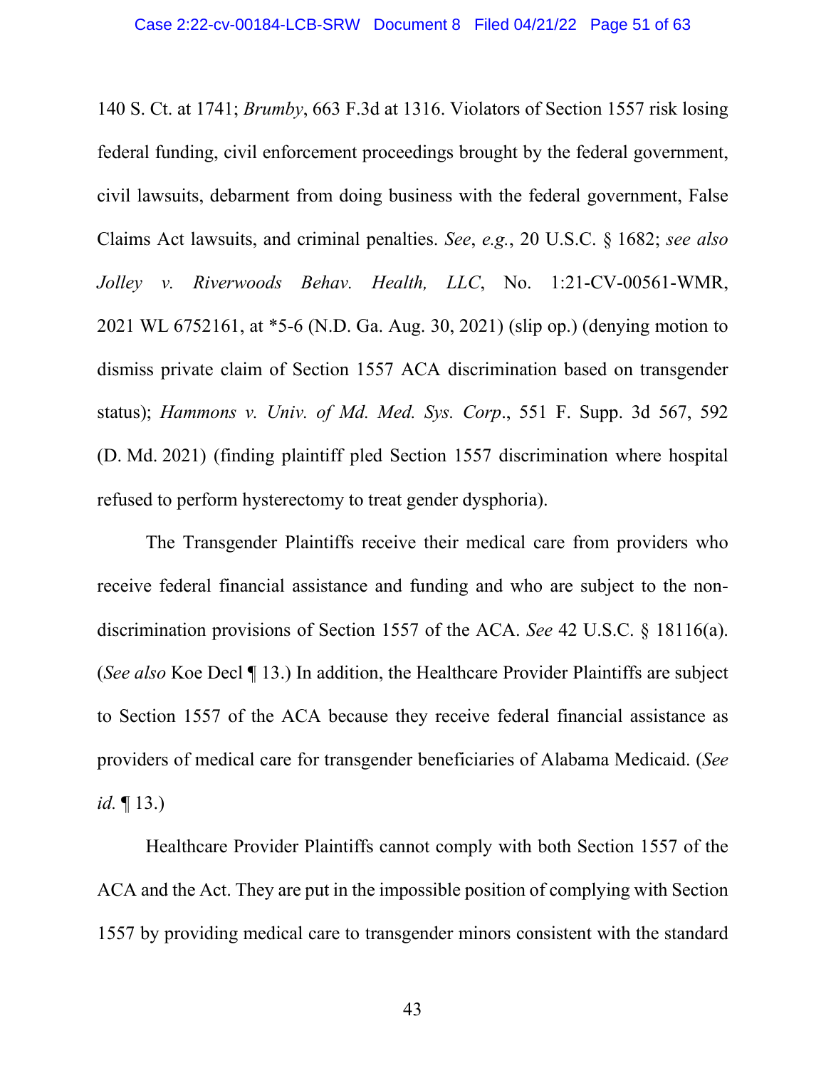140 S. Ct. at 1741; *Brumby*, 663 F.3d at 1316. Violators of Section 1557 risk losing federal funding, civil enforcement proceedings brought by the federal government, civil lawsuits, debarment from doing business with the federal government, False Claims Act lawsuits, and criminal penalties. *See*, *e.g.*, 20 U.S.C. § 1682; *see also Jolley v. Riverwoods Behav. Health, LLC*, No. 1:21-CV-00561-WMR, 2021 WL 6752161, at *5-6 (N.D. Ga. Aug. 30, 2021) (slip op.) (denying motion to dismiss private claim of Section 1557 ACA discrimination based on transgender status); *Hammons v. Univ. of Md. Med. Sys. Corp*., 551 F. Supp. 3d 567, 592 (D. Md. 2021) (finding plaintiff pled Section 1557 discrimination where hospital refused to perform hysterectomy to treat gender dysphoria).

The Transgender Plaintiffs receive their medical care from providers who receive federal financial assistance and funding and who are subject to the non-discrimination provisions of Section 1557 of the ACA. *See* 42 U.S.C. § 18116(a). (*See also* Koe Decl ¶ 13.) In addition, the Healthcare Provider Plaintiffs are subject to Section 1557 of the ACA because they receive federal financial assistance as providers of medical care for transgender beneficiaries of Alabama Medicaid. (*See id.* ¶ 13.)

Healthcare Provider Plaintiffs cannot comply with both Section 1557 of the ACA and the Act. They are put in the impossible position of complying with Section 1557 by providing medical care to transgender minors consistent with the standard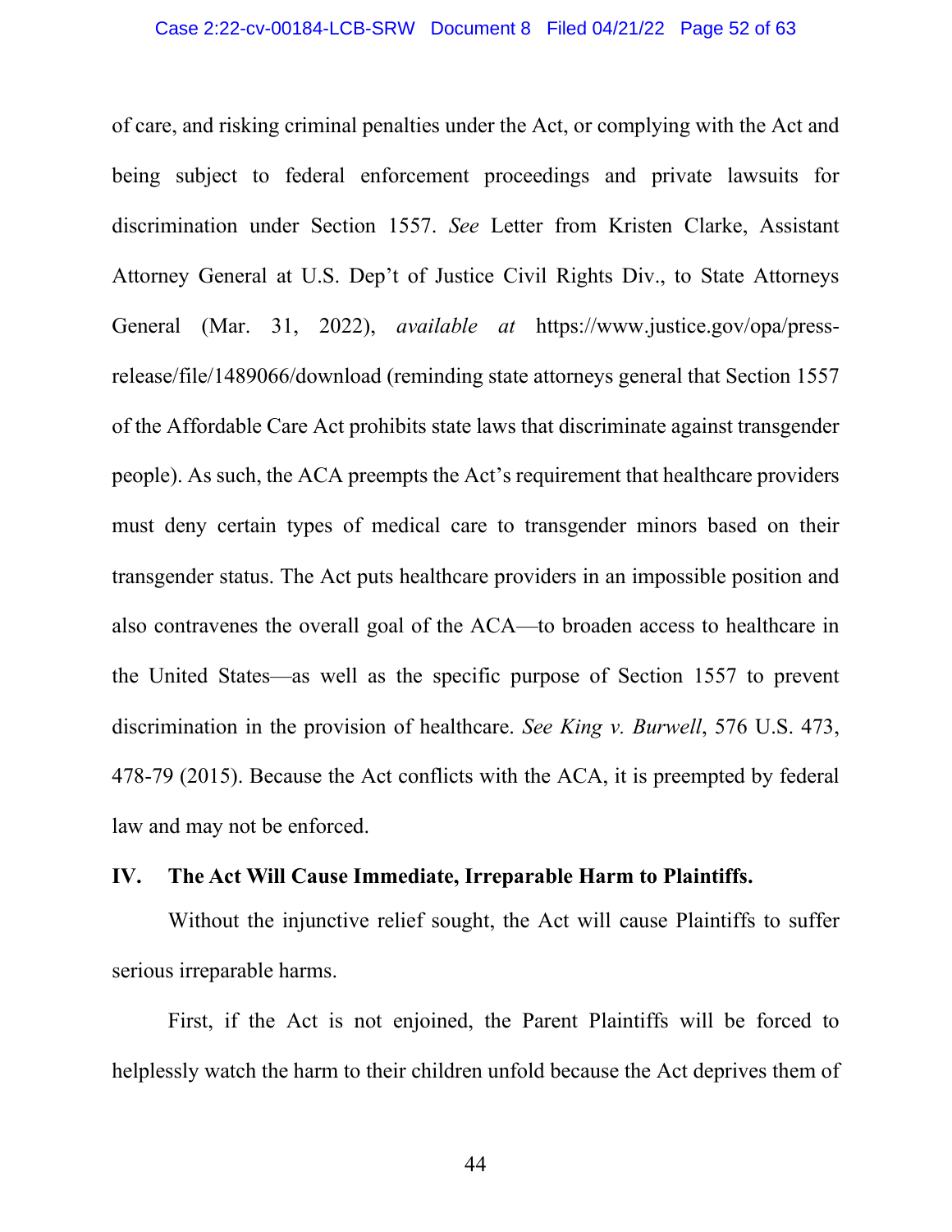of care, and risking criminal penalties under the Act, or complying with the Act and being subject to federal enforcement proceedings and private lawsuits for discrimination under Section 1557. *See* Letter from Kristen Clarke, Assistant Attorney General at U.S. Dep't of Justice Civil Rights Div., to State Attorneys General (Mar. 31, 2022), *available at* https://www.justice.gov/opa/press-release/file/1489066/download (reminding state attorneys general that Section 1557 of the Affordable Care Act prohibits state laws that discriminate against transgender people). As such, the ACA preempts the Act's requirement that healthcare providers must deny certain types of medical care to transgender minors based on their transgender status. The Act puts healthcare providers in an impossible position and also contravenes the overall goal of the ACA—to broaden access to healthcare in the United States—as well as the specific purpose of Section 1557 to prevent discrimination in the provision of healthcare. *See King v. Burwell*, 576 U.S. 473, 478-79 (2015). Because the Act conflicts with the ACA, it is preempted by federal law and may not be enforced.

## IV. The Act Will Cause Immediate, Irreparable Harm to Plaintiffs.

Without the injunctive relief sought, the Act will cause Plaintiffs to suffer serious irreparable harms.

First, if the Act is not enjoined, the Parent Plaintiffs will be forced to helplessly watch the harm to their children unfold because the Act deprives them of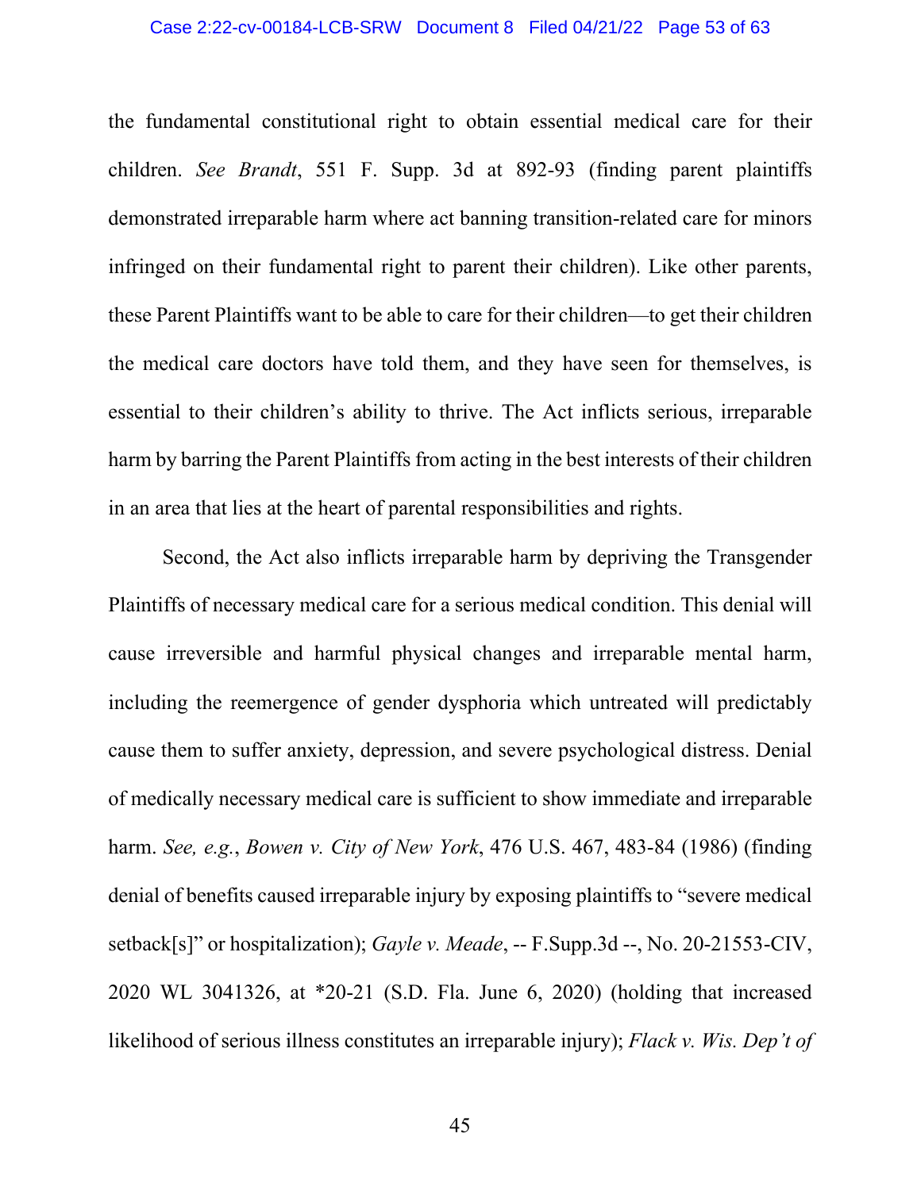the fundamental constitutional right to obtain essential medical care for their children. *See Brandt*, 551 F. Supp. 3d at 892-93 (finding parent plaintiffs demonstrated irreparable harm where act banning transition-related care for minors infringed on their fundamental right to parent their children). Like other parents, these Parent Plaintiffs want to be able to care for their children—to get their children the medical care doctors have told them, and they have seen for themselves, is essential to their children's ability to thrive. The Act inflicts serious, irreparable harm by barring the Parent Plaintiffs from acting in the best interests of their children in an area that lies at the heart of parental responsibilities and rights.

Second, the Act also inflicts irreparable harm by depriving the Transgender Plaintiffs of necessary medical care for a serious medical condition. This denial will cause irreversible and harmful physical changes and irreparable mental harm, including the reemergence of gender dysphoria which untreated will predictably cause them to suffer anxiety, depression, and severe psychological distress. Denial of medically necessary medical care is sufficient to show immediate and irreparable harm. *See, e.g.*, *Bowen v. City of New York*, 476 U.S. 467, 483-84 (1986) (finding denial of benefits caused irreparable injury by exposing plaintiffs to "severe medical setback[s]" or hospitalization); *Gayle v. Meade*, -- F.Supp.3d --, No. 20-21553-CIV, 2020 WL 3041326, at *20-21 (S.D. Fla. June 6, 2020) (holding that increased likelihood of serious illness constitutes an irreparable injury); *Flack v. Wis. Dep't of*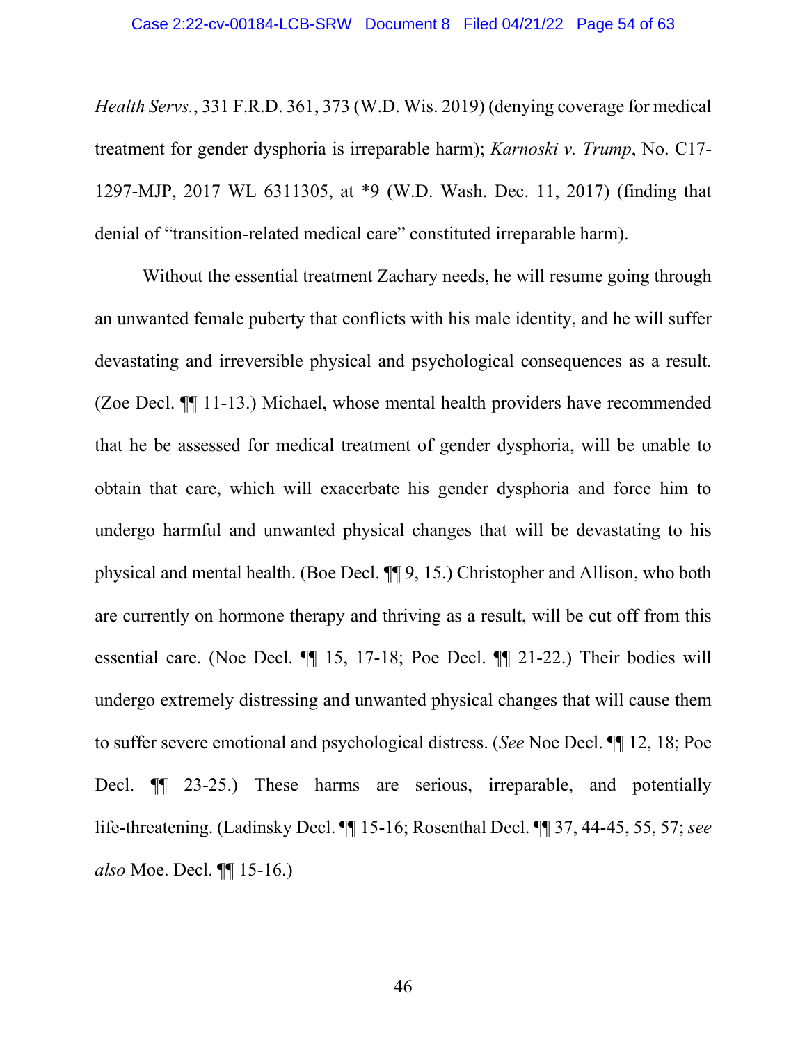*Health Servs.*, 331 F.R.D. 361, 373 (W.D. Wis. 2019) (denying coverage for medical treatment for gender dysphoria is irreparable harm); *Karnoski v. Trump*, No. C17-1297-MJP, 2017 WL 6311305, at *9 (W.D. Wash. Dec. 11, 2017) (finding that denial of "transition-related medical care" constituted irreparable harm).

Without the essential treatment Zachary needs, he will resume going through an unwanted female puberty that conflicts with his male identity, and he will suffer devastating and irreversible physical and psychological consequences as a result. (Zoe Decl. ¶¶ 11-13.) Michael, whose mental health providers have recommended that he be assessed for medical treatment of gender dysphoria, will be unable to obtain that care, which will exacerbate his gender dysphoria and force him to undergo harmful and unwanted physical changes that will be devastating to his physical and mental health. (Boe Decl. ¶¶ 9, 15.) Christopher and Allison, who both are currently on hormone therapy and thriving as a result, will be cut off from this essential care. (Noe Decl. ¶¶ 15, 17-18; Poe Decl. ¶¶ 21-22.) Their bodies will undergo extremely distressing and unwanted physical changes that will cause them to suffer severe emotional and psychological distress. (*See* Noe Decl. ¶¶ 12, 18; Poe Decl. ¶¶ 23-25.) These harms are serious, irreparable, and potentially life-threatening. (Ladinsky Decl. ¶¶ 15-16; Rosenthal Decl. ¶¶ 37, 44-45, 55, 57; *see also* Moe. Decl. ¶¶ 15-16.)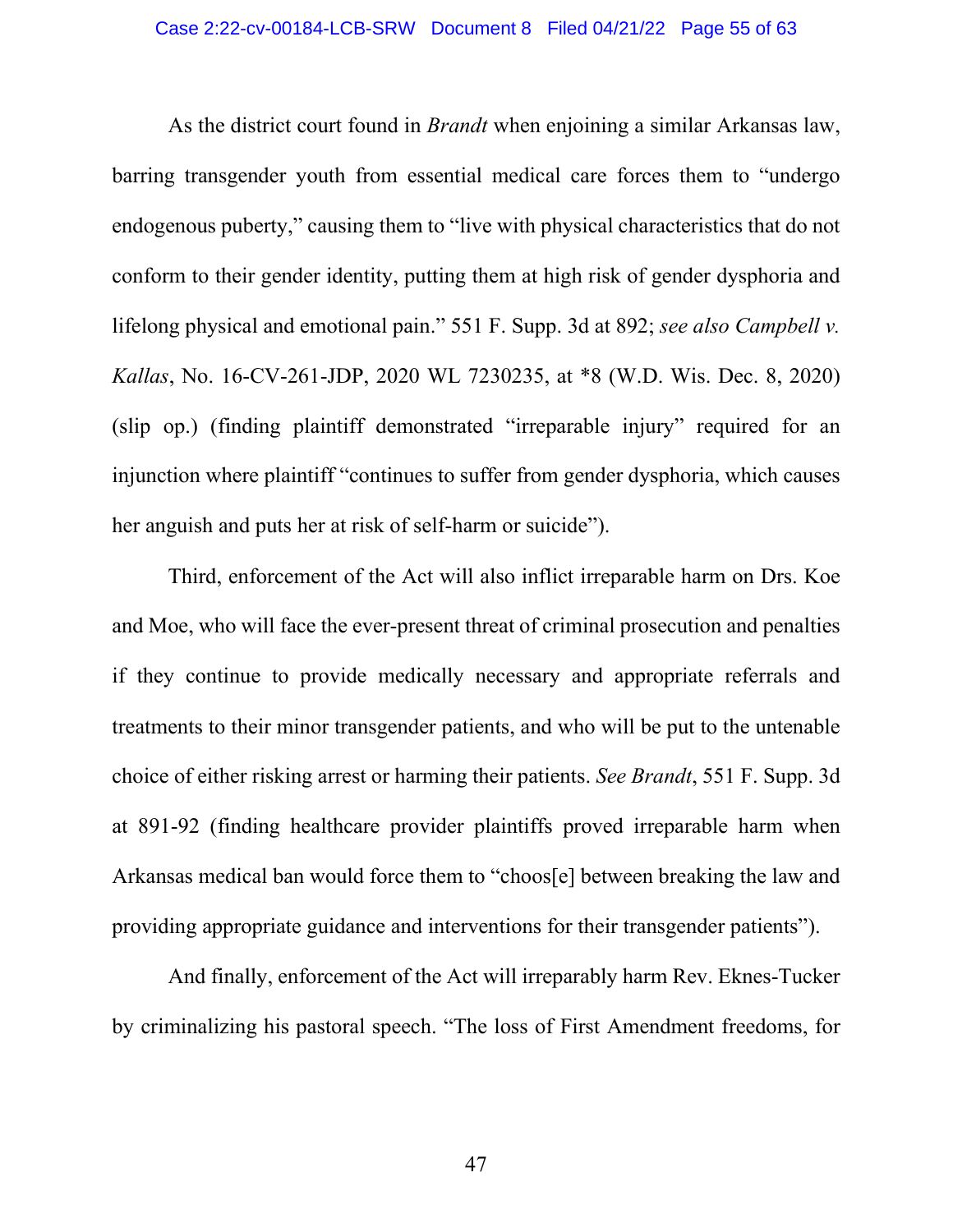As the district court found in *Brandt* when enjoining a similar Arkansas law, barring transgender youth from essential medical care forces them to "undergo endogenous puberty," causing them to "live with physical characteristics that do not conform to their gender identity, putting them at high risk of gender dysphoria and lifelong physical and emotional pain." 551 F. Supp. 3d at 892; *see also Campbell v. Kallas*, No. 16-CV-261-JDP, 2020 WL 7230235, at *8 (W.D. Wis. Dec. 8, 2020) (slip op.) (finding plaintiff demonstrated "irreparable injury" required for an injunction where plaintiff "continues to suffer from gender dysphoria, which causes her anguish and puts her at risk of self-harm or suicide").

Third, enforcement of the Act will also inflict irreparable harm on Drs. Koe and Moe, who will face the ever-present threat of criminal prosecution and penalties if they continue to provide medically necessary and appropriate referrals and treatments to their minor transgender patients, and who will be put to the untenable choice of either risking arrest or harming their patients. *See Brandt*, 551 F. Supp. 3d at 891-92 (finding healthcare provider plaintiffs proved irreparable harm when Arkansas medical ban would force them to "choos[e] between breaking the law and providing appropriate guidance and interventions for their transgender patients").

And finally, enforcement of the Act will irreparably harm Rev. Eknes-Tucker by criminalizing his pastoral speech. "The loss of First Amendment freedoms, for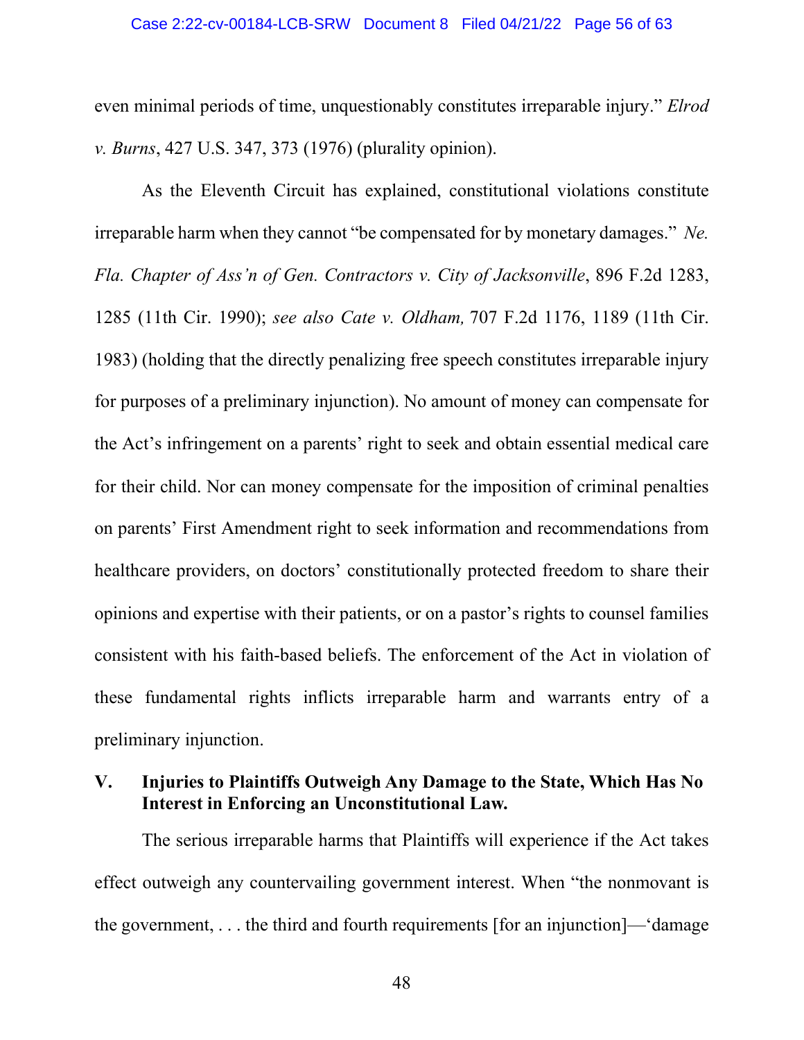even minimal periods of time, unquestionably constitutes irreparable injury." *Elrod v. Burns*, 427 U.S. 347, 373 (1976) (plurality opinion).

As the Eleventh Circuit has explained, constitutional violations constitute irreparable harm when they cannot "be compensated for by monetary damages." *Ne. Fla. Chapter of Ass'n of Gen. Contractors v. City of Jacksonville*, 896 F.2d 1283, 1285 (11th Cir. 1990); *see also Cate v. Oldham,* 707 F.2d 1176, 1189 (11th Cir. 1983) (holding that the directly penalizing free speech constitutes irreparable injury for purposes of a preliminary injunction). No amount of money can compensate for the Act's infringement on a parents' right to seek and obtain essential medical care for their child. Nor can money compensate for the imposition of criminal penalties on parents' First Amendment right to seek information and recommendations from healthcare providers, on doctors' constitutionally protected freedom to share their opinions and expertise with their patients, or on a pastor's rights to counsel families consistent with his faith-based beliefs. The enforcement of the Act in violation of these fundamental rights inflicts irreparable harm and warrants entry of a preliminary injunction.

## V. Injuries to Plaintiffs Outweigh Any Damage to the State, Which Has No Interest in Enforcing an Unconstitutional Law.

The serious irreparable harms that Plaintiffs will experience if the Act takes effect outweigh any countervailing government interest. When "the nonmovant is the government, . . . the third and fourth requirements [for an injunction]—'damage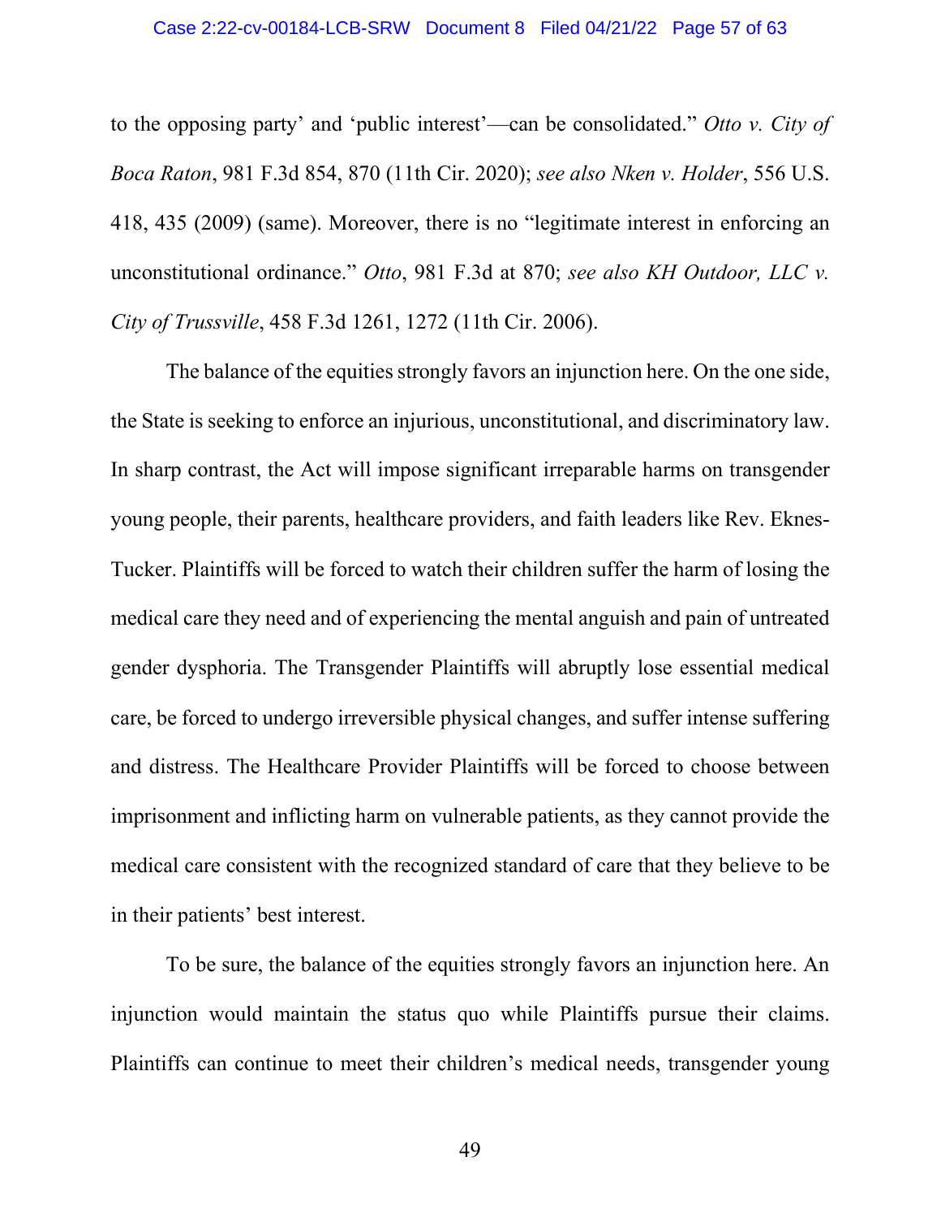to the opposing party' and 'public interest'—can be consolidated." *Otto v. City of Boca Raton*, 981 F.3d 854, 870 (11th Cir. 2020); *see also Nken v. Holder*, 556 U.S. 418, 435 (2009) (same). Moreover, there is no "legitimate interest in enforcing an unconstitutional ordinance." *Otto*, 981 F.3d at 870; *see also KH Outdoor, LLC v. City of Trussville*, 458 F.3d 1261, 1272 (11th Cir. 2006).

The balance of the equities strongly favors an injunction here. On the one side, the State is seeking to enforce an injurious, unconstitutional, and discriminatory law. In sharp contrast, the Act will impose significant irreparable harms on transgender young people, their parents, healthcare providers, and faith leaders like Rev. Eknes-Tucker. Plaintiffs will be forced to watch their children suffer the harm of losing the medical care they need and of experiencing the mental anguish and pain of untreated gender dysphoria. The Transgender Plaintiffs will abruptly lose essential medical care, be forced to undergo irreversible physical changes, and suffer intense suffering and distress. The Healthcare Provider Plaintiffs will be forced to choose between imprisonment and inflicting harm on vulnerable patients, as they cannot provide the medical care consistent with the recognized standard of care that they believe to be in their patients' best interest.

To be sure, the balance of the equities strongly favors an injunction here. An injunction would maintain the status quo while Plaintiffs pursue their claims. Plaintiffs can continue to meet their children's medical needs, transgender young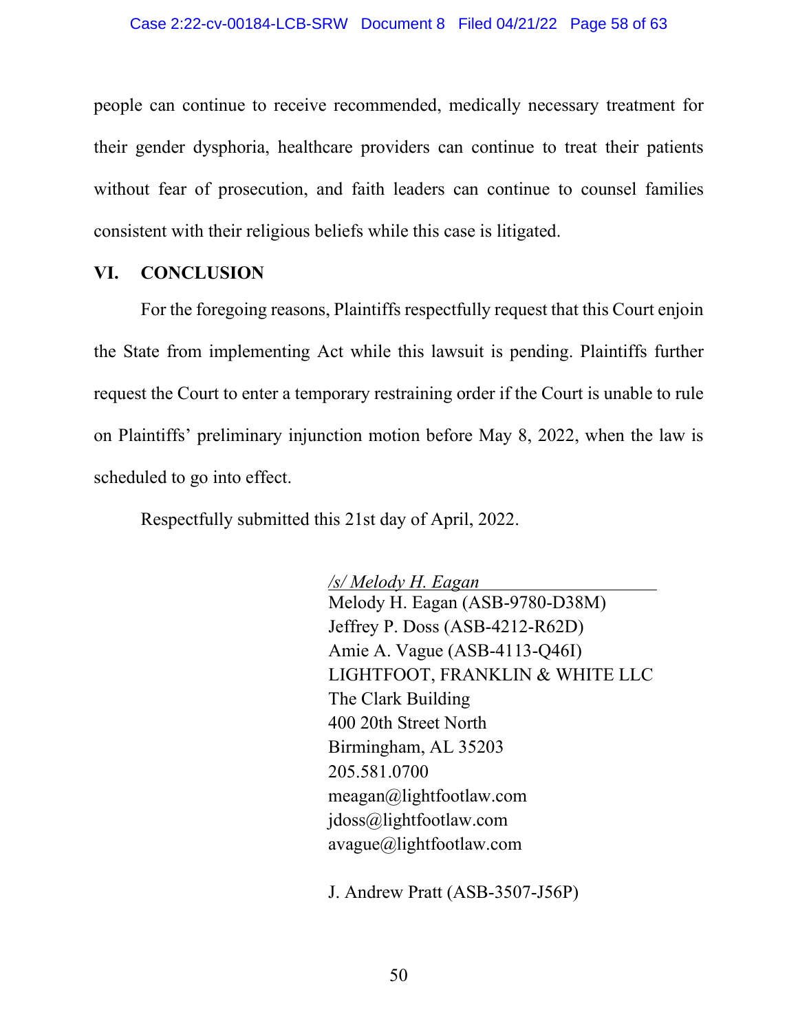people can continue to receive recommended, medically necessary treatment for their gender dysphoria, healthcare providers can continue to treat their patients without fear of prosecution, and faith leaders can continue to counsel families consistent with their religious beliefs while this case is litigated.

## VI. CONCLUSION

For the foregoing reasons, Plaintiffs respectfully request that this Court enjoin the State from implementing Act while this lawsuit is pending. Plaintiffs further request the Court to enter a temporary restraining order if the Court is unable to rule on Plaintiffs' preliminary injunction motion before May 8, 2022, when the law is scheduled to go into effect.

Respectfully submitted this 21st day of April, 2022.

*/s/ Melody H. Eagan*
Melody H. Eagan (ASB-9780-D38M)
Jeffrey P. Doss (ASB-4212-R62D)
Amie A. Vague (ASB-4113-Q46I)
LIGHTFOOT, FRANKLIN & WHITE LLC
The Clark Building
400 20th Street North
Birmingham, AL 35203
205.581.0700
meagan@lightfootlaw.com
jdoss@lightfootlaw.com
avague@lightfootlaw.com

J. Andrew Pratt (ASB-3507-J56P)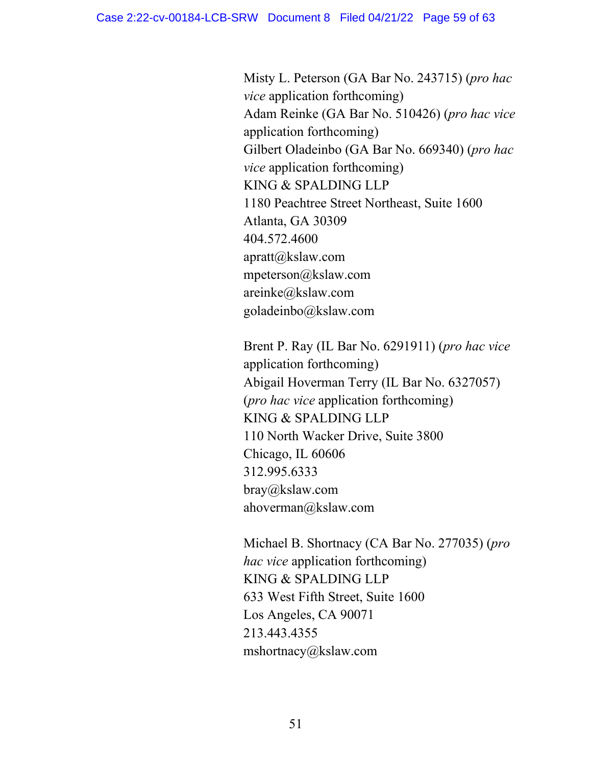Misty L. Peterson (GA Bar No. 243715) (*pro hac vice* application forthcoming)
Adam Reinke (GA Bar No. 510426) (*pro hac vice* application forthcoming)
Gilbert Oladeinbo (GA Bar No. 669340) (*pro hac vice* application forthcoming)
KING & SPALDING LLP
1180 Peachtree Street Northeast, Suite 1600
Atlanta, GA 30309
404.572.4600
apratt@kslaw.com
mpeterson@kslaw.com
areinke@kslaw.com
goladeinbo@kslaw.com

Brent P. Ray (IL Bar No. 6291911) (*pro hac vice* application forthcoming)
Abigail Hoverman Terry (IL Bar No. 6327057) (*pro hac vice* application forthcoming)
KING & SPALDING LLP
110 North Wacker Drive, Suite 3800
Chicago, IL 60606
312.995.6333
bray@kslaw.com
ahoverman@kslaw.com

Michael B. Shortnacy (CA Bar No. 277035) (*pro hac vice* application forthcoming)
KING & SPALDING LLP
633 West Fifth Street, Suite 1600
Los Angeles, CA 90071
213.443.4355
mshortnacy@kslaw.com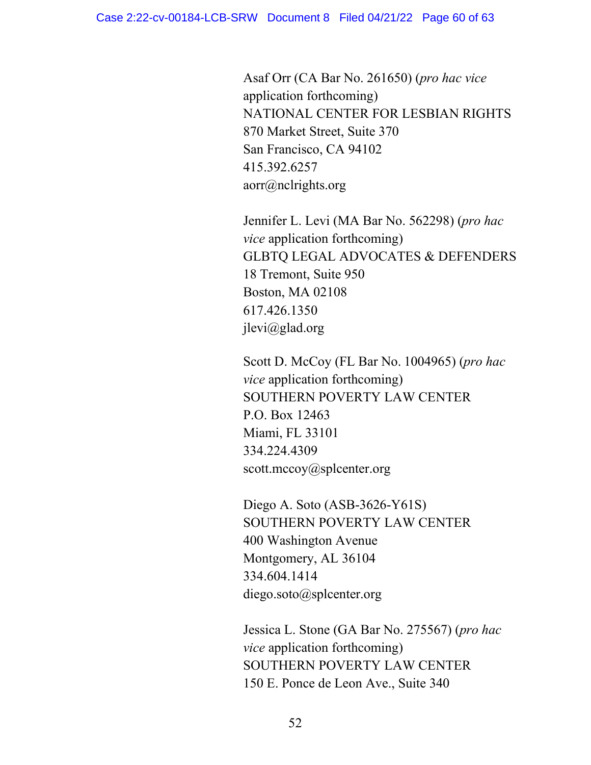Asaf Orr (CA Bar No. 261650) (*pro hac vice* application forthcoming)
NATIONAL CENTER FOR LESBIAN RIGHTS
870 Market Street, Suite 370
San Francisco, CA 94102
415.392.6257
aorr@nclrights.org

Jennifer L. Levi (MA Bar No. 562298) (*pro hac vice* application forthcoming)
GLBTQ LEGAL ADVOCATES & DEFENDERS
18 Tremont, Suite 950
Boston, MA 02108
617.426.1350
jlevi@glad.org

Scott D. McCoy (FL Bar No. 1004965) (*pro hac vice* application forthcoming)
SOUTHERN POVERTY LAW CENTER
P.O. Box 12463
Miami, FL 33101
334.224.4309
scott.mccoy@splcenter.org

Diego A. Soto (ASB-3626-Y61S)
SOUTHERN POVERTY LAW CENTER
400 Washington Avenue
Montgomery, AL 36104
334.604.1414
diego.soto@splcenter.org

Jessica L. Stone (GA Bar No. 275567) (*pro hac vice* application forthcoming)
SOUTHERN POVERTY LAW CENTER
150 E. Ponce de Leon Ave., Suite 340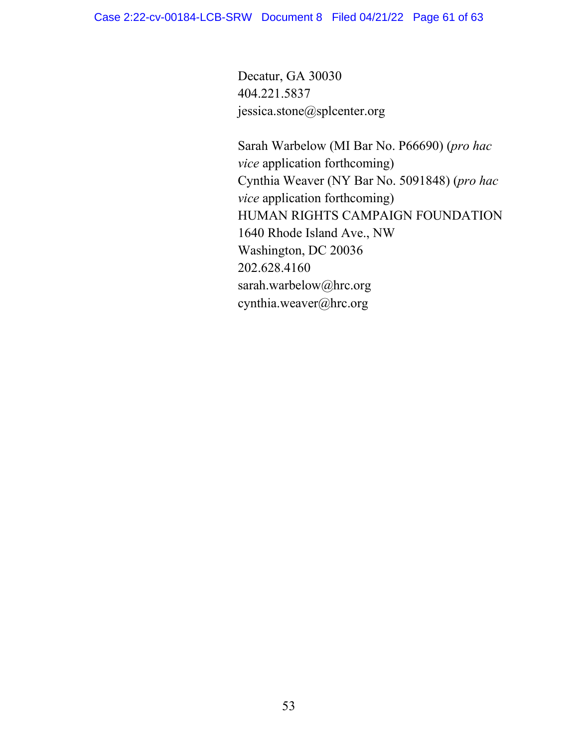Decatur, GA 30030
404.221.5837
jessica.stone@splcenter.org

Sarah Warbelow (MI Bar No. P66690) (*pro hac vice* application forthcoming)
Cynthia Weaver (NY Bar No. 5091848) (*pro hac vice* application forthcoming)
HUMAN RIGHTS CAMPAIGN FOUNDATION
1640 Rhode Island Ave., NW
Washington, DC 20036
202.628.4160
sarah.warbelow@hrc.org
cynthia.weaver@hrc.org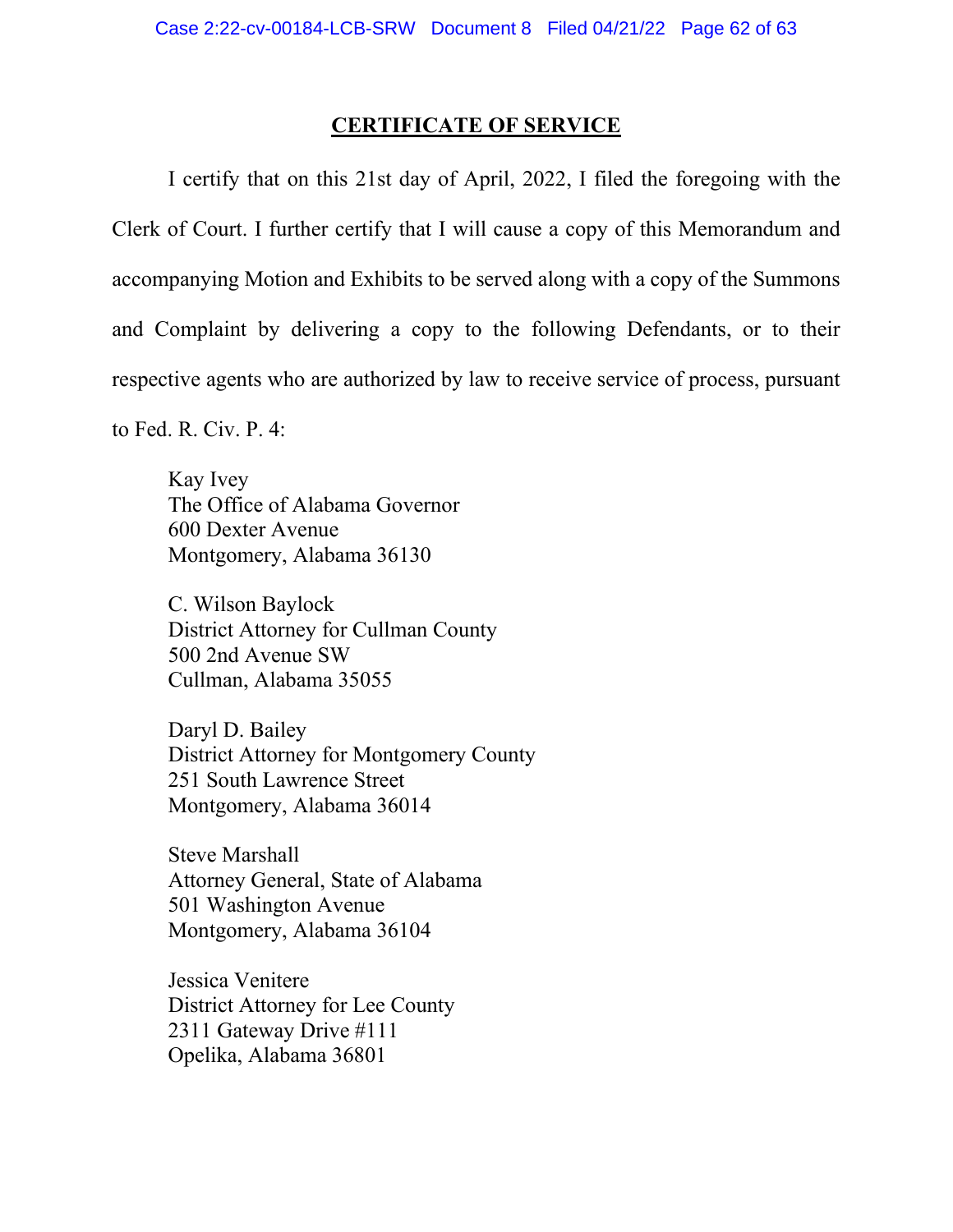## CERTIFICATE OF SERVICE

I certify that on this 21st day of April, 2022, I filed the foregoing with the Clerk of Court. I further certify that I will cause a copy of this Memorandum and accompanying Motion and Exhibits to be served along with a copy of the Summons and Complaint by delivering a copy to the following Defendants, or to their respective agents who are authorized by law to receive service of process, pursuant to Fed. R. Civ. P. 4:

Kay Ivey
The Office of Alabama Governor
600 Dexter Avenue
Montgomery, Alabama 36130

C. Wilson Baylock
District Attorney for Cullman County
500 2nd Avenue SW
Cullman, Alabama 35055

Daryl D. Bailey
District Attorney for Montgomery County
251 South Lawrence Street
Montgomery, Alabama 36014

Steve Marshall
Attorney General, State of Alabama
501 Washington Avenue
Montgomery, Alabama 36104

Jessica Venitere
District Attorney for Lee County
2311 Gateway Drive #111
Opelika, Alabama 36801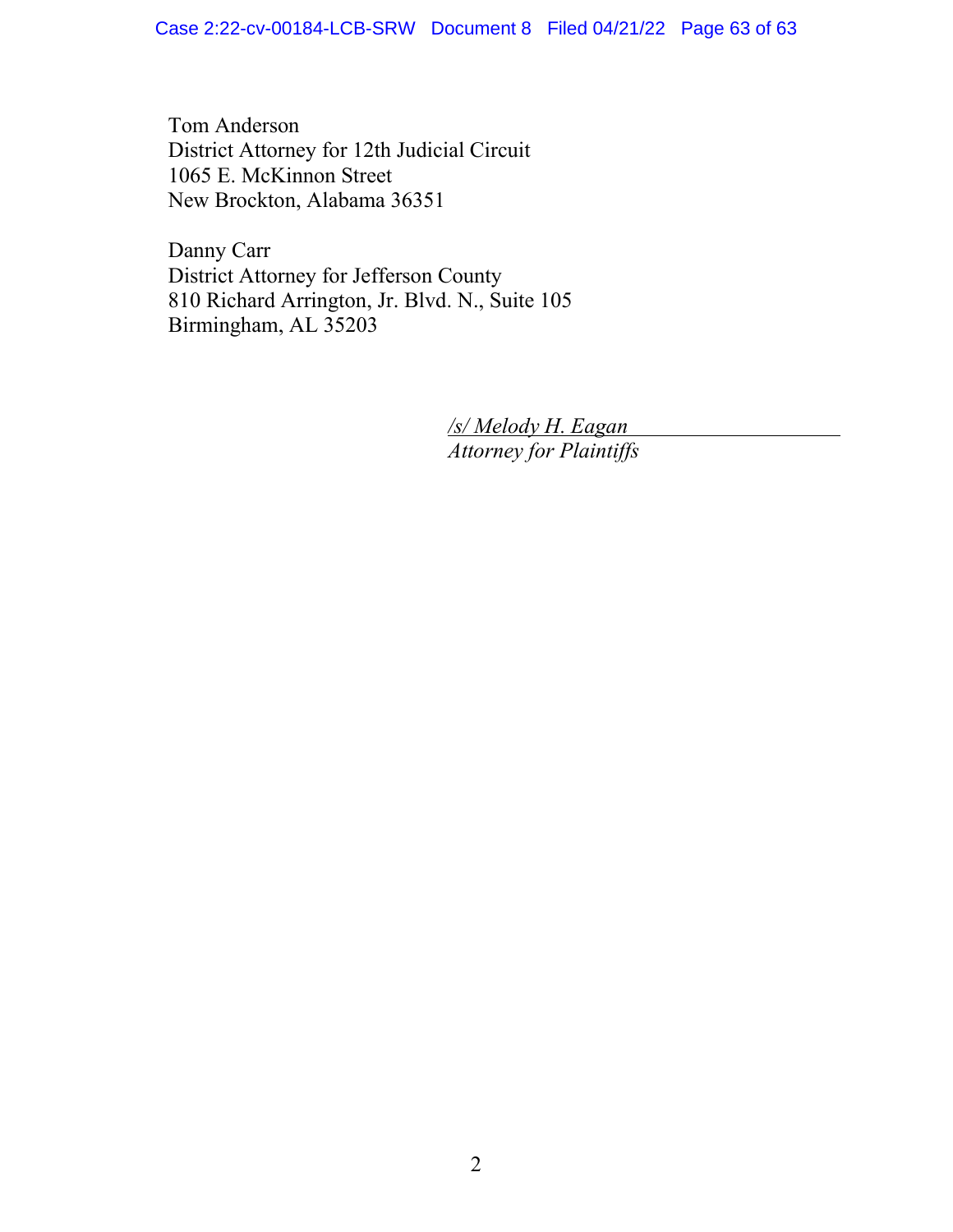Tom Anderson
District Attorney for 12th Judicial Circuit
1065 E. McKinnon Street
New Brockton, Alabama 36351

Danny Carr
District Attorney for Jefferson County
810 Richard Arrington, Jr. Blvd. N., Suite 105
Birmingham, AL 35203

*/s/ Melody H. Eagan*
*Attorney for Plaintiffs*